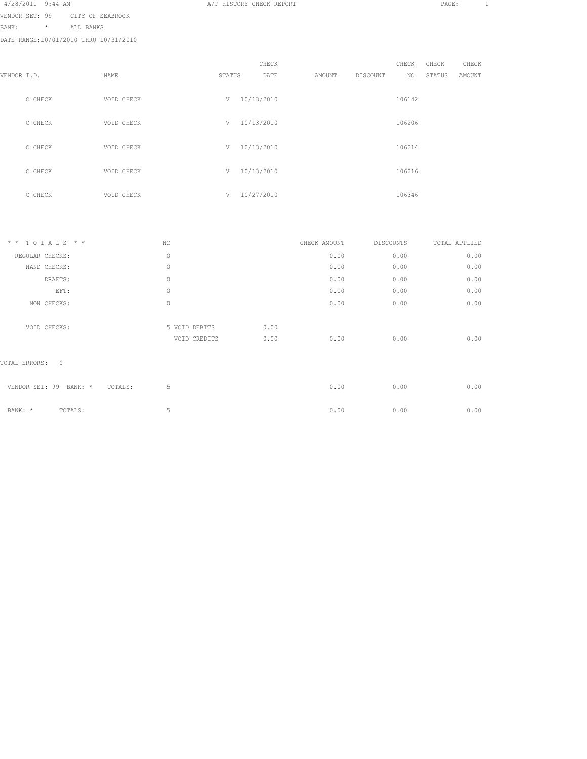4/28/2011 9:44 AM

# A/P HISTORY CHECK REPORT

VENDOR SET: 99 CITY OF SEABROOK
BANK: * ALL BANKS
DATE RANGE:10/01/2010 THRU 10/31/2010

| VENDOR I.D. | NAME | STATUS | CHECK DATE | AMOUNT | DISCOUNT | CHECK NO | CHECK STATUS | CHECK AMOUNT |
|---|---|---|---|---|---|---|---|---|
| C CHECK | VOID CHECK | V | 10/13/2010 | | | 106142 | | |
| C CHECK | VOID CHECK | V | 10/13/2010 | | | 106206 | | |
| C CHECK | VOID CHECK | V | 10/13/2010 | | | 106214 | | |
| C CHECK | VOID CHECK | V | 10/13/2010 | | | 106216 | | |
| C CHECK | VOID CHECK | V | 10/27/2010 | | | 106346 | | |

| * * T O T A L S * * | NO | | | CHECK AMOUNT | DISCOUNTS | TOTAL APPLIED |
|---|---|---|---|---|---|---|
| REGULAR CHECKS: | 0 | | | 0.00 | 0.00 | 0.00 |
| HAND CHECKS: | 0 | | | 0.00 | 0.00 | 0.00 |
| DRAFTS: | 0 | | | 0.00 | 0.00 | 0.00 |
| EFT: | 0 | | | 0.00 | 0.00 | 0.00 |
| NON CHECKS: | 0 | | | 0.00 | 0.00 | 0.00 |
| VOID CHECKS: | 5 | VOID DEBITS | 0.00 | | | |
| | | VOID CREDITS | 0.00 | 0.00 | 0.00 | 0.00 |

TOTAL ERRORS: 0

| | NO | CHECK AMOUNT | DISCOUNTS | TOTAL APPLIED |
|---|---|---|---|---|
| VENDOR SET: 99 BANK: * TOTALS: | 5 | 0.00 | 0.00 | 0.00 |
| BANK: * TOTALS: | 5 | 0.00 | 0.00 | 0.00 |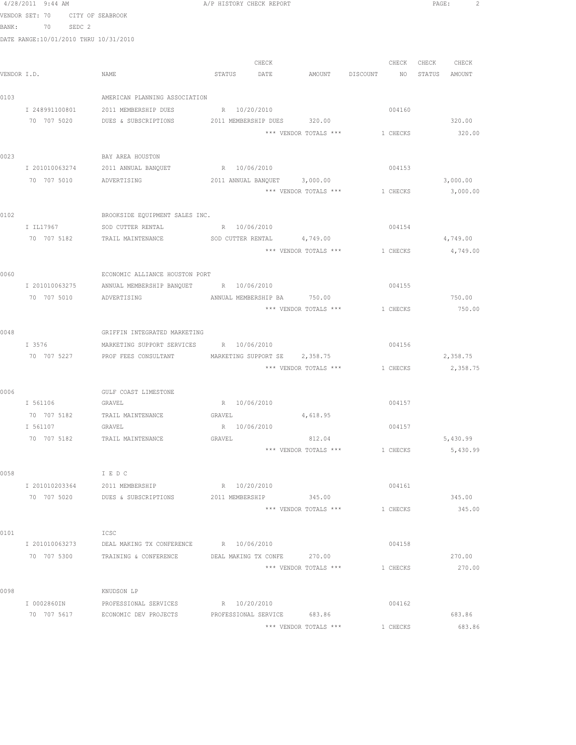4/28/2011 9:44 AM A/P HISTORY CHECK REPORT

VENDOR SET: 70 CITY OF SEABROOK
BANK: 70 SEDC 2
DATE RANGE:10/01/2010 THRU 10/31/2010

| VENDOR I.D. | NAME | STATUS | CHECK DATE | AMOUNT | DISCOUNT | CHECK NO | CHECK STATUS | CHECK AMOUNT |
|---|---|---|---|---|---|---|---|---|
| 0103 | AMERICAN PLANNING ASSOCIATION | | | | | | | |
| I 248991100801 | 2011 MEMBERSHIP DUES | R | 10/20/2010 | | | 004160 | | |
| 70 707 5020 | DUES & SUBSCRIPTIONS | 2011 MEMBERSHIP DUES | | 320.00 | | | | 320.00 |
| | | | | *** VENDOR TOTALS *** | | 1 CHECKS | | 320.00 |
| 0023 | BAY AREA HOUSTON | | | | | | | |
| I 201010063274 | 2011 ANNUAL BANQUET | R | 10/06/2010 | | | 004153 | | |
| 70 707 5010 | ADVERTISING | 2011 ANNUAL BANQUET | | 3,000.00 | | | | 3,000.00 |
| | | | | *** VENDOR TOTALS *** | | 1 CHECKS | | 3,000.00 |
| 0102 | BROOKSIDE EQUIPMENT SALES INC. | | | | | | | |
| I IL17967 | SOD CUTTER RENTAL | R | 10/06/2010 | | | 004154 | | |
| 70 707 5182 | TRAIL MAINTENANCE | SOD CUTTER RENTAL | | 4,749.00 | | | | 4,749.00 |
| | | | | *** VENDOR TOTALS *** | | 1 CHECKS | | 4,749.00 |
| 0060 | ECONOMIC ALLIANCE HOUSTON PORT | | | | | | | |
| I 201010063275 | ANNUAL MEMBERSHIP BANQUET | R | 10/06/2010 | | | 004155 | | |
| 70 707 5010 | ADVERTISING | ANNUAL MEMBERSHIP BA | | 750.00 | | | | 750.00 |
| | | | | *** VENDOR TOTALS *** | | 1 CHECKS | | 750.00 |
| 0048 | GRIFFIN INTEGRATED MARKETING | | | | | | | |
| I 3576 | MARKETING SUPPORT SERVICES | R | 10/06/2010 | | | 004156 | | |
| 70 707 5227 | PROF FEES CONSULTANT | MARKETING SUPPORT SE | | 2,358.75 | | | | 2,358.75 |
| | | | | *** VENDOR TOTALS *** | | 1 CHECKS | | 2,358.75 |
| 0006 | GULF COAST LIMESTONE | | | | | | | |
| I 561106 | GRAVEL | R | 10/06/2010 | | | 004157 | | |
| 70 707 5182 | TRAIL MAINTENANCE | GRAVEL | | 4,618.95 | | | | |
| I 561107 | GRAVEL | R | 10/06/2010 | | | 004157 | | |
| 70 707 5182 | TRAIL MAINTENANCE | GRAVEL | | 812.04 | | | | 5,430.99 |
| | | | | *** VENDOR TOTALS *** | | 1 CHECKS | | 5,430.99 |
| 0058 | I E D C | | | | | | | |
| I 201010203364 | 2011 MEMBERSHIP | R | 10/20/2010 | | | 004161 | | |
| 70 707 5020 | DUES & SUBSCRIPTIONS | 2011 MEMBERSHIP | | 345.00 | | | | 345.00 |
| | | | | *** VENDOR TOTALS *** | | 1 CHECKS | | 345.00 |
| 0101 | ICSC | | | | | | | |
| I 201010063273 | DEAL MAKING TX CONFERENCE | R | 10/06/2010 | | | 004158 | | |
| 70 707 5300 | TRAINING & CONFERENCE | DEAL MAKING TX CONFE | | 270.00 | | | | 270.00 |
| | | | | *** VENDOR TOTALS *** | | 1 CHECKS | | 270.00 |
| 0098 | KNUDSON LP | | | | | | | |
| I 0002860IN | PROFESSIONAL SERVICES | R | 10/20/2010 | | | 004162 | | |
| 70 707 5617 | ECONOMIC DEV PROJECTS | PROFESSIONAL SERVICE | | 683.86 | | | | 683.86 |
| | | | | *** VENDOR TOTALS *** | | 1 CHECKS | | 683.86 |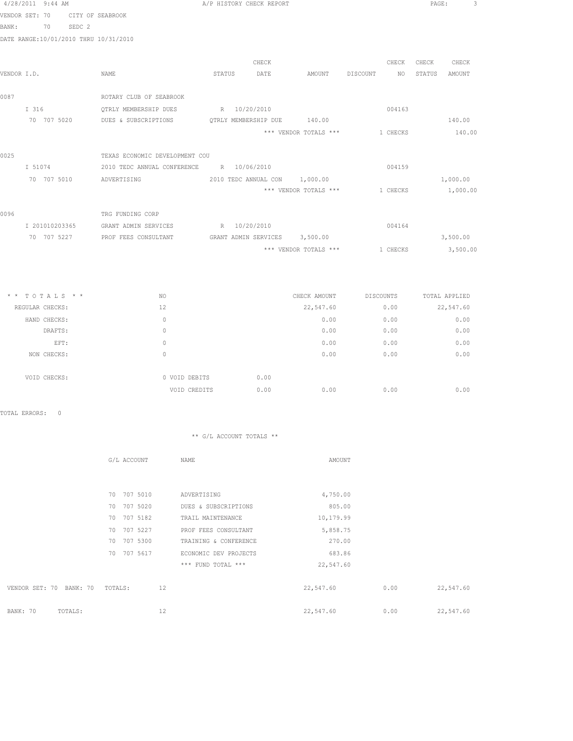4/28/2011 9:44 AM A/P HISTORY CHECK REPORT

VENDOR SET: 70 CITY OF SEABROOK
BANK: 70 SEDC 2
DATE RANGE:10/01/2010 THRU 10/31/2010

| VENDOR I.D. | NAME | STATUS | CHECK DATE | AMOUNT | DISCOUNT | CHECK NO | CHECK STATUS | CHECK AMOUNT |
|---|---|---|---|---|---|---|---|---|
| 0087 | ROTARY CLUB OF SEABROOK | | | | | | | |
| I 316 | QTRLY MEMBERSHIP DUES | R | 10/20/2010 | | | 004163 | | |
| 70 707 5020 | DUES & SUBSCRIPTIONS | QTRLY MEMBERSHIP DUE | | 140.00 | | | | 140.00 |
| | | | | *** VENDOR TOTALS *** | | 1 CHECKS | | 140.00 |
| 0025 | TEXAS ECONOMIC DEVELOPMENT COU | | | | | | | |
| I 51074 | 2010 TEDC ANNUAL CONFERENCE | R | 10/06/2010 | | | 004159 | | |
| 70 707 5010 | ADVERTISING | 2010 TEDC ANNUAL CON | | 1,000.00 | | | | 1,000.00 |
| | | | | *** VENDOR TOTALS *** | | 1 CHECKS | | 1,000.00 |
| 0096 | TRG FUNDING CORP | | | | | | | |
| I 201010203365 | GRANT ADMIN SERVICES | R | 10/20/2010 | | | 004164 | | |
| 70 707 5227 | PROF FEES CONSULTANT | GRANT ADMIN SERVICES | | 3,500.00 | | | | 3,500.00 |
| | | | | *** VENDOR TOTALS *** | | 1 CHECKS | | 3,500.00 |

| * * TOTALS * * | NO | | | CHECK AMOUNT | DISCOUNTS | TOTAL APPLIED |
|---|---|---|---|---|---|---|
| REGULAR CHECKS: | 12 | | | 22,547.60 | 0.00 | 22,547.60 |
| HAND CHECKS: | 0 | | | 0.00 | 0.00 | 0.00 |
| DRAFTS: | 0 | | | 0.00 | 0.00 | 0.00 |
| EFT: | 0 | | | 0.00 | 0.00 | 0.00 |
| NON CHECKS: | 0 | | | 0.00 | 0.00 | 0.00 |
| VOID CHECKS: | 0 | VOID DEBITS | 0.00 | | | |
| | | VOID CREDITS | 0.00 | 0.00 | 0.00 | 0.00 |

TOTAL ERRORS: 0

** G/L ACCOUNT TOTALS **

| G/L ACCOUNT | NAME | AMOUNT |
|---|---|---|
| 70 707 5010 | ADVERTISING | 4,750.00 |
| 70 707 5020 | DUES & SUBSCRIPTIONS | 805.00 |
| 70 707 5182 | TRAIL MAINTENANCE | 10,179.99 |
| 70 707 5227 | PROF FEES CONSULTANT | 5,858.75 |
| 70 707 5300 | TRAINING & CONFERENCE | 270.00 |
| 70 707 5617 | ECONOMIC DEV PROJECTS | 683.86 |
| | *** FUND TOTAL *** | 22,547.60 |

| | NO | CHECK AMOUNT | DISCOUNTS | TOTAL APPLIED |
|---|---|---|---|---|
| VENDOR SET: 70 BANK: 70 TOTALS: | 12 | 22,547.60 | 0.00 | 22,547.60 |
| BANK: 70 TOTALS: | 12 | 22,547.60 | 0.00 | 22,547.60 |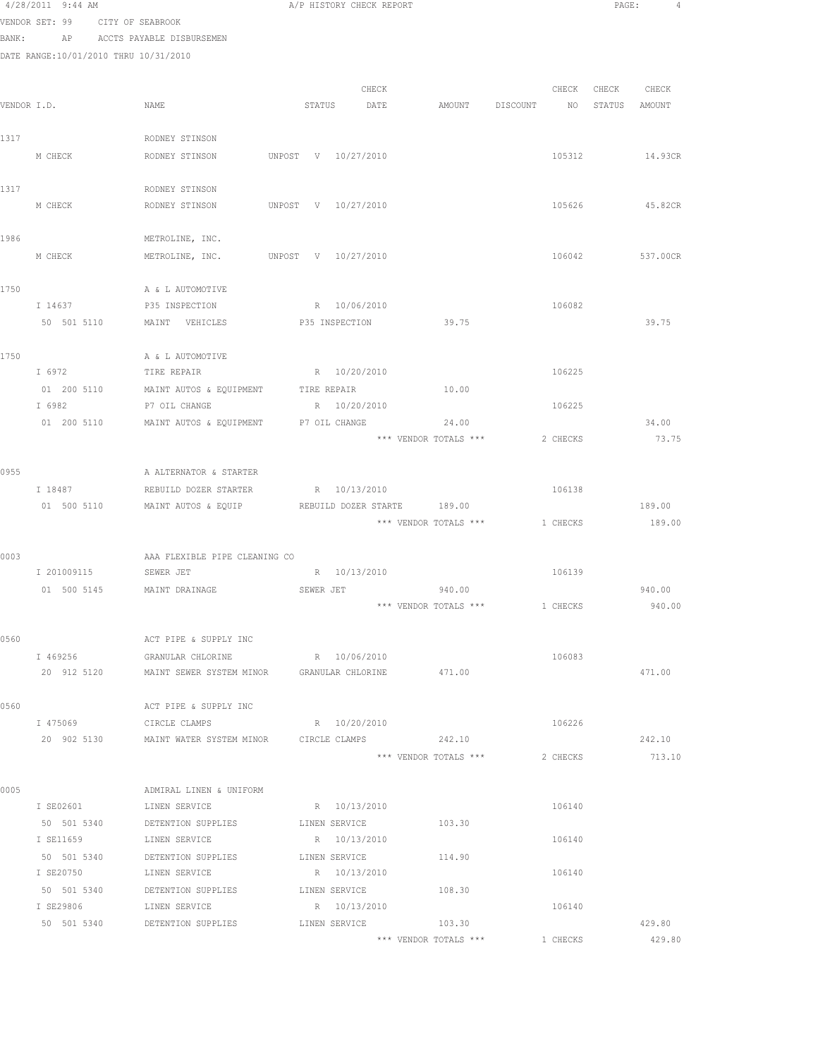4/28/2011 9:44 AM A/P HISTORY CHECK REPORT

VENDOR SET: 99 CITY OF SEABROOK

BANK: AP ACCTS PAYABLE DISBURSEMEN

DATE RANGE:10/01/2010 THRU 10/31/2010

| VENDOR I.D. | NAME | STATUS | CHECK DATE | AMOUNT | DISCOUNT | CHECK NO | CHECK STATUS | CHECK AMOUNT |
|---|---|---|---|---|---|---|---|---|
| 1317 | RODNEY STINSON | | | | | | | |
| M CHECK | RODNEY STINSON | UNPOST V | 10/27/2010 | | | 105312 | | 14.93CR |
| 1317 | RODNEY STINSON | | | | | | | |
| M CHECK | RODNEY STINSON | UNPOST V | 10/27/2010 | | | 105626 | | 45.82CR |
| 1986 | METROLINE, INC. | | | | | | | |
| M CHECK | METROLINE, INC. | UNPOST V | 10/27/2010 | | | 106042 | | 537.00CR |
| 1750 | A & L AUTOMOTIVE | | | | | | | |
| I 14637 | P35 INSPECTION | R | 10/06/2010 | | | 106082 | | |
| 50 501 5110 | MAINT VEHICLES | P35 INSPECTION | | 39.75 | | | | 39.75 |
| 1750 | A & L AUTOMOTIVE | | | | | | | |
| I 6972 | TIRE REPAIR | R | 10/20/2010 | | | 106225 | | |
| 01 200 5110 | MAINT AUTOS & EQUIPMENT | TIRE REPAIR | | 10.00 | | | | |
| I 6982 | P7 OIL CHANGE | R | 10/20/2010 | | | 106225 | | |
| 01 200 5110 | MAINT AUTOS & EQUIPMENT | P7 OIL CHANGE | | 24.00 | | | | 34.00 |
| | | | | *** VENDOR TOTALS *** | | 2 CHECKS | | 73.75 |
| 0955 | A ALTERNATOR & STARTER | | | | | | | |
| I 18487 | REBUILD DOZER STARTER | R | 10/13/2010 | | | 106138 | | |
| 01 500 5110 | MAINT AUTOS & EQUIP | REBUILD DOZER STARTE | | 189.00 | | | | 189.00 |
| | | | | *** VENDOR TOTALS *** | | 1 CHECKS | | 189.00 |
| 0003 | AAA FLEXIBLE PIPE CLEANING CO | | | | | | | |
| I 201009115 | SEWER JET | R | 10/13/2010 | | | 106139 | | |
| 01 500 5145 | MAINT DRAINAGE | SEWER JET | | 940.00 | | | | 940.00 |
| | | | | *** VENDOR TOTALS *** | | 1 CHECKS | | 940.00 |
| 0560 | ACT PIPE & SUPPLY INC | | | | | | | |
| I 469256 | GRANULAR CHLORINE | R | 10/06/2010 | | | 106083 | | |
| 20 912 5120 | MAINT SEWER SYSTEM MINOR | GRANULAR CHLORINE | | 471.00 | | | | 471.00 |
| 0560 | ACT PIPE & SUPPLY INC | | | | | | | |
| I 475069 | CIRCLE CLAMPS | R | 10/20/2010 | | | 106226 | | |
| 20 902 5130 | MAINT WATER SYSTEM MINOR | CIRCLE CLAMPS | | 242.10 | | | | 242.10 |
| | | | | *** VENDOR TOTALS *** | | 2 CHECKS | | 713.10 |
| 0005 | ADMIRAL LINEN & UNIFORM | | | | | | | |
| I SE02601 | LINEN SERVICE | R | 10/13/2010 | | | 106140 | | |
| 50 501 5340 | DETENTION SUPPLIES | LINEN SERVICE | | 103.30 | | | | |
| I SE11659 | LINEN SERVICE | R | 10/13/2010 | | | 106140 | | |
| 50 501 5340 | DETENTION SUPPLIES | LINEN SERVICE | | 114.90 | | | | |
| I SE20750 | LINEN SERVICE | R | 10/13/2010 | | | 106140 | | |
| 50 501 5340 | DETENTION SUPPLIES | LINEN SERVICE | | 108.30 | | | | |
| I SE29806 | LINEN SERVICE | R | 10/13/2010 | | | 106140 | | |
| 50 501 5340 | DETENTION SUPPLIES | LINEN SERVICE | | 103.30 | | | | 429.80 |
| | | | | *** VENDOR TOTALS *** | | 1 CHECKS | | 429.80 |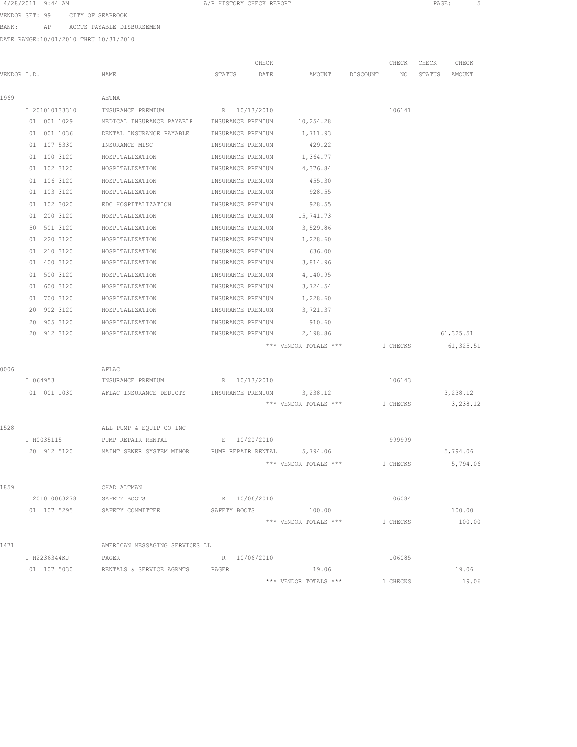4/28/2011 9:44 AM A/P HISTORY CHECK REPORT

VENDOR SET: 99 CITY OF SEABROOK

BANK: AP ACCTS PAYABLE DISBURSEMEN

DATE RANGE:10/01/2010 THRU 10/31/2010

| VENDOR I.D. | NAME | STATUS | CHECK DATE | AMOUNT | DISCOUNT | CHECK NO | CHECK STATUS | CHECK AMOUNT |
|---|---|---|---|---|---|---|---|---|
| 1969 | AETNA | | | | | | | |
| I 201010133310 | INSURANCE PREMIUM | R | 10/13/2010 | | | 106141 | | |
| 01 001 1029 | MEDICAL INSURANCE PAYABLE | INSURANCE PREMIUM | | 10,254.28 | | | | |
| 01 001 1036 | DENTAL INSURANCE PAYABLE | INSURANCE PREMIUM | | 1,711.93 | | | | |
| 01 107 5330 | INSURANCE MISC | INSURANCE PREMIUM | | 429.22 | | | | |
| 01 100 3120 | HOSPITALIZATION | INSURANCE PREMIUM | | 1,364.77 | | | | |
| 01 102 3120 | HOSPITALIZATION | INSURANCE PREMIUM | | 4,376.84 | | | | |
| 01 106 3120 | HOSPITALIZATION | INSURANCE PREMIUM | | 455.30 | | | | |
| 01 103 3120 | HOSPITALIZATION | INSURANCE PREMIUM | | 928.55 | | | | |
| 01 102 3020 | EDC HOSPITALIZATION | INSURANCE PREMIUM | | 928.55 | | | | |
| 01 200 3120 | HOSPITALIZATION | INSURANCE PREMIUM | | 15,741.73 | | | | |
| 50 501 3120 | HOSPITALIZATION | INSURANCE PREMIUM | | 3,529.86 | | | | |
| 01 220 3120 | HOSPITALIZATION | INSURANCE PREMIUM | | 1,228.60 | | | | |
| 01 210 3120 | HOSPITALIZATION | INSURANCE PREMIUM | | 636.00 | | | | |
| 01 400 3120 | HOSPITALIZATION | INSURANCE PREMIUM | | 3,814.96 | | | | |
| 01 500 3120 | HOSPITALIZATION | INSURANCE PREMIUM | | 4,140.95 | | | | |
| 01 600 3120 | HOSPITALIZATION | INSURANCE PREMIUM | | 3,724.54 | | | | |
| 01 700 3120 | HOSPITALIZATION | INSURANCE PREMIUM | | 1,228.60 | | | | |
| 20 902 3120 | HOSPITALIZATION | INSURANCE PREMIUM | | 3,721.37 | | | | |
| 20 905 3120 | HOSPITALIZATION | INSURANCE PREMIUM | | 910.60 | | | | |
| 20 912 3120 | HOSPITALIZATION | INSURANCE PREMIUM | | 2,198.86 | | | | 61,325.51 |
| | | | | *** VENDOR TOTALS *** | | 1 CHECKS | | 61,325.51 |
| 0006 | AFLAC | | | | | | | |
| I 064953 | INSURANCE PREMIUM | R | 10/13/2010 | | | 106143 | | |
| 01 001 1030 | AFLAC INSURANCE DEDUCTS | INSURANCE PREMIUM | | 3,238.12 | | | | 3,238.12 |
| | | | | *** VENDOR TOTALS *** | | 1 CHECKS | | 3,238.12 |
| 1528 | ALL PUMP & EQUIP CO INC | | | | | | | |
| I H0035115 | PUMP REPAIR RENTAL | E | 10/20/2010 | | | 999999 | | |
| 20 912 5120 | MAINT SEWER SYSTEM MINOR | PUMP REPAIR RENTAL | | 5,794.06 | | | | 5,794.06 |
| | | | | *** VENDOR TOTALS *** | | 1 CHECKS | | 5,794.06 |
| 1859 | CHAD ALTMAN | | | | | | | |
| I 201010063278 | SAFETY BOOTS | R | 10/06/2010 | | | 106084 | | |
| 01 107 5295 | SAFETY COMMITTEE | SAFETY BOOTS | | 100.00 | | | | 100.00 |
| | | | | *** VENDOR TOTALS *** | | 1 CHECKS | | 100.00 |
| 1471 | AMERICAN MESSAGING SERVICES LL | | | | | | | |
| I H2236344KJ | PAGER | R | 10/06/2010 | | | 106085 | | |
| 01 107 5030 | RENTALS & SERVICE AGRMTS | PAGER | | 19.06 | | | | 19.06 |
| | | | | *** VENDOR TOTALS *** | | 1 CHECKS | | 19.06 |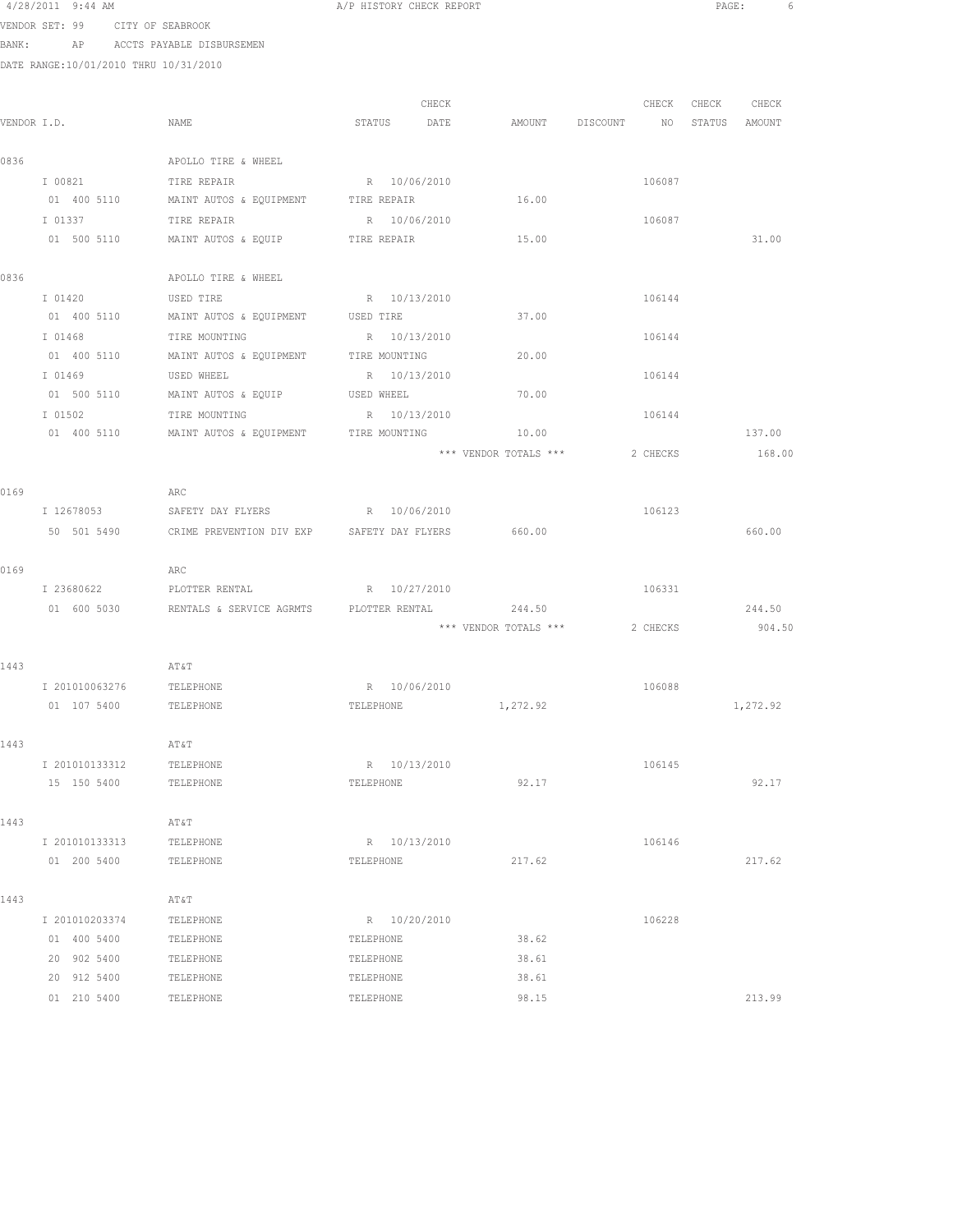4/28/2011 9:44 AM A/P HISTORY CHECK REPORT

VENDOR SET: 99 CITY OF SEABROOK

BANK: AP ACCTS PAYABLE DISBURSEMEN

DATE RANGE:10/01/2010 THRU 10/31/2010

| VENDOR I.D. | NAME | STATUS | CHECK DATE | AMOUNT | DISCOUNT | CHECK NO | CHECK STATUS | CHECK AMOUNT |
|---|---|---|---|---|---|---|---|---|
| 0836 | APOLLO TIRE & WHEEL | | | | | | | |
| I 00821 | TIRE REPAIR | R | 10/06/2010 | | | 106087 | | |
| 01 400 5110 | MAINT AUTOS & EQUIPMENT | TIRE REPAIR | | 16.00 | | | | |
| I 01337 | TIRE REPAIR | R | 10/06/2010 | | | 106087 | | |
| 01 500 5110 | MAINT AUTOS & EQUIP | TIRE REPAIR | | 15.00 | | | | 31.00 |
| 0836 | APOLLO TIRE & WHEEL | | | | | | | |
| I 01420 | USED TIRE | R | 10/13/2010 | | | 106144 | | |
| 01 400 5110 | MAINT AUTOS & EQUIPMENT | USED TIRE | | 37.00 | | | | |
| I 01468 | TIRE MOUNTING | R | 10/13/2010 | | | 106144 | | |
| 01 400 5110 | MAINT AUTOS & EQUIPMENT | TIRE MOUNTING | | 20.00 | | | | |
| I 01469 | USED WHEEL | R | 10/13/2010 | | | 106144 | | |
| 01 500 5110 | MAINT AUTOS & EQUIP | USED WHEEL | | 70.00 | | | | |
| I 01502 | TIRE MOUNTING | R | 10/13/2010 | | | 106144 | | |
| 01 400 5110 | MAINT AUTOS & EQUIPMENT | TIRE MOUNTING | | 10.00 | | | | 137.00 |
| | | | | *** VENDOR TOTALS *** | | 2 CHECKS | | 168.00 |
| 0169 | ARC | | | | | | | |
| I 12678053 | SAFETY DAY FLYERS | R | 10/06/2010 | | | 106123 | | |
| 50 501 5490 | CRIME PREVENTION DIV EXP | SAFETY DAY FLYERS | | 660.00 | | | | 660.00 |
| 0169 | ARC | | | | | | | |
| I 23680622 | PLOTTER RENTAL | R | 10/27/2010 | | | 106331 | | |
| 01 600 5030 | RENTALS & SERVICE AGRMTS | PLOTTER RENTAL | | 244.50 | | | | 244.50 |
| | | | | *** VENDOR TOTALS *** | | 2 CHECKS | | 904.50 |
| 1443 | AT&T | | | | | | | |
| I 201010063276 | TELEPHONE | R | 10/06/2010 | | | 106088 | | |
| 01 107 5400 | TELEPHONE | TELEPHONE | | 1,272.92 | | | | 1,272.92 |
| 1443 | AT&T | | | | | | | |
| I 201010133312 | TELEPHONE | R | 10/13/2010 | | | 106145 | | |
| 15 150 5400 | TELEPHONE | TELEPHONE | | 92.17 | | | | 92.17 |
| 1443 | AT&T | | | | | | | |
| I 201010133313 | TELEPHONE | R | 10/13/2010 | | | 106146 | | |
| 01 200 5400 | TELEPHONE | TELEPHONE | | 217.62 | | | | 217.62 |
| 1443 | AT&T | | | | | | | |
| I 201010203374 | TELEPHONE | R | 10/20/2010 | | | 106228 | | |
| 01 400 5400 | TELEPHONE | TELEPHONE | | 38.62 | | | | |
| 20 902 5400 | TELEPHONE | TELEPHONE | | 38.61 | | | | |
| 20 912 5400 | TELEPHONE | TELEPHONE | | 38.61 | | | | |
| 01 210 5400 | TELEPHONE | TELEPHONE | | 98.15 | | | | 213.99 |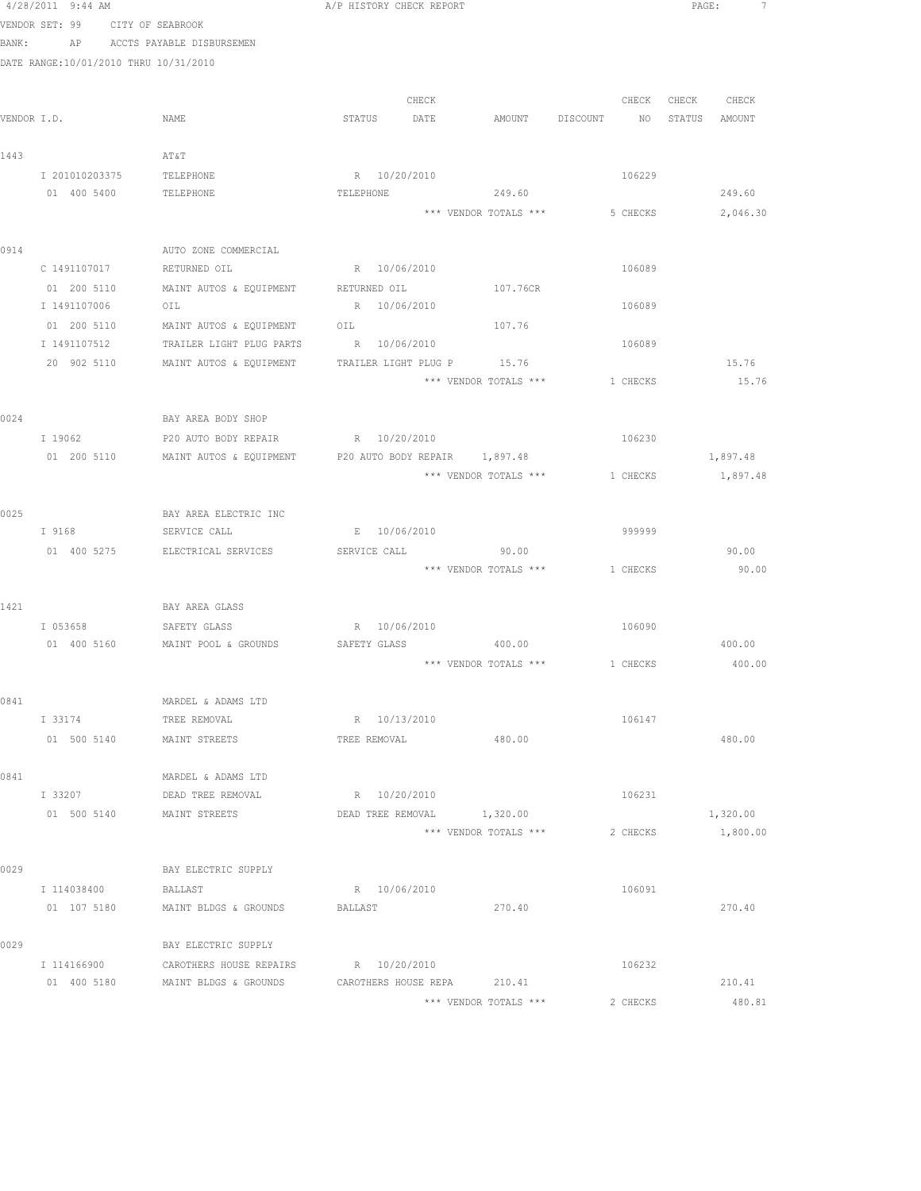4/28/2011 9:44 AM A/P HISTORY CHECK REPORT

VENDOR SET: 99 CITY OF SEABROOK

BANK: AP ACCTS PAYABLE DISBURSEMEN

DATE RANGE:10/01/2010 THRU 10/31/2010

| VENDOR I.D. | NAME | STATUS | CHECK DATE | AMOUNT | DISCOUNT | CHECK NO | CHECK STATUS | CHECK AMOUNT |
|---|---|---|---|---|---|---|---|---|
| 1443 | AT&T | | | | | | | |
| I 201010203375 | TELEPHONE | R | 10/20/2010 | | | 106229 | | |
| 01 400 5400 | TELEPHONE | TELEPHONE | | 249.60 | | | | 249.60 |
| | | | | *** VENDOR TOTALS *** | | 5 CHECKS | | 2,046.30 |
| 0914 | AUTO ZONE COMMERCIAL | | | | | | | |
| C 1491107017 | RETURNED OIL | R | 10/06/2010 | | | 106089 | | |
| 01 200 5110 | MAINT AUTOS & EQUIPMENT | RETURNED OIL | | 107.76CR | | | | |
| I 1491107006 | OIL | R | 10/06/2010 | | | 106089 | | |
| 01 200 5110 | MAINT AUTOS & EQUIPMENT | OIL | | 107.76 | | | | |
| I 1491107512 | TRAILER LIGHT PLUG PARTS | R | 10/06/2010 | | | 106089 | | |
| 20 902 5110 | MAINT AUTOS & EQUIPMENT | TRAILER LIGHT PLUG P | | 15.76 | | | | 15.76 |
| | | | | *** VENDOR TOTALS *** | | 1 CHECKS | | 15.76 |
| 0024 | BAY AREA BODY SHOP | | | | | | | |
| I 19062 | P20 AUTO BODY REPAIR | R | 10/20/2010 | | | 106230 | | |
| 01 200 5110 | MAINT AUTOS & EQUIPMENT | P20 AUTO BODY REPAIR | | 1,897.48 | | | | 1,897.48 |
| | | | | *** VENDOR TOTALS *** | | 1 CHECKS | | 1,897.48 |
| 0025 | BAY AREA ELECTRIC INC | | | | | | | |
| I 9168 | SERVICE CALL | E | 10/06/2010 | | | 999999 | | |
| 01 400 5275 | ELECTRICAL SERVICES | SERVICE CALL | | 90.00 | | | | 90.00 |
| | | | | *** VENDOR TOTALS *** | | 1 CHECKS | | 90.00 |
| 1421 | BAY AREA GLASS | | | | | | | |
| I 053658 | SAFETY GLASS | R | 10/06/2010 | | | 106090 | | |
| 01 400 5160 | MAINT POOL & GROUNDS | SAFETY GLASS | | 400.00 | | | | 400.00 |
| | | | | *** VENDOR TOTALS *** | | 1 CHECKS | | 400.00 |
| 0841 | MARDEL & ADAMS LTD | | | | | | | |
| I 33174 | TREE REMOVAL | R | 10/13/2010 | | | 106147 | | |
| 01 500 5140 | MAINT STREETS | TREE REMOVAL | | 480.00 | | | | 480.00 |
| 0841 | MARDEL & ADAMS LTD | | | | | | | |
| I 33207 | DEAD TREE REMOVAL | R | 10/20/2010 | | | 106231 | | |
| 01 500 5140 | MAINT STREETS | DEAD TREE REMOVAL | | 1,320.00 | | | | 1,320.00 |
| | | | | *** VENDOR TOTALS *** | | 2 CHECKS | | 1,800.00 |
| 0029 | BAY ELECTRIC SUPPLY | | | | | | | |
| I 114038400 | BALLAST | R | 10/06/2010 | | | 106091 | | |
| 01 107 5180 | MAINT BLDGS & GROUNDS | BALLAST | | 270.40 | | | | 270.40 |
| 0029 | BAY ELECTRIC SUPPLY | | | | | | | |
| I 114166900 | CAROTHERS HOUSE REPAIRS | R | 10/20/2010 | | | 106232 | | |
| 01 400 5180 | MAINT BLDGS & GROUNDS | CAROTHERS HOUSE REPA | | 210.41 | | | | 210.41 |
| | | | | *** VENDOR TOTALS *** | | 2 CHECKS | | 480.81 |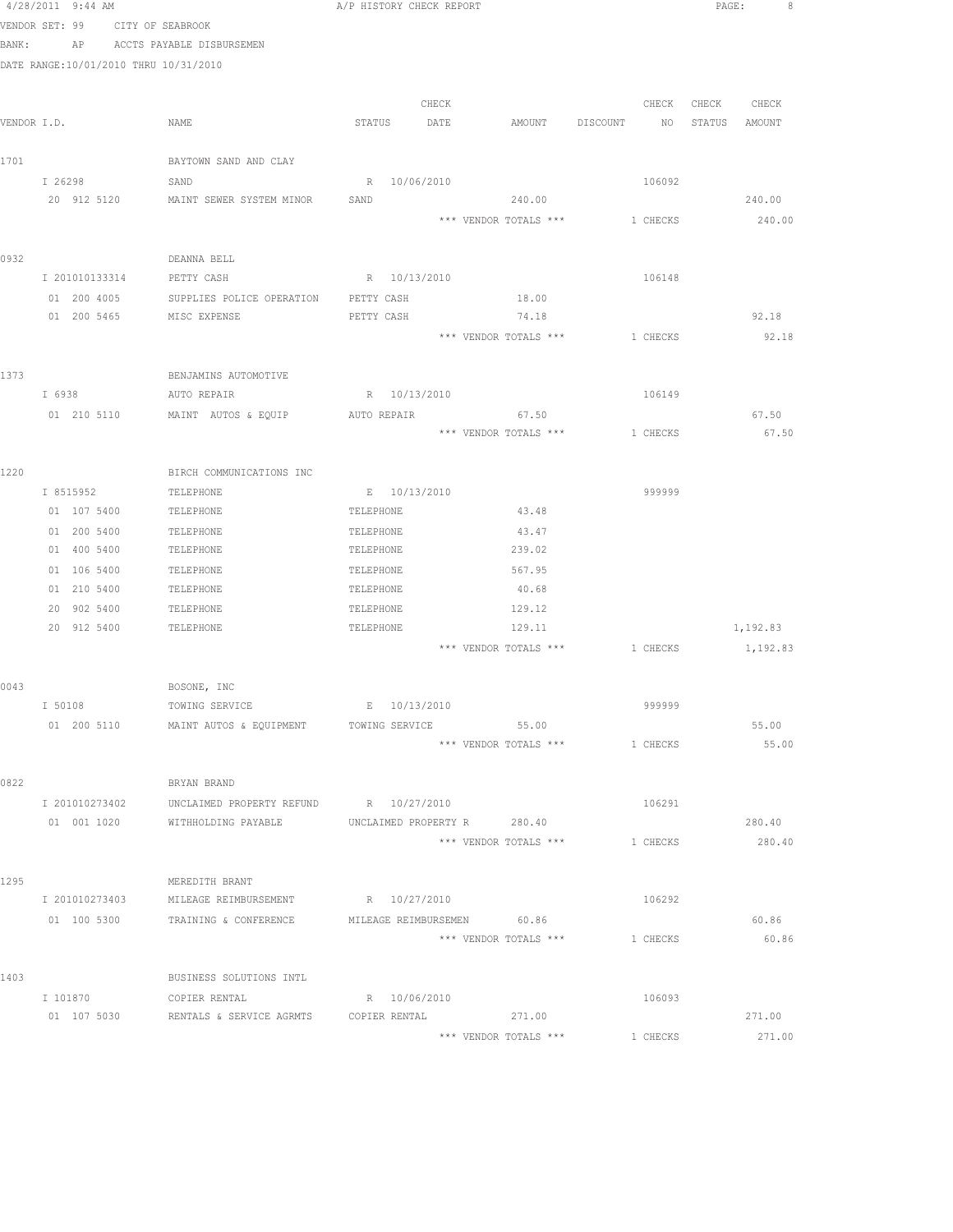4/28/2011 9:44 AM A/P HISTORY CHECK REPORT

VENDOR SET: 99 CITY OF SEABROOK
BANK: AP ACCTS PAYABLE DISBURSEMEN
DATE RANGE:10/01/2010 THRU 10/31/2010

| VENDOR I.D. | NAME | STATUS | CHECK DATE | AMOUNT | DISCOUNT | CHECK NO | CHECK STATUS | CHECK AMOUNT |
|---|---|---|---|---|---|---|---|---|
| 1701 | BAYTOWN SAND AND CLAY | | | | | | | |
| I 26298 | SAND | R | 10/06/2010 | | | 106092 | | |
| 20 912 5120 | MAINT SEWER SYSTEM MINOR | SAND | | 240.00 | | | | 240.00 |
| | | | | *** VENDOR TOTALS *** | | 1 CHECKS | | 240.00 |
| 0932 | DEANNA BELL | | | | | | | |
| I 201010133314 | PETTY CASH | R | 10/13/2010 | | | 106148 | | |
| 01 200 4005 | SUPPLIES POLICE OPERATION | PETTY CASH | | 18.00 | | | | |
| 01 200 5465 | MISC EXPENSE | PETTY CASH | | 74.18 | | | | 92.18 |
| | | | | *** VENDOR TOTALS *** | | 1 CHECKS | | 92.18 |
| 1373 | BENJAMINS AUTOMOTIVE | | | | | | | |
| I 6938 | AUTO REPAIR | R | 10/13/2010 | | | 106149 | | |
| 01 210 5110 | MAINT AUTOS & EQUIP | AUTO REPAIR | | 67.50 | | | | 67.50 |
| | | | | *** VENDOR TOTALS *** | | 1 CHECKS | | 67.50 |
| 1220 | BIRCH COMMUNICATIONS INC | | | | | | | |
| I 8515952 | TELEPHONE | E | 10/13/2010 | | | 999999 | | |
| 01 107 5400 | TELEPHONE | TELEPHONE | | 43.48 | | | | |
| 01 200 5400 | TELEPHONE | TELEPHONE | | 43.47 | | | | |
| 01 400 5400 | TELEPHONE | TELEPHONE | | 239.02 | | | | |
| 01 106 5400 | TELEPHONE | TELEPHONE | | 567.95 | | | | |
| 01 210 5400 | TELEPHONE | TELEPHONE | | 40.68 | | | | |
| 20 902 5400 | TELEPHONE | TELEPHONE | | 129.12 | | | | |
| 20 912 5400 | TELEPHONE | TELEPHONE | | 129.11 | | | | 1,192.83 |
| | | | | *** VENDOR TOTALS *** | | 1 CHECKS | | 1,192.83 |
| 0043 | BOSONE, INC | | | | | | | |
| I 50108 | TOWING SERVICE | E | 10/13/2010 | | | 999999 | | |
| 01 200 5110 | MAINT AUTOS & EQUIPMENT | TOWING SERVICE | | 55.00 | | | | 55.00 |
| | | | | *** VENDOR TOTALS *** | | 1 CHECKS | | 55.00 |
| 0822 | BRYAN BRAND | | | | | | | |
| I 201010273402 | UNCLAIMED PROPERTY REFUND | R | 10/27/2010 | | | 106291 | | |
| 01 001 1020 | WITHHOLDING PAYABLE | UNCLAIMED PROPERTY R | | 280.40 | | | | 280.40 |
| | | | | *** VENDOR TOTALS *** | | 1 CHECKS | | 280.40 |
| 1295 | MEREDITH BRANT | | | | | | | |
| I 201010273403 | MILEAGE REIMBURSEMENT | R | 10/27/2010 | | | 106292 | | |
| 01 100 5300 | TRAINING & CONFERENCE | MILEAGE REIMBURSEMEN | | 60.86 | | | | 60.86 |
| | | | | *** VENDOR TOTALS *** | | 1 CHECKS | | 60.86 |
| 1403 | BUSINESS SOLUTIONS INTL | | | | | | | |
| I 101870 | COPIER RENTAL | R | 10/06/2010 | | | 106093 | | |
| 01 107 5030 | RENTALS & SERVICE AGRMTS | COPIER RENTAL | | 271.00 | | | | 271.00 |
| | | | | *** VENDOR TOTALS *** | | 1 CHECKS | | 271.00 |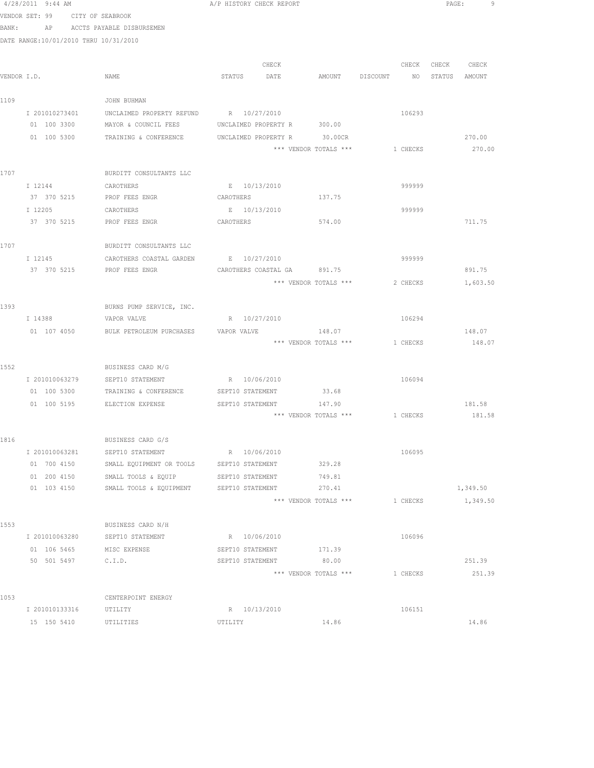4/28/2011 9:44 AM A/P HISTORY CHECK REPORT

VENDOR SET: 99 CITY OF SEABROOK

BANK: AP ACCTS PAYABLE DISBURSEMEN

DATE RANGE:10/01/2010 THRU 10/31/2010

| VENDOR I.D. | NAME | STATUS | CHECK DATE | AMOUNT | DISCOUNT | CHECK NO | CHECK STATUS | CHECK AMOUNT |
|---|---|---|---|---|---|---|---|---|
| 1109 | JOHN BUHMAN | | | | | | | |
| I 201010273401 | UNCLAIMED PROPERTY REFUND | R | 10/27/2010 | | | 106293 | | |
| 01 100 3300 | MAYOR & COUNCIL FEES | UNCLAIMED PROPERTY R | | 300.00 | | | | |
| 01 100 5300 | TRAINING & CONFERENCE | UNCLAIMED PROPERTY R | | 30.00CR | | | | 270.00 |
| | | | | *** VENDOR TOTALS *** | | 1 CHECKS | | 270.00 |
| 1707 | BURDITT CONSULTANTS LLC | | | | | | | |
| I 12144 | CAROTHERS | E | 10/13/2010 | | | 999999 | | |
| 37 370 5215 | PROF FEES ENGR | CAROTHERS | | 137.75 | | | | |
| I 12205 | CAROTHERS | E | 10/13/2010 | | | 999999 | | |
| 37 370 5215 | PROF FEES ENGR | CAROTHERS | | 574.00 | | | | 711.75 |
| 1707 | BURDITT CONSULTANTS LLC | | | | | | | |
| I 12145 | CAROTHERS COASTAL GARDEN | E | 10/27/2010 | | | 999999 | | |
| 37 370 5215 | PROF FEES ENGR | CAROTHERS COASTAL GA | | 891.75 | | | | 891.75 |
| | | | | *** VENDOR TOTALS *** | | 2 CHECKS | | 1,603.50 |
| 1393 | BURNS PUMP SERVICE, INC. | | | | | | | |
| I 14388 | VAPOR VALVE | R | 10/27/2010 | | | 106294 | | |
| 01 107 4050 | BULK PETROLEUM PURCHASES | VAPOR VALVE | | 148.07 | | | | 148.07 |
| | | | | *** VENDOR TOTALS *** | | 1 CHECKS | | 148.07 |
| 1552 | BUSINESS CARD M/G | | | | | | | |
| I 201010063279 | SEPT10 STATEMENT | R | 10/06/2010 | | | 106094 | | |
| 01 100 5300 | TRAINING & CONFERENCE | SEPT10 STATEMENT | | 33.68 | | | | |
| 01 100 5195 | ELECTION EXPENSE | SEPT10 STATEMENT | | 147.90 | | | | 181.58 |
| | | | | *** VENDOR TOTALS *** | | 1 CHECKS | | 181.58 |
| 1816 | BUSINESS CARD G/S | | | | | | | |
| I 201010063281 | SEPT10 STATEMENT | R | 10/06/2010 | | | 106095 | | |
| 01 700 4150 | SMALL EQUIPMENT OR TOOLS | SEPT10 STATEMENT | | 329.28 | | | | |
| 01 200 4150 | SMALL TOOLS & EQUIP | SEPT10 STATEMENT | | 749.81 | | | | |
| 01 103 4150 | SMALL TOOLS & EQUIPMENT | SEPT10 STATEMENT | | 270.41 | | | | 1,349.50 |
| | | | | *** VENDOR TOTALS *** | | 1 CHECKS | | 1,349.50 |
| 1553 | BUSINESS CARD N/H | | | | | | | |
| I 201010063280 | SEPT10 STATEMENT | R | 10/06/2010 | | | 106096 | | |
| 01 106 5465 | MISC EXPENSE | SEPT10 STATEMENT | | 171.39 | | | | |
| 50 501 5497 | C.I.D. | SEPT10 STATEMENT | | 80.00 | | | | 251.39 |
| | | | | *** VENDOR TOTALS *** | | 1 CHECKS | | 251.39 |
| 1053 | CENTERPOINT ENERGY | | | | | | | |
| I 201010133316 | UTILITY | R | 10/13/2010 | | | 106151 | | |
| 15 150 5410 | UTILITIES | UTILITY | | 14.86 | | | | 14.86 |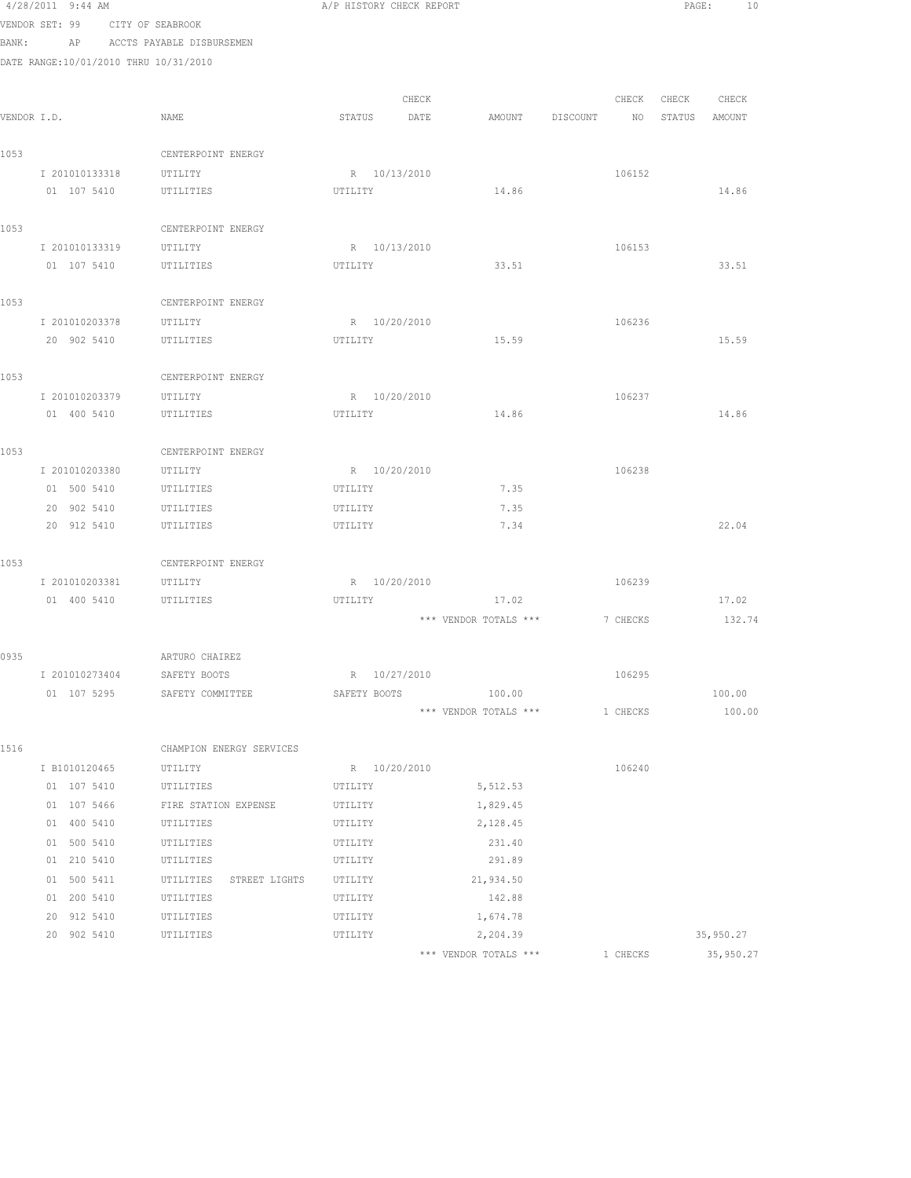4/28/2011 9:44 AM A/P HISTORY CHECK REPORT

VENDOR SET: 99 CITY OF SEABROOK

BANK: AP ACCTS PAYABLE DISBURSEMEN

DATE RANGE:10/01/2010 THRU 10/31/2010

| VENDOR I.D. | NAME | STATUS | CHECK DATE | AMOUNT | DISCOUNT | CHECK NO | CHECK STATUS | CHECK AMOUNT |
|---|---|---|---|---|---|---|---|---|
| 1053 | CENTERPOINT ENERGY | | | | | | | |
| I 201010133318 | UTILITY | R | 10/13/2010 | | | 106152 | | |
| 01 107 5410 | UTILITIES | UTILITY | | 14.86 | | | | 14.86 |
| 1053 | CENTERPOINT ENERGY | | | | | | | |
| I 201010133319 | UTILITY | R | 10/13/2010 | | | 106153 | | |
| 01 107 5410 | UTILITIES | UTILITY | | 33.51 | | | | 33.51 |
| 1053 | CENTERPOINT ENERGY | | | | | | | |
| I 201010203378 | UTILITY | R | 10/20/2010 | | | 106236 | | |
| 20 902 5410 | UTILITIES | UTILITY | | 15.59 | | | | 15.59 |
| 1053 | CENTERPOINT ENERGY | | | | | | | |
| I 201010203379 | UTILITY | R | 10/20/2010 | | | 106237 | | |
| 01 400 5410 | UTILITIES | UTILITY | | 14.86 | | | | 14.86 |
| 1053 | CENTERPOINT ENERGY | | | | | | | |
| I 201010203380 | UTILITY | R | 10/20/2010 | | | 106238 | | |
| 01 500 5410 | UTILITIES | UTILITY | | 7.35 | | | | |
| 20 902 5410 | UTILITIES | UTILITY | | 7.35 | | | | |
| 20 912 5410 | UTILITIES | UTILITY | | 7.34 | | | | 22.04 |
| 1053 | CENTERPOINT ENERGY | | | | | | | |
| I 201010203381 | UTILITY | R | 10/20/2010 | | | 106239 | | |
| 01 400 5410 | UTILITIES | UTILITY | | 17.02 | | | | 17.02 |
| | | | | *** VENDOR TOTALS *** | | 7 CHECKS | | 132.74 |
| 0935 | ARTURO CHAIREZ | | | | | | | |
| I 201010273404 | SAFETY BOOTS | R | 10/27/2010 | | | 106295 | | |
| 01 107 5295 | SAFETY COMMITTEE | SAFETY BOOTS | | 100.00 | | | | 100.00 |
| | | | | *** VENDOR TOTALS *** | | 1 CHECKS | | 100.00 |
| 1516 | CHAMPION ENERGY SERVICES | | | | | | | |
| I B1010120465 | UTILITY | R | 10/20/2010 | | | 106240 | | |
| 01 107 5410 | UTILITIES | UTILITY | | 5,512.53 | | | | |
| 01 107 5466 | FIRE STATION EXPENSE | UTILITY | | 1,829.45 | | | | |
| 01 400 5410 | UTILITIES | UTILITY | | 2,128.45 | | | | |
| 01 500 5410 | UTILITIES | UTILITY | | 231.40 | | | | |
| 01 210 5410 | UTILITIES | UTILITY | | 291.89 | | | | |
| 01 500 5411 | UTILITIES STREET LIGHTS | UTILITY | | 21,934.50 | | | | |
| 01 200 5410 | UTILITIES | UTILITY | | 142.88 | | | | |
| 20 912 5410 | UTILITIES | UTILITY | | 1,674.78 | | | | |
| 20 902 5410 | UTILITIES | UTILITY | | 2,204.39 | | | | 35,950.27 |
| | | | | *** VENDOR TOTALS *** | | 1 CHECKS | | 35,950.27 |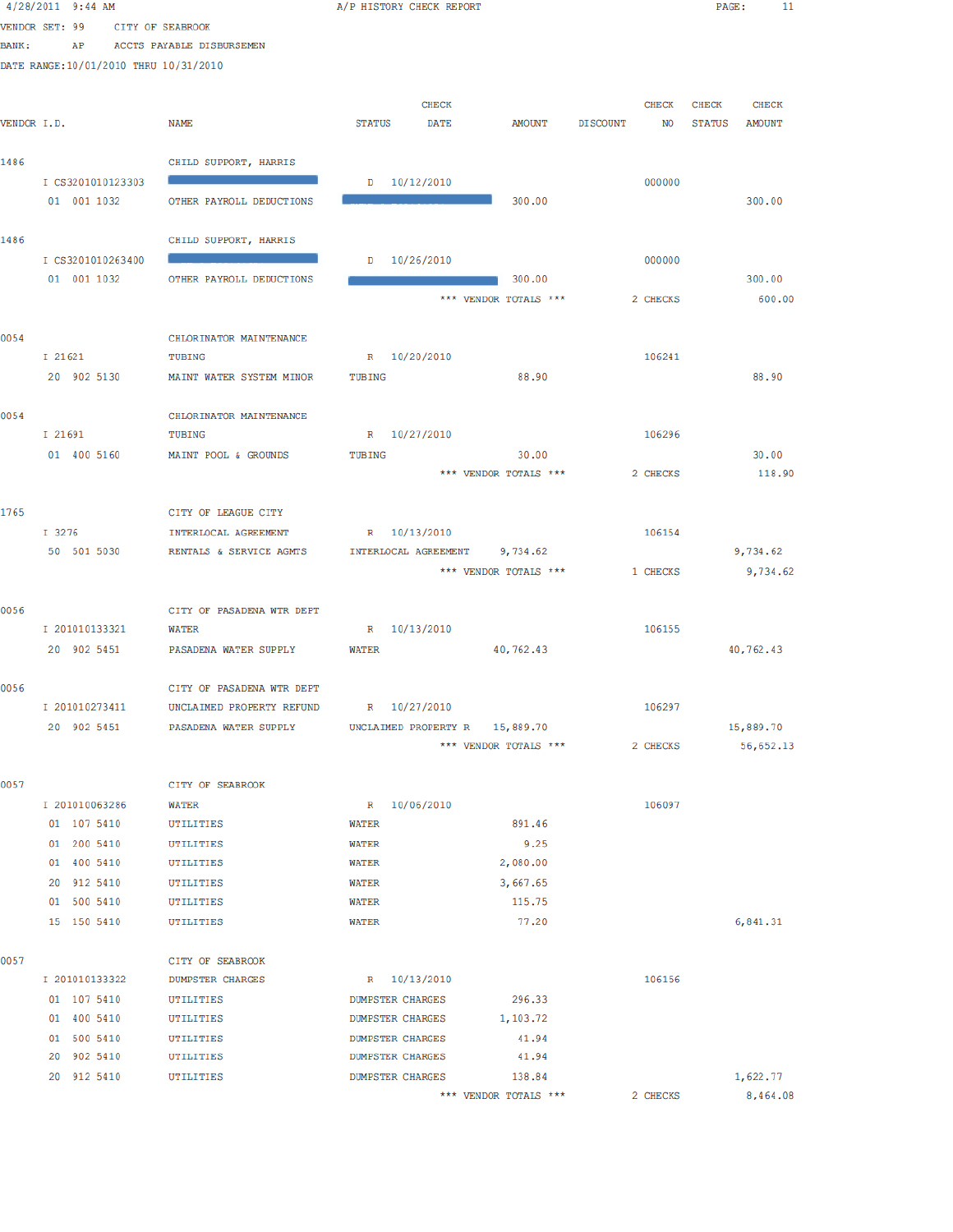A/P HISTORY CHECK REPORT

VENDOR SET: 99 CITY OF SEABROOK
BANK: AP ACCTS PAYABLE DISBURSEMEN
DATE RANGE: 10/01/2010 THRU 10/31/2010

| VENDOR I.D. | NAME | STATUS | CHECK DATE | AMOUNT | DISCOUNT | CHECK NO | CHECK STATUS | CHECK AMOUNT |
|---|---|---|---|---|---|---|---|---|
| 1486 | CHILD SUPPORT, HARRIS | | | | | | | |
| I CS3201010123303 | | D | 10/12/2010 | | | 000000 | | |
| 01 001 1032 | OTHER PAYROLL DEDUCTIONS | | | 300.00 | | | | 300.00 |
| 1486 | CHILD SUPPORT, HARRIS | | | | | | | |
| I CS3201010263400 | | D | 10/26/2010 | | | 000000 | | |
| 01 001 1032 | OTHER PAYROLL DEDUCTIONS | | | 300.00 | | | | 300.00 |
| | | | *** VENDOR TOTALS *** | | | 2 CHECKS | | 600.00 |
| 0054 | CHLORINATOR MAINTENANCE | | | | | | | |
| I 21621 | TUBING | R | 10/20/2010 | | | 106241 | | |
| 20 902 5130 | MAINT WATER SYSTEM MINOR | TUBING | | 88.90 | | | | 88.90 |
| 0054 | CHLORINATOR MAINTENANCE | | | | | | | |
| I 21691 | TUBING | R | 10/27/2010 | | | 106296 | | |
| 01 400 5160 | MAINT POOL & GROUNDS | TUBING | | 30.00 | | | | 30.00 |
| | | | *** VENDOR TOTALS *** | | | 2 CHECKS | | 118.90 |
| 1765 | CITY OF LEAGUE CITY | | | | | | | |
| I 3276 | INTERLOCAL AGREEMENT | R | 10/13/2010 | | | 106154 | | |
| 50 501 5030 | RENTALS & SERVICE AGMTS | INTERLOCAL AGREEMENT | | 9,734.62 | | | | 9,734.62 |
| | | | *** VENDOR TOTALS *** | | | 1 CHECKS | | 9,734.62 |
| 0056 | CITY OF PASADENA WTR DEPT | | | | | | | |
| I 201010133321 | WATER | R | 10/13/2010 | | | 106155 | | |
| 20 902 5451 | PASADENA WATER SUPPLY | WATER | | 40,762.43 | | | | 40,762.43 |
| 0056 | CITY OF PASADENA WTR DEPT | | | | | | | |
| I 201010273411 | UNCLAIMED PROPERTY REFUND | R | 10/27/2010 | | | 106297 | | |
| 20 902 5451 | PASADENA WATER SUPPLY | UNCLAIMED PROPERTY R | | 15,889.70 | | | | 15,889.70 |
| | | | *** VENDOR TOTALS *** | | | 2 CHECKS | | 56,652.13 |
| 0057 | CITY OF SEABROOK | | | | | | | |
| I 201010063286 | WATER | R | 10/06/2010 | | | 106097 | | |
| 01 107 5410 | UTILITIES | WATER | | 891.46 | | | | |
| 01 200 5410 | UTILITIES | WATER | | 9.25 | | | | |
| 01 400 5410 | UTILITIES | WATER | | 2,080.00 | | | | |
| 20 912 5410 | UTILITIES | WATER | | 3,667.65 | | | | |
| 01 500 5410 | UTILITIES | WATER | | 115.75 | | | | |
| 15 150 5410 | UTILITIES | WATER | | 77.20 | | | | 6,841.31 |
| 0057 | CITY OF SEABROOK | | | | | | | |
| I 201010133322 | DUMPSTER CHARGES | R | 10/13/2010 | | | 106156 | | |
| 01 107 5410 | UTILITIES | DUMPSTER CHARGES | | 296.33 | | | | |
| 01 400 5410 | UTILITIES | DUMPSTER CHARGES | | 1,103.72 | | | | |
| 01 500 5410 | UTILITIES | DUMPSTER CHARGES | | 41.94 | | | | |
| 20 902 5410 | UTILITIES | DUMPSTER CHARGES | | 41.94 | | | | |
| 20 912 5410 | UTILITIES | DUMPSTER CHARGES | | 138.84 | | | | 1,622.77 |
| | | | *** VENDOR TOTALS *** | | | 2 CHECKS | | 8,464.08 |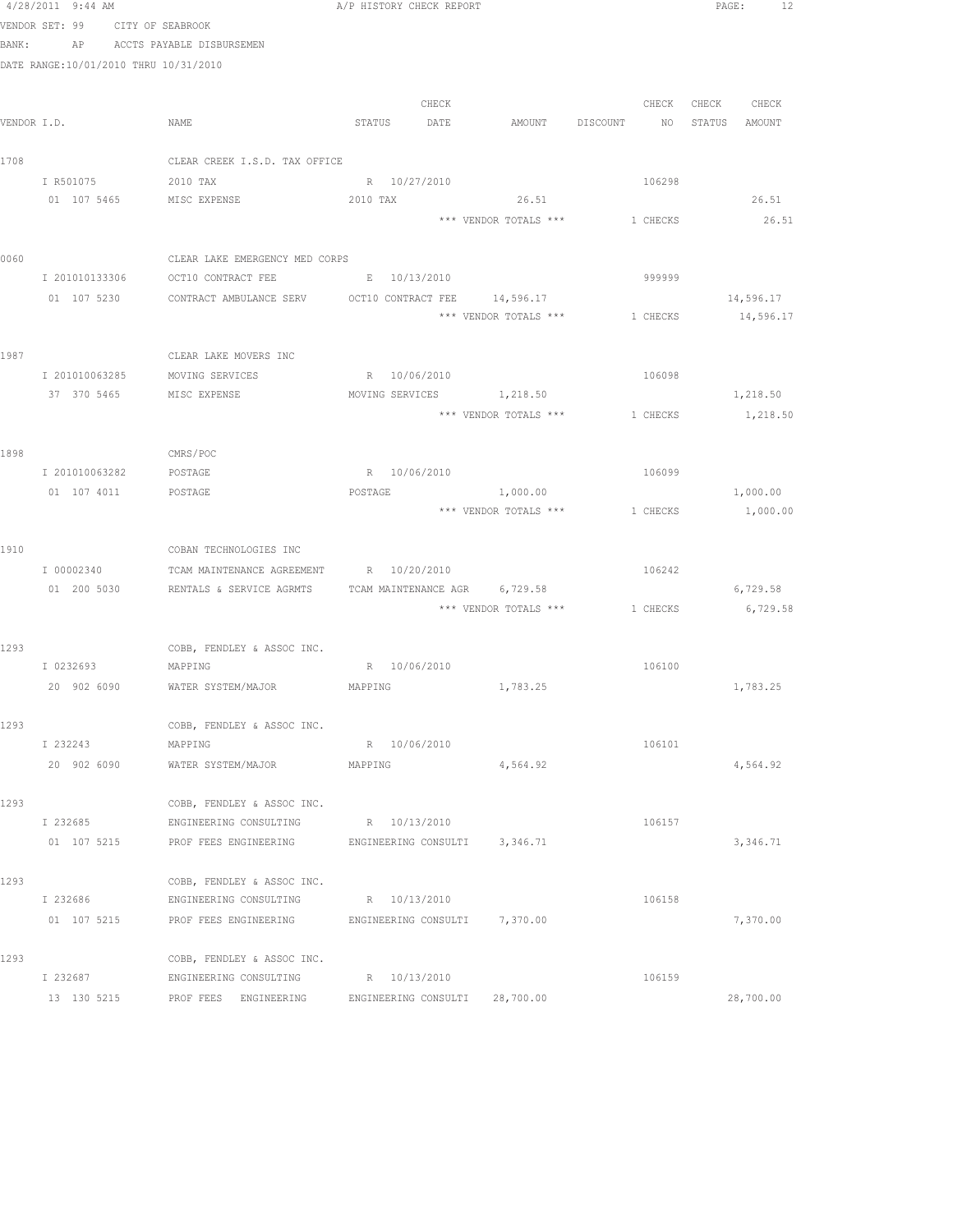4/28/2011 9:44 AM A/P HISTORY CHECK REPORT

VENDOR SET: 99 CITY OF SEABROOK
BANK: AP ACCTS PAYABLE DISBURSEMEN
DATE RANGE:10/01/2010 THRU 10/31/2010

| VENDOR I.D. | NAME | STATUS | CHECK DATE | AMOUNT | DISCOUNT | CHECK NO | CHECK STATUS | CHECK AMOUNT |
|---|---|---|---|---|---|---|---|---|
| 1708 | CLEAR CREEK I.S.D. TAX OFFICE | | | | | | | |
| I R501075 | 2010 TAX | R | 10/27/2010 | | | 106298 | | |
| 01 107 5465 | MISC EXPENSE | 2010 TAX | | 26.51 | | | | 26.51 |
| | | | | *** VENDOR TOTALS *** | | 1 CHECKS | | 26.51 |
| 0060 | CLEAR LAKE EMERGENCY MED CORPS | | | | | | | |
| I 201010133306 | OCT10 CONTRACT FEE | E | 10/13/2010 | | | 999999 | | |
| 01 107 5230 | CONTRACT AMBULANCE SERV | OCT10 CONTRACT FEE | | 14,596.17 | | | | 14,596.17 |
| | | | | *** VENDOR TOTALS *** | | 1 CHECKS | | 14,596.17 |
| 1987 | CLEAR LAKE MOVERS INC | | | | | | | |
| I 201010063285 | MOVING SERVICES | R | 10/06/2010 | | | 106098 | | |
| 37 370 5465 | MISC EXPENSE | MOVING SERVICES | | 1,218.50 | | | | 1,218.50 |
| | | | | *** VENDOR TOTALS *** | | 1 CHECKS | | 1,218.50 |
| 1898 | CMRS/POC | | | | | | | |
| I 201010063282 | POSTAGE | R | 10/06/2010 | | | 106099 | | |
| 01 107 4011 | POSTAGE | POSTAGE | | 1,000.00 | | | | 1,000.00 |
| | | | | *** VENDOR TOTALS *** | | 1 CHECKS | | 1,000.00 |
| 1910 | COBAN TECHNOLOGIES INC | | | | | | | |
| I 00002340 | TCAM MAINTENANCE AGREEMENT | R | 10/20/2010 | | | 106242 | | |
| 01 200 5030 | RENTALS & SERVICE AGRMTS | TCAM MAINTENANCE AGR | | 6,729.58 | | | | 6,729.58 |
| | | | | *** VENDOR TOTALS *** | | 1 CHECKS | | 6,729.58 |
| 1293 | COBB, FENDLEY & ASSOC INC. | | | | | | | |
| I 0232693 | MAPPING | R | 10/06/2010 | | | 106100 | | |
| 20 902 6090 | WATER SYSTEM/MAJOR | MAPPING | | 1,783.25 | | | | 1,783.25 |
| 1293 | COBB, FENDLEY & ASSOC INC. | | | | | | | |
| I 232243 | MAPPING | R | 10/06/2010 | | | 106101 | | |
| 20 902 6090 | WATER SYSTEM/MAJOR | MAPPING | | 4,564.92 | | | | 4,564.92 |
| 1293 | COBB, FENDLEY & ASSOC INC. | | | | | | | |
| I 232685 | ENGINEERING CONSULTING | R | 10/13/2010 | | | 106157 | | |
| 01 107 5215 | PROF FEES ENGINEERING | ENGINEERING CONSULTI | | 3,346.71 | | | | 3,346.71 |
| 1293 | COBB, FENDLEY & ASSOC INC. | | | | | | | |
| I 232686 | ENGINEERING CONSULTING | R | 10/13/2010 | | | 106158 | | |
| 01 107 5215 | PROF FEES ENGINEERING | ENGINEERING CONSULTI | | 7,370.00 | | | | 7,370.00 |
| 1293 | COBB, FENDLEY & ASSOC INC. | | | | | | | |
| I 232687 | ENGINEERING CONSULTING | R | 10/13/2010 | | | 106159 | | |
| 13 130 5215 | PROF FEES ENGINEERING | ENGINEERING CONSULTI | | 28,700.00 | | | | 28,700.00 |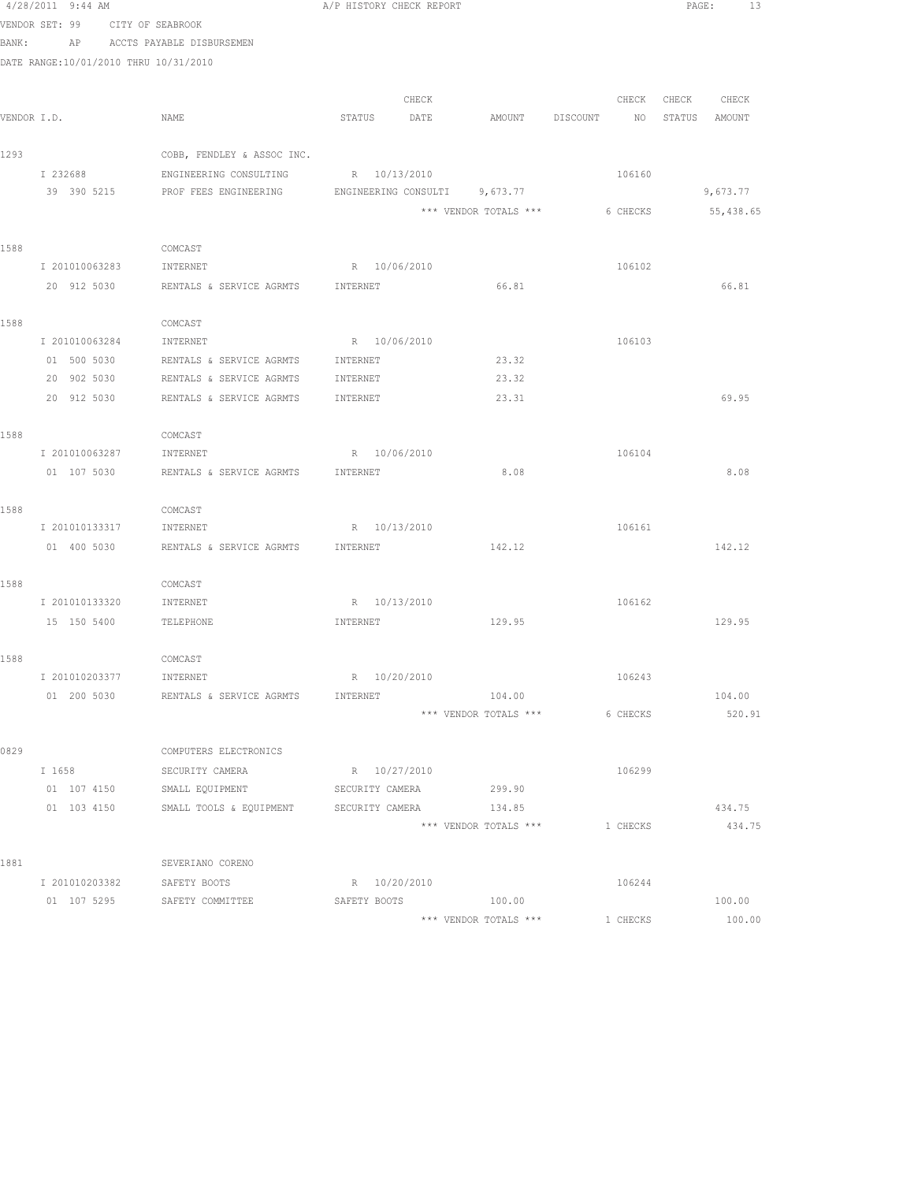4/28/2011 9:44 AM    A/P HISTORY CHECK REPORT

VENDOR SET: 99    CITY OF SEABROOK

BANK: AP    ACCTS PAYABLE DISBURSEMEN

DATE RANGE:10/01/2010 THRU 10/31/2010

| VENDOR I.D. | NAME | STATUS | CHECK DATE | AMOUNT | DISCOUNT | CHECK NO | CHECK STATUS | CHECK AMOUNT |
|---|---|---|---|---|---|---|---|---|
| 1293 | COBB, FENDLEY & ASSOC INC. | | | | | | | |
| I 232688 | ENGINEERING CONSULTING | R | 10/13/2010 | | | 106160 | | |
| 39 390 5215 | PROF FEES ENGINEERING | ENGINEERING CONSULTI | | 9,673.77 | | | | 9,673.77 |
| | | | | *** VENDOR TOTALS *** | | 6 CHECKS | | 55,438.65 |
| 1588 | COMCAST | | | | | | | |
| I 201010063283 | INTERNET | R | 10/06/2010 | | | 106102 | | |
| 20 912 5030 | RENTALS & SERVICE AGRMTS | INTERNET | | 66.81 | | | | 66.81 |
| 1588 | COMCAST | | | | | | | |
| I 201010063284 | INTERNET | R | 10/06/2010 | | | 106103 | | |
| 01 500 5030 | RENTALS & SERVICE AGRMTS | INTERNET | | 23.32 | | | | |
| 20 902 5030 | RENTALS & SERVICE AGRMTS | INTERNET | | 23.32 | | | | |
| 20 912 5030 | RENTALS & SERVICE AGRMTS | INTERNET | | 23.31 | | | | 69.95 |
| 1588 | COMCAST | | | | | | | |
| I 201010063287 | INTERNET | R | 10/06/2010 | | | 106104 | | |
| 01 107 5030 | RENTALS & SERVICE AGRMTS | INTERNET | | 8.08 | | | | 8.08 |
| 1588 | COMCAST | | | | | | | |
| I 201010133317 | INTERNET | R | 10/13/2010 | | | 106161 | | |
| 01 400 5030 | RENTALS & SERVICE AGRMTS | INTERNET | | 142.12 | | | | 142.12 |
| 1588 | COMCAST | | | | | | | |
| I 201010133320 | INTERNET | R | 10/13/2010 | | | 106162 | | |
| 15 150 5400 | TELEPHONE | INTERNET | | 129.95 | | | | 129.95 |
| 1588 | COMCAST | | | | | | | |
| I 201010203377 | INTERNET | R | 10/20/2010 | | | 106243 | | |
| 01 200 5030 | RENTALS & SERVICE AGRMTS | INTERNET | | 104.00 | | | | 104.00 |
| | | | | *** VENDOR TOTALS *** | | 6 CHECKS | | 520.91 |
| 0829 | COMPUTERS ELECTRONICS | | | | | | | |
| I 1658 | SECURITY CAMERA | R | 10/27/2010 | | | 106299 | | |
| 01 107 4150 | SMALL EQUIPMENT | SECURITY CAMERA | | 299.90 | | | | |
| 01 103 4150 | SMALL TOOLS & EQUIPMENT | SECURITY CAMERA | | 134.85 | | | | 434.75 |
| | | | | *** VENDOR TOTALS *** | | 1 CHECKS | | 434.75 |
| 1881 | SEVERIANO CORENO | | | | | | | |
| I 201010203382 | SAFETY BOOTS | R | 10/20/2010 | | | 106244 | | |
| 01 107 5295 | SAFETY COMMITTEE | SAFETY BOOTS | | 100.00 | | | | 100.00 |
| | | | | *** VENDOR TOTALS *** | | 1 CHECKS | | 100.00 |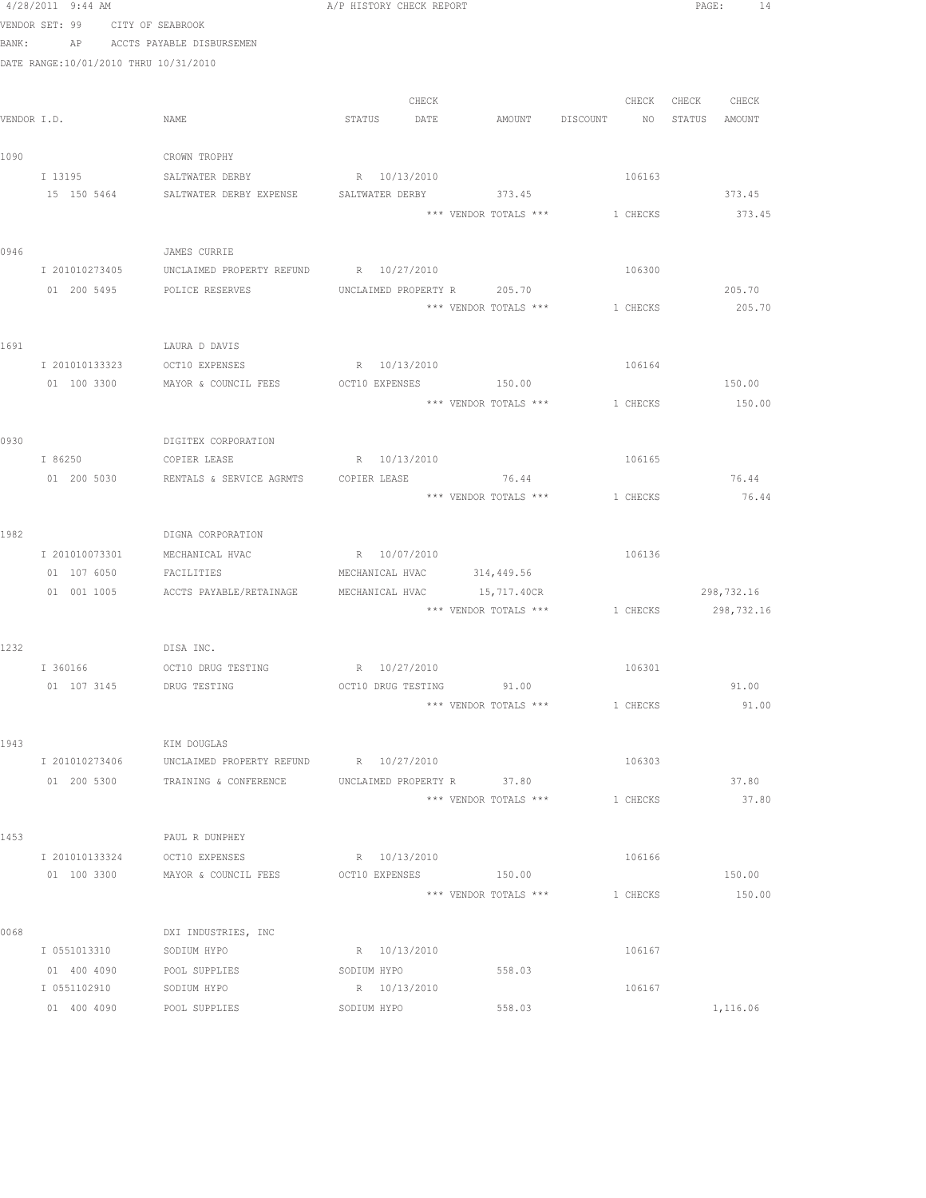A/P HISTORY CHECK REPORT

VENDOR SET: 99 CITY OF SEABROOK
BANK: AP ACCTS PAYABLE DISBURSEMEN
DATE RANGE:10/01/2010 THRU 10/31/2010

| VENDOR I.D. | NAME | STATUS | CHECK DATE | AMOUNT | DISCOUNT | CHECK NO | CHECK STATUS | CHECK AMOUNT |
|---|---|---|---|---|---|---|---|---|
| 1090 | CROWN TROPHY | | | | | | | |
| I 13195 | SALTWATER DERBY | R | 10/13/2010 | | | 106163 | | |
| 15 150 5464 | SALTWATER DERBY EXPENSE | SALTWATER DERBY | | 373.45 | | | | 373.45 |
| | | | | *** VENDOR TOTALS *** | | 1 CHECKS | | 373.45 |
| 0946 | JAMES CURRIE | | | | | | | |
| I 201010273405 | UNCLAIMED PROPERTY REFUND | R | 10/27/2010 | | | 106300 | | |
| 01 200 5495 | POLICE RESERVES | UNCLAIMED PROPERTY R | | 205.70 | | | | 205.70 |
| | | | | *** VENDOR TOTALS *** | | 1 CHECKS | | 205.70 |
| 1691 | LAURA D DAVIS | | | | | | | |
| I 201010133323 | OCT10 EXPENSES | R | 10/13/2010 | | | 106164 | | |
| 01 100 3300 | MAYOR & COUNCIL FEES | OCT10 EXPENSES | | 150.00 | | | | 150.00 |
| | | | | *** VENDOR TOTALS *** | | 1 CHECKS | | 150.00 |
| 0930 | DIGITEX CORPORATION | | | | | | | |
| I 86250 | COPIER LEASE | R | 10/13/2010 | | | 106165 | | |
| 01 200 5030 | RENTALS & SERVICE AGRMTS | COPIER LEASE | | 76.44 | | | | 76.44 |
| | | | | *** VENDOR TOTALS *** | | 1 CHECKS | | 76.44 |
| 1982 | DIGNA CORPORATION | | | | | | | |
| I 201010073301 | MECHANICAL HVAC | R | 10/07/2010 | | | 106136 | | |
| 01 107 6050 | FACILITIES | MECHANICAL HVAC | | 314,449.56 | | | | |
| 01 001 1005 | ACCTS PAYABLE/RETAINAGE | MECHANICAL HVAC | | 15,717.40CR | | | | 298,732.16 |
| | | | | *** VENDOR TOTALS *** | | 1 CHECKS | | 298,732.16 |
| 1232 | DISA INC. | | | | | | | |
| I 360166 | OCT10 DRUG TESTING | R | 10/27/2010 | | | 106301 | | |
| 01 107 3145 | DRUG TESTING | OCT10 DRUG TESTING | | 91.00 | | | | 91.00 |
| | | | | *** VENDOR TOTALS *** | | 1 CHECKS | | 91.00 |
| 1943 | KIM DOUGLAS | | | | | | | |
| I 201010273406 | UNCLAIMED PROPERTY REFUND | R | 10/27/2010 | | | 106303 | | |
| 01 200 5300 | TRAINING & CONFERENCE | UNCLAIMED PROPERTY R | | 37.80 | | | | 37.80 |
| | | | | *** VENDOR TOTALS *** | | 1 CHECKS | | 37.80 |
| 1453 | PAUL R DUNPHEY | | | | | | | |
| I 201010133324 | OCT10 EXPENSES | R | 10/13/2010 | | | 106166 | | |
| 01 100 3300 | MAYOR & COUNCIL FEES | OCT10 EXPENSES | | 150.00 | | | | 150.00 |
| | | | | *** VENDOR TOTALS *** | | 1 CHECKS | | 150.00 |
| 0068 | DXI INDUSTRIES, INC | | | | | | | |
| I 0551013310 | SODIUM HYPO | R | 10/13/2010 | | | 106167 | | |
| 01 400 4090 | POOL SUPPLIES | SODIUM HYPO | | 558.03 | | | | |
| I 0551102910 | SODIUM HYPO | R | 10/13/2010 | | | 106167 | | |
| 01 400 4090 | POOL SUPPLIES | SODIUM HYPO | | 558.03 | | | | 1,116.06 |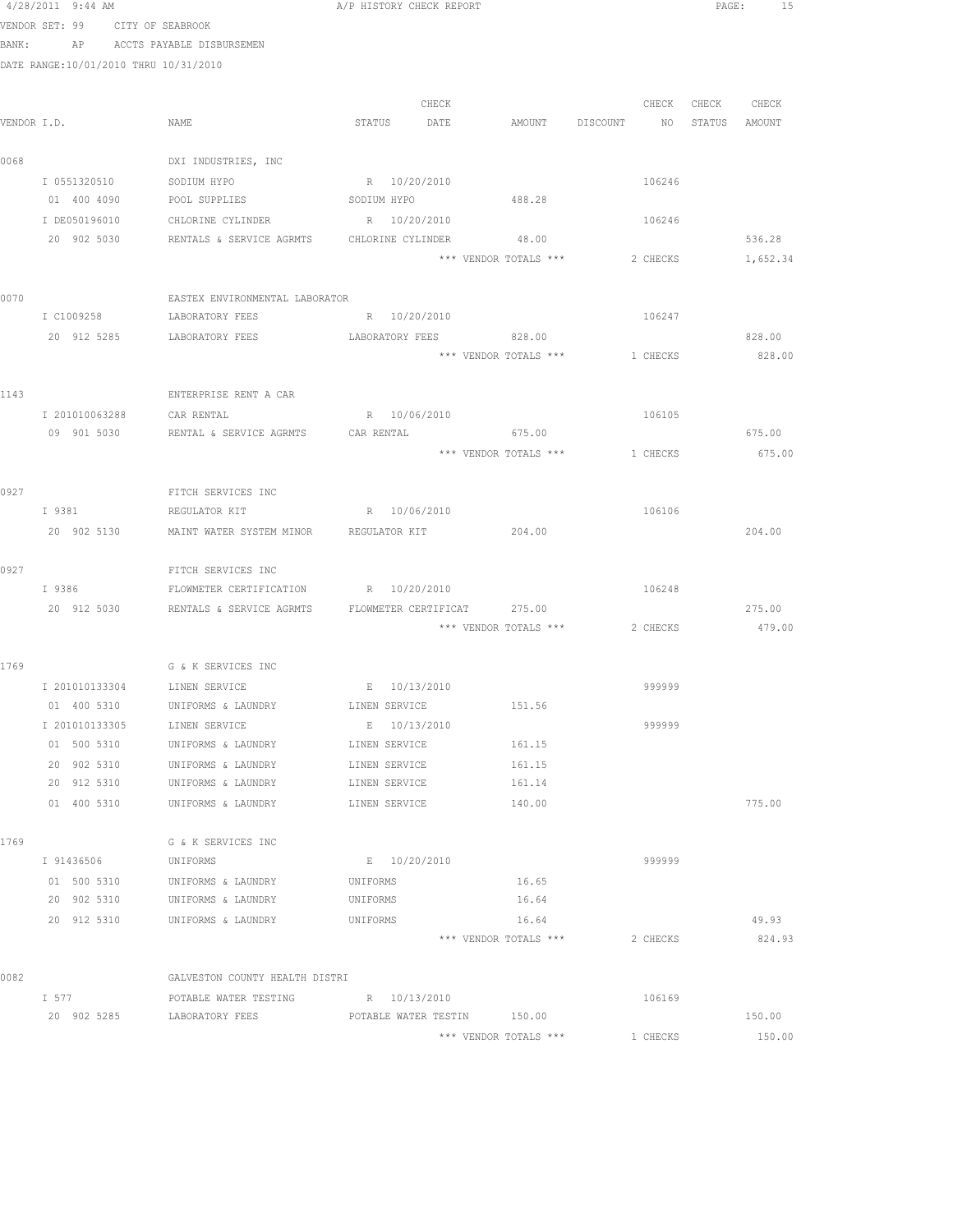4/28/2011 9:44 AM A/P HISTORY CHECK REPORT

VENDOR SET: 99 CITY OF SEABROOK

BANK: AP ACCTS PAYABLE DISBURSEMEN

DATE RANGE:10/01/2010 THRU 10/31/2010

| VENDOR I.D. | NAME | STATUS | CHECK DATE | AMOUNT | DISCOUNT | CHECK NO | CHECK STATUS | CHECK AMOUNT |
|---|---|---|---|---|---|---|---|---|
| 0068 | DXI INDUSTRIES, INC | | | | | | | |
| I 0551320510 | SODIUM HYPO | R | 10/20/2010 | | | 106246 | | |
| 01 400 4090 | POOL SUPPLIES | SODIUM HYPO | | 488.28 | | | | |
| I DE050196010 | CHLORINE CYLINDER | R | 10/20/2010 | | | 106246 | | |
| 20 902 5030 | RENTALS & SERVICE AGRMTS | CHLORINE CYLINDER | | 48.00 | | | | 536.28 |
| | | | | *** VENDOR TOTALS *** | | 2 CHECKS | | 1,652.34 |
| 0070 | EASTEX ENVIRONMENTAL LABORATOR | | | | | | | |
| I C1009258 | LABORATORY FEES | R | 10/20/2010 | | | 106247 | | |
| 20 912 5285 | LABORATORY FEES | LABORATORY FEES | | 828.00 | | | | 828.00 |
| | | | | *** VENDOR TOTALS *** | | 1 CHECKS | | 828.00 |
| 1143 | ENTERPRISE RENT A CAR | | | | | | | |
| I 201010063288 | CAR RENTAL | R | 10/06/2010 | | | 106105 | | |
| 09 901 5030 | RENTAL & SERVICE AGRMTS | CAR RENTAL | | 675.00 | | | | 675.00 |
| | | | | *** VENDOR TOTALS *** | | 1 CHECKS | | 675.00 |
| 0927 | FITCH SERVICES INC | | | | | | | |
| I 9381 | REGULATOR KIT | R | 10/06/2010 | | | 106106 | | |
| 20 902 5130 | MAINT WATER SYSTEM MINOR | REGULATOR KIT | | 204.00 | | | | 204.00 |
| 0927 | FITCH SERVICES INC | | | | | | | |
| I 9386 | FLOWMETER CERTIFICATION | R | 10/20/2010 | | | 106248 | | |
| 20 912 5030 | RENTALS & SERVICE AGRMTS | FLOWMETER CERTIFICAT | | 275.00 | | | | 275.00 |
| | | | | *** VENDOR TOTALS *** | | 2 CHECKS | | 479.00 |
| 1769 | G & K SERVICES INC | | | | | | | |
| I 201010133304 | LINEN SERVICE | E | 10/13/2010 | | | 999999 | | |
| 01 400 5310 | UNIFORMS & LAUNDRY | LINEN SERVICE | | 151.56 | | | | |
| I 201010133305 | LINEN SERVICE | E | 10/13/2010 | | | 999999 | | |
| 01 500 5310 | UNIFORMS & LAUNDRY | LINEN SERVICE | | 161.15 | | | | |
| 20 902 5310 | UNIFORMS & LAUNDRY | LINEN SERVICE | | 161.15 | | | | |
| 20 912 5310 | UNIFORMS & LAUNDRY | LINEN SERVICE | | 161.14 | | | | |
| 01 400 5310 | UNIFORMS & LAUNDRY | LINEN SERVICE | | 140.00 | | | | 775.00 |
| 1769 | G & K SERVICES INC | | | | | | | |
| I 91436506 | UNIFORMS | E | 10/20/2010 | | | 999999 | | |
| 01 500 5310 | UNIFORMS & LAUNDRY | UNIFORMS | | 16.65 | | | | |
| 20 902 5310 | UNIFORMS & LAUNDRY | UNIFORMS | | 16.64 | | | | |
| 20 912 5310 | UNIFORMS & LAUNDRY | UNIFORMS | | 16.64 | | | | 49.93 |
| | | | | *** VENDOR TOTALS *** | | 2 CHECKS | | 824.93 |
| 0082 | GALVESTON COUNTY HEALTH DISTRI | | | | | | | |
| I 577 | POTABLE WATER TESTING | R | 10/13/2010 | | | 106169 | | |
| 20 902 5285 | LABORATORY FEES | POTABLE WATER TESTIN | | 150.00 | | | | 150.00 |
| | | | | *** VENDOR TOTALS *** | | 1 CHECKS | | 150.00 |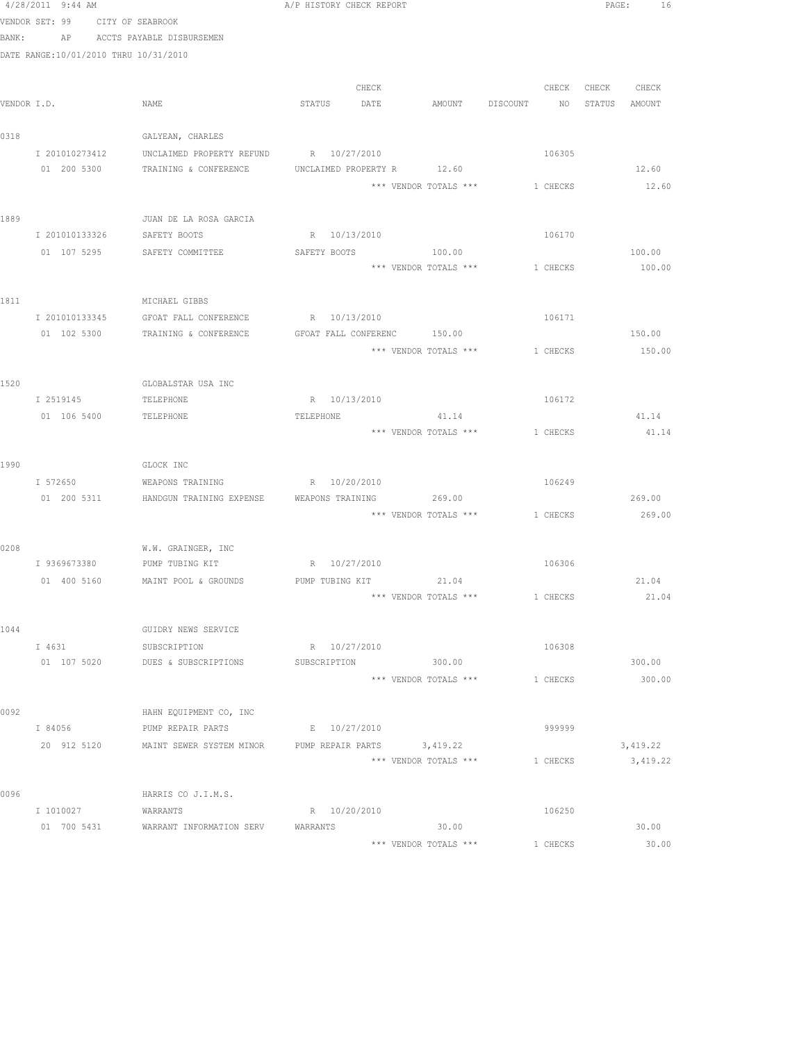4/28/2011 9:44 AM A/P HISTORY CHECK REPORT

VENDOR SET: 99 CITY OF SEABROOK

BANK: AP ACCTS PAYABLE DISBURSEMEN

DATE RANGE:10/01/2010 THRU 10/31/2010

| VENDOR I.D. | NAME | STATUS | CHECK DATE | AMOUNT | DISCOUNT | CHECK NO | CHECK STATUS | CHECK AMOUNT |
|---|---|---|---|---|---|---|---|---|
| 0318 | GALYEAN, CHARLES | | | | | | | |
| I 201010273412 | UNCLAIMED PROPERTY REFUND | R | 10/27/2010 | | | 106305 | | |
| 01 200 5300 | TRAINING & CONFERENCE | UNCLAIMED PROPERTY R | | 12.60 | | | | 12.60 |
| | | | | *** VENDOR TOTALS *** | | 1 CHECKS | | 12.60 |
| 1889 | JUAN DE LA ROSA GARCIA | | | | | | | |
| I 201010133326 | SAFETY BOOTS | R | 10/13/2010 | | | 106170 | | |
| 01 107 5295 | SAFETY COMMITTEE | SAFETY BOOTS | | 100.00 | | | | 100.00 |
| | | | | *** VENDOR TOTALS *** | | 1 CHECKS | | 100.00 |
| 1811 | MICHAEL GIBBS | | | | | | | |
| I 201010133345 | GFOAT FALL CONFERENCE | R | 10/13/2010 | | | 106171 | | |
| 01 102 5300 | TRAINING & CONFERENCE | GFOAT FALL CONFERENC | | 150.00 | | | | 150.00 |
| | | | | *** VENDOR TOTALS *** | | 1 CHECKS | | 150.00 |
| 1520 | GLOBALSTAR USA INC | | | | | | | |
| I 2519145 | TELEPHONE | R | 10/13/2010 | | | 106172 | | |
| 01 106 5400 | TELEPHONE | TELEPHONE | | 41.14 | | | | 41.14 |
| | | | | *** VENDOR TOTALS *** | | 1 CHECKS | | 41.14 |
| 1990 | GLOCK INC | | | | | | | |
| I 572650 | WEAPONS TRAINING | R | 10/20/2010 | | | 106249 | | |
| 01 200 5311 | HANDGUN TRAINING EXPENSE | WEAPONS TRAINING | | 269.00 | | | | 269.00 |
| | | | | *** VENDOR TOTALS *** | | 1 CHECKS | | 269.00 |
| 0208 | W.W. GRAINGER, INC | | | | | | | |
| I 9369673380 | PUMP TUBING KIT | R | 10/27/2010 | | | 106306 | | |
| 01 400 5160 | MAINT POOL & GROUNDS | PUMP TUBING KIT | | 21.04 | | | | 21.04 |
| | | | | *** VENDOR TOTALS *** | | 1 CHECKS | | 21.04 |
| 1044 | GUIDRY NEWS SERVICE | | | | | | | |
| I 4631 | SUBSCRIPTION | R | 10/27/2010 | | | 106308 | | |
| 01 107 5020 | DUES & SUBSCRIPTIONS | SUBSCRIPTION | | 300.00 | | | | 300.00 |
| | | | | *** VENDOR TOTALS *** | | 1 CHECKS | | 300.00 |
| 0092 | HAHN EQUIPMENT CO, INC | | | | | | | |
| I 84056 | PUMP REPAIR PARTS | E | 10/27/2010 | | | 999999 | | |
| 20 912 5120 | MAINT SEWER SYSTEM MINOR | PUMP REPAIR PARTS | | 3,419.22 | | | | 3,419.22 |
| | | | | *** VENDOR TOTALS *** | | 1 CHECKS | | 3,419.22 |
| 0096 | HARRIS CO J.I.M.S. | | | | | | | |
| I 1010027 | WARRANTS | R | 10/20/2010 | | | 106250 | | |
| 01 700 5431 | WARRANT INFORMATION SERV | WARRANTS | | 30.00 | | | | 30.00 |
| | | | | *** VENDOR TOTALS *** | | 1 CHECKS | | 30.00 |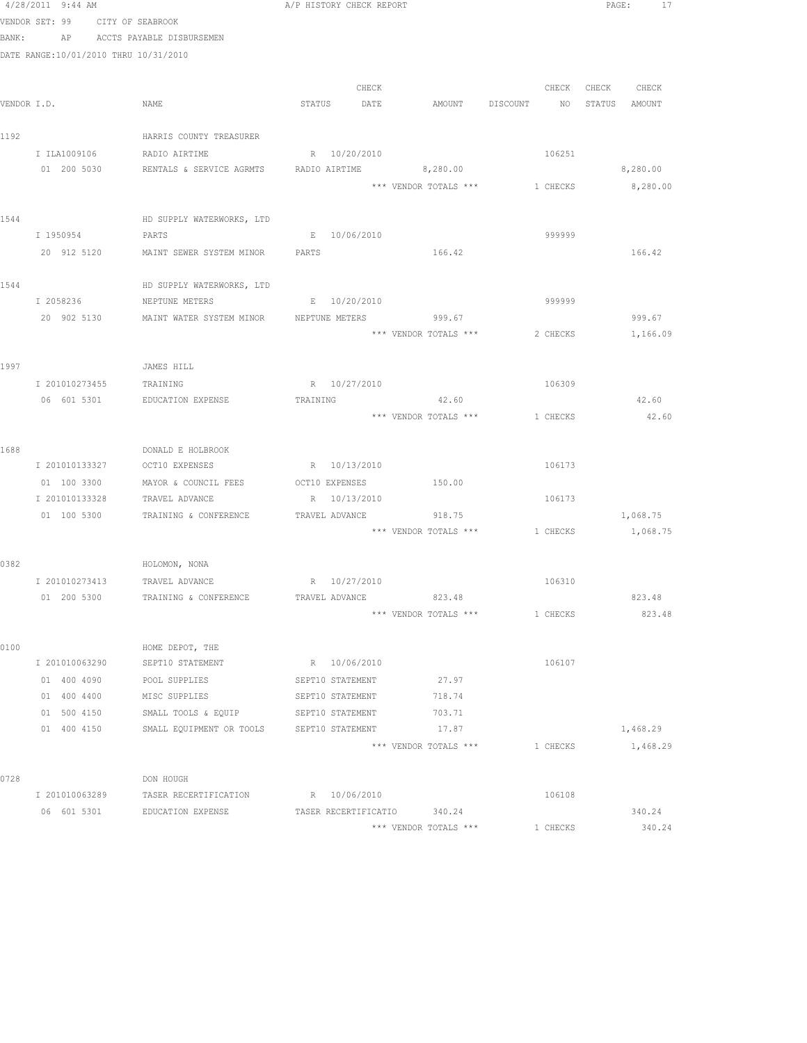A/P HISTORY CHECK REPORT

VENDOR SET: 99 CITY OF SEABROOK
BANK: AP ACCTS PAYABLE DISBURSEMEN
DATE RANGE:10/01/2010 THRU 10/31/2010

| VENDOR I.D. | NAME | STATUS | CHECK DATE | AMOUNT | DISCOUNT | CHECK NO | CHECK STATUS | CHECK AMOUNT |
|---|---|---|---|---|---|---|---|---|
| 1192 | HARRIS COUNTY TREASURER | | | | | | | |
| I ILA1009106 | RADIO AIRTIME | R | 10/20/2010 | | | 106251 | | |
| 01 200 5030 | RENTALS & SERVICE AGRMTS | RADIO AIRTIME | | 8,280.00 | | | | 8,280.00 |
| | | | | *** VENDOR TOTALS *** | | 1 CHECKS | | 8,280.00 |
| 1544 | HD SUPPLY WATERWORKS, LTD | | | | | | | |
| I 1950954 | PARTS | E | 10/06/2010 | | | 999999 | | |
| 20 912 5120 | MAINT SEWER SYSTEM MINOR | PARTS | | 166.42 | | | | 166.42 |
| 1544 | HD SUPPLY WATERWORKS, LTD | | | | | | | |
| I 2058236 | NEPTUNE METERS | E | 10/20/2010 | | | 999999 | | |
| 20 902 5130 | MAINT WATER SYSTEM MINOR | NEPTUNE METERS | | 999.67 | | | | 999.67 |
| | | | | *** VENDOR TOTALS *** | | 2 CHECKS | | 1,166.09 |
| 1997 | JAMES HILL | | | | | | | |
| I 201010273455 | TRAINING | R | 10/27/2010 | | | 106309 | | |
| 06 601 5301 | EDUCATION EXPENSE | TRAINING | | 42.60 | | | | 42.60 |
| | | | | *** VENDOR TOTALS *** | | 1 CHECKS | | 42.60 |
| 1688 | DONALD E HOLBROOK | | | | | | | |
| I 201010133327 | OCT10 EXPENSES | R | 10/13/2010 | | | 106173 | | |
| 01 100 3300 | MAYOR & COUNCIL FEES | OCT10 EXPENSES | | 150.00 | | | | |
| I 201010133328 | TRAVEL ADVANCE | R | 10/13/2010 | | | 106173 | | |
| 01 100 5300 | TRAINING & CONFERENCE | TRAVEL ADVANCE | | 918.75 | | | | 1,068.75 |
| | | | | *** VENDOR TOTALS *** | | 1 CHECKS | | 1,068.75 |
| 0382 | HOLOMON, NONA | | | | | | | |
| I 201010273413 | TRAVEL ADVANCE | R | 10/27/2010 | | | 106310 | | |
| 01 200 5300 | TRAINING & CONFERENCE | TRAVEL ADVANCE | | 823.48 | | | | 823.48 |
| | | | | *** VENDOR TOTALS *** | | 1 CHECKS | | 823.48 |
| 0100 | HOME DEPOT, THE | | | | | | | |
| I 201010063290 | SEPT10 STATEMENT | R | 10/06/2010 | | | 106107 | | |
| 01 400 4090 | POOL SUPPLIES | SEPT10 STATEMENT | | 27.97 | | | | |
| 01 400 4400 | MISC SUPPLIES | SEPT10 STATEMENT | | 718.74 | | | | |
| 01 500 4150 | SMALL TOOLS & EQUIP | SEPT10 STATEMENT | | 703.71 | | | | |
| 01 400 4150 | SMALL EQUIPMENT OR TOOLS | SEPT10 STATEMENT | | 17.87 | | | | 1,468.29 |
| | | | | *** VENDOR TOTALS *** | | 1 CHECKS | | 1,468.29 |
| 0728 | DON HOUGH | | | | | | | |
| I 201010063289 | TASER RECERTIFICATION | R | 10/06/2010 | | | 106108 | | |
| 06 601 5301 | EDUCATION EXPENSE | TASER RECERTIFICATIO | | 340.24 | | | | 340.24 |
| | | | | *** VENDOR TOTALS *** | | 1 CHECKS | | 340.24 |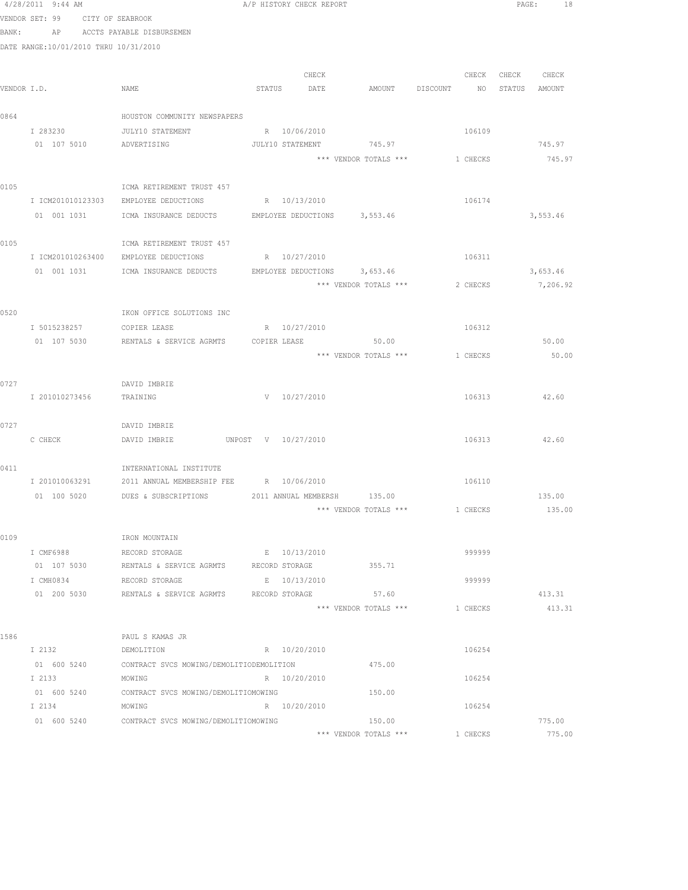A/P HISTORY CHECK REPORT

VENDOR SET: 99 CITY OF SEABROOK
BANK: AP ACCTS PAYABLE DISBURSEMEN
DATE RANGE:10/01/2010 THRU 10/31/2010

| VENDOR I.D. | NAME | STATUS | CHECK DATE | AMOUNT | DISCOUNT | CHECK NO | CHECK STATUS | CHECK AMOUNT |
|---|---|---|---|---|---|---|---|---|
| 0864 | HOUSTON COMMUNITY NEWSPAPERS | | | | | | | |
| I 283230 | JULY10 STATEMENT | R | 10/06/2010 | | | 106109 | | |
| 01 107 5010 | ADVERTISING | | JULY10 STATEMENT | 745.97 | | | | 745.97 |
| | | | | *** VENDOR TOTALS *** | | 1 CHECKS | | 745.97 |
| 0105 | ICMA RETIREMENT TRUST 457 | | | | | | | |
| I ICM201010123303 | EMPLOYEE DEDUCTIONS | R | 10/13/2010 | | | 106174 | | |
| 01 001 1031 | ICMA INSURANCE DEDUCTS | | EMPLOYEE DEDUCTIONS | 3,553.46 | | | | 3,553.46 |
| 0105 | ICMA RETIREMENT TRUST 457 | | | | | | | |
| I ICM201010263400 | EMPLOYEE DEDUCTIONS | R | 10/27/2010 | | | 106311 | | |
| 01 001 1031 | ICMA INSURANCE DEDUCTS | | EMPLOYEE DEDUCTIONS | 3,653.46 | | | | 3,653.46 |
| | | | | *** VENDOR TOTALS *** | | 2 CHECKS | | 7,206.92 |
| 0520 | IKON OFFICE SOLUTIONS INC | | | | | | | |
| I 5015238257 | COPIER LEASE | R | 10/27/2010 | | | 106312 | | |
| 01 107 5030 | RENTALS & SERVICE AGRMTS | | COPIER LEASE | 50.00 | | | | 50.00 |
| | | | | *** VENDOR TOTALS *** | | 1 CHECKS | | 50.00 |
| 0727 | DAVID IMBRIE | | | | | | | |
| I 201010273456 | TRAINING | V | 10/27/2010 | | | 106313 | | 42.60 |
| 0727 | DAVID IMBRIE | | | | | | | |
| C CHECK | DAVID IMBRIE UNPOST | V | 10/27/2010 | | | 106313 | | 42.60 |
| 0411 | INTERNATIONAL INSTITUTE | | | | | | | |
| I 201010063291 | 2011 ANNUAL MEMBERSHIP FEE | R | 10/06/2010 | | | 106110 | | |
| 01 100 5020 | DUES & SUBSCRIPTIONS | | 2011 ANNUAL MEMBERSH | 135.00 | | | | 135.00 |
| | | | | *** VENDOR TOTALS *** | | 1 CHECKS | | 135.00 |
| 0109 | IRON MOUNTAIN | | | | | | | |
| I CMF6988 | RECORD STORAGE | E | 10/13/2010 | | | 999999 | | |
| 01 107 5030 | RENTALS & SERVICE AGRMTS | | RECORD STORAGE | 355.71 | | | | |
| I CMH0834 | RECORD STORAGE | E | 10/13/2010 | | | 999999 | | |
| 01 200 5030 | RENTALS & SERVICE AGRMTS | | RECORD STORAGE | 57.60 | | | | 413.31 |
| | | | | *** VENDOR TOTALS *** | | 1 CHECKS | | 413.31 |
| 1586 | PAUL S KAMAS JR | | | | | | | |
| I 2132 | DEMOLITION | R | 10/20/2010 | | | 106254 | | |
| 01 600 5240 | CONTRACT SVCS MOWING/DEMOLITIODEMOLITION | | | 475.00 | | | | |
| I 2133 | MOWING | R | 10/20/2010 | | | 106254 | | |
| 01 600 5240 | CONTRACT SVCS MOWING/DEMOLITIOMOWING | | | 150.00 | | | | |
| I 2134 | MOWING | R | 10/20/2010 | | | 106254 | | |
| 01 600 5240 | CONTRACT SVCS MOWING/DEMOLITIOMOWING | | | 150.00 | | | | 775.00 |
| | | | | *** VENDOR TOTALS *** | | 1 CHECKS | | 775.00 |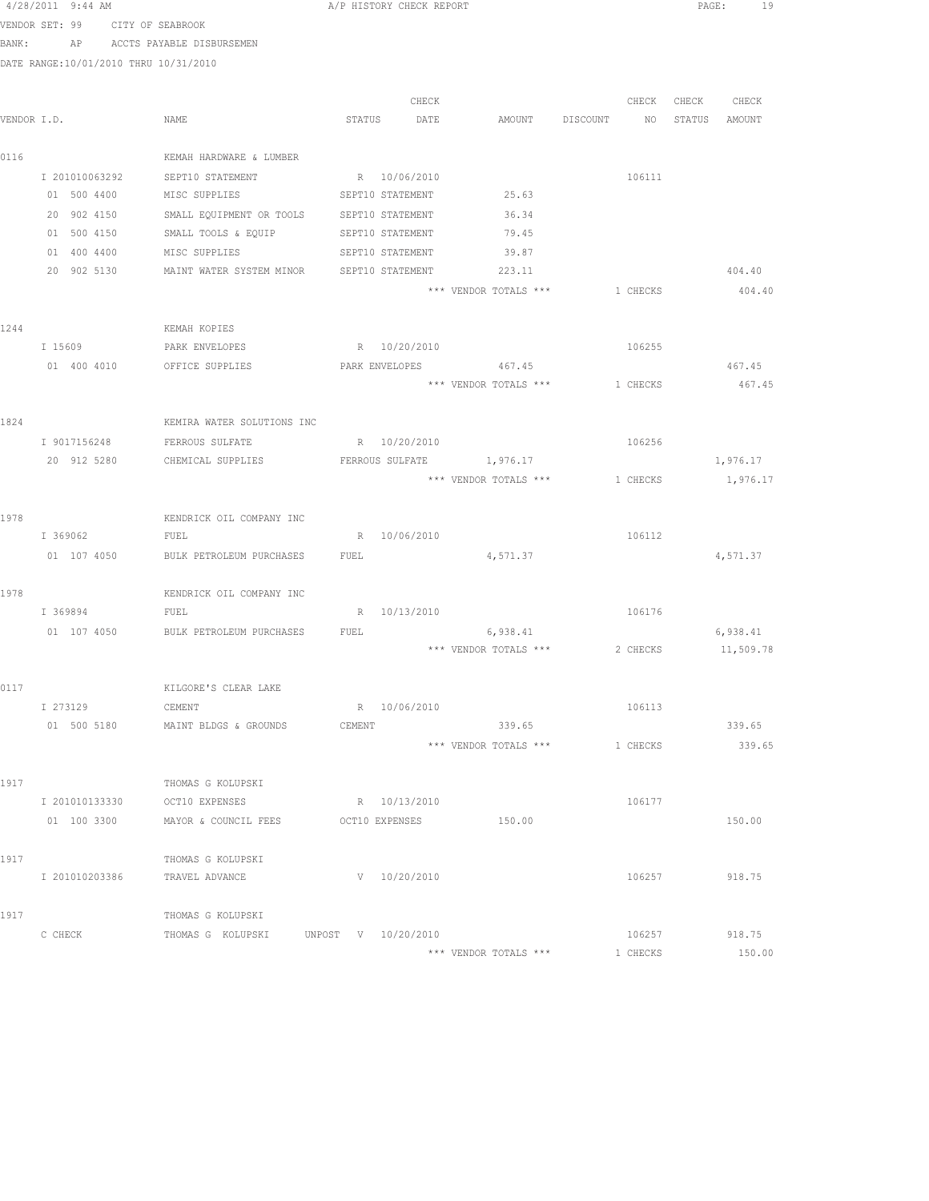4/28/2011 9:44 AM A/P HISTORY CHECK REPORT

VENDOR SET: 99 CITY OF SEABROOK

BANK: AP ACCTS PAYABLE DISBURSEMEN

DATE RANGE:10/01/2010 THRU 10/31/2010

| VENDOR I.D. | NAME | STATUS | CHECK DATE | AMOUNT | DISCOUNT | CHECK NO | CHECK STATUS | CHECK AMOUNT |
|---|---|---|---|---|---|---|---|---|
| 0116 | KEMAH HARDWARE & LUMBER | | | | | | | |
| I 201010063292 | SEPT10 STATEMENT | R | 10/06/2010 | | | 106111 | | |
| 01 500 4400 | MISC SUPPLIES | SEPT10 STATEMENT | | 25.63 | | | | |
| 20 902 4150 | SMALL EQUIPMENT OR TOOLS | SEPT10 STATEMENT | | 36.34 | | | | |
| 01 500 4150 | SMALL TOOLS & EQUIP | SEPT10 STATEMENT | | 79.45 | | | | |
| 01 400 4400 | MISC SUPPLIES | SEPT10 STATEMENT | | 39.87 | | | | |
| 20 902 5130 | MAINT WATER SYSTEM MINOR | SEPT10 STATEMENT | | 223.11 | | | | 404.40 |
| | | | | *** VENDOR TOTALS *** | | 1 CHECKS | | 404.40 |
| 1244 | KEMAH KOPIES | | | | | | | |
| I 15609 | PARK ENVELOPES | R | 10/20/2010 | | | 106255 | | |
| 01 400 4010 | OFFICE SUPPLIES | PARK ENVELOPES | | 467.45 | | | | 467.45 |
| | | | | *** VENDOR TOTALS *** | | 1 CHECKS | | 467.45 |
| 1824 | KEMIRA WATER SOLUTIONS INC | | | | | | | |
| I 9017156248 | FERROUS SULFATE | R | 10/20/2010 | | | 106256 | | |
| 20 912 5280 | CHEMICAL SUPPLIES | FERROUS SULFATE | | 1,976.17 | | | | 1,976.17 |
| | | | | *** VENDOR TOTALS *** | | 1 CHECKS | | 1,976.17 |
| 1978 | KENDRICK OIL COMPANY INC | | | | | | | |
| I 369062 | FUEL | R | 10/06/2010 | | | 106112 | | |
| 01 107 4050 | BULK PETROLEUM PURCHASES | FUEL | | 4,571.37 | | | | 4,571.37 |
| 1978 | KENDRICK OIL COMPANY INC | | | | | | | |
| I 369894 | FUEL | R | 10/13/2010 | | | 106176 | | |
| 01 107 4050 | BULK PETROLEUM PURCHASES | FUEL | | 6,938.41 | | | | 6,938.41 |
| | | | | *** VENDOR TOTALS *** | | 2 CHECKS | | 11,509.78 |
| 0117 | KILGORE'S CLEAR LAKE | | | | | | | |
| I 273129 | CEMENT | R | 10/06/2010 | | | 106113 | | |
| 01 500 5180 | MAINT BLDGS & GROUNDS | CEMENT | | 339.65 | | | | 339.65 |
| | | | | *** VENDOR TOTALS *** | | 1 CHECKS | | 339.65 |
| 1917 | THOMAS G KOLUPSKI | | | | | | | |
| I 201010133330 | OCT10 EXPENSES | R | 10/13/2010 | | | 106177 | | |
| 01 100 3300 | MAYOR & COUNCIL FEES | OCT10 EXPENSES | | 150.00 | | | | 150.00 |
| 1917 | THOMAS G KOLUPSKI | | | | | | | |
| I 201010203386 | TRAVEL ADVANCE | V | 10/20/2010 | | | 106257 | | 918.75 |
| 1917 | THOMAS G KOLUPSKI | | | | | | | |
| C CHECK | THOMAS G KOLUPSKI | UNPOST V | 10/20/2010 | | | 106257 | | 918.75 |
| | | | | *** VENDOR TOTALS *** | | 1 CHECKS | | 150.00 |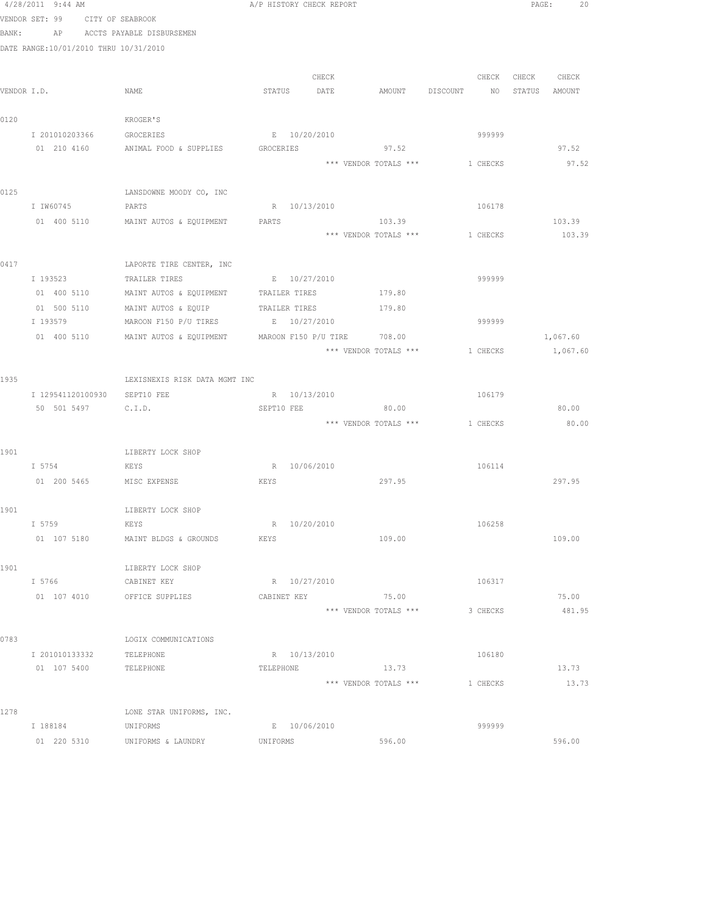4/28/2011 9:44 AM A/P HISTORY CHECK REPORT

VENDOR SET: 99 CITY OF SEABROOK

BANK: AP ACCTS PAYABLE DISBURSEMEN

DATE RANGE:10/01/2010 THRU 10/31/2010

| VENDOR I.D. | NAME | STATUS | CHECK DATE | AMOUNT | DISCOUNT | CHECK NO | CHECK STATUS | CHECK AMOUNT |
|---|---|---|---|---|---|---|---|---|
| 0120 | KROGER'S | | | | | | | |
| I 201010203366 | GROCERIES | E | 10/20/2010 | | | 999999 | | |
| 01 210 4160 | ANIMAL FOOD & SUPPLIES | GROCERIES | | 97.52 | | | | 97.52 |
| | | | | *** VENDOR TOTALS *** | | 1 CHECKS | | 97.52 |
| 0125 | LANSDOWNE MOODY CO, INC | | | | | | | |
| I IW60745 | PARTS | R | 10/13/2010 | | | 106178 | | |
| 01 400 5110 | MAINT AUTOS & EQUIPMENT | PARTS | | 103.39 | | | | 103.39 |
| | | | | *** VENDOR TOTALS *** | | 1 CHECKS | | 103.39 |
| 0417 | LAPORTE TIRE CENTER, INC | | | | | | | |
| I 193523 | TRAILER TIRES | E | 10/27/2010 | | | 999999 | | |
| 01 400 5110 | MAINT AUTOS & EQUIPMENT | TRAILER TIRES | | 179.80 | | | | |
| 01 500 5110 | MAINT AUTOS & EQUIP | TRAILER TIRES | | 179.80 | | | | |
| I 193579 | MAROON F150 P/U TIRES | E | 10/27/2010 | | | 999999 | | |
| 01 400 5110 | MAINT AUTOS & EQUIPMENT | MAROON F150 P/U TIRE | | 708.00 | | | | 1,067.60 |
| | | | | *** VENDOR TOTALS *** | | 1 CHECKS | | 1,067.60 |
| 1935 | LEXISNEXIS RISK DATA MGMT INC | | | | | | | |
| I 129541120100930 | SEPT10 FEE | R | 10/13/2010 | | | 106179 | | |
| 50 501 5497 | C.I.D. | SEPT10 FEE | | 80.00 | | | | 80.00 |
| | | | | *** VENDOR TOTALS *** | | 1 CHECKS | | 80.00 |
| 1901 | LIBERTY LOCK SHOP | | | | | | | |
| I 5754 | KEYS | R | 10/06/2010 | | | 106114 | | |
| 01 200 5465 | MISC EXPENSE | KEYS | | 297.95 | | | | 297.95 |
| 1901 | LIBERTY LOCK SHOP | | | | | | | |
| I 5759 | KEYS | R | 10/20/2010 | | | 106258 | | |
| 01 107 5180 | MAINT BLDGS & GROUNDS | KEYS | | 109.00 | | | | 109.00 |
| 1901 | LIBERTY LOCK SHOP | | | | | | | |
| I 5766 | CABINET KEY | R | 10/27/2010 | | | 106317 | | |
| 01 107 4010 | OFFICE SUPPLIES | CABINET KEY | | 75.00 | | | | 75.00 |
| | | | | *** VENDOR TOTALS *** | | 3 CHECKS | | 481.95 |
| 0783 | LOGIX COMMUNICATIONS | | | | | | | |
| I 201010133332 | TELEPHONE | R | 10/13/2010 | | | 106180 | | |
| 01 107 5400 | TELEPHONE | TELEPHONE | | 13.73 | | | | 13.73 |
| | | | | *** VENDOR TOTALS *** | | 1 CHECKS | | 13.73 |
| 1278 | LONE STAR UNIFORMS, INC. | | | | | | | |
| I 188184 | UNIFORMS | E | 10/06/2010 | | | 999999 | | |
| 01 220 5310 | UNIFORMS & LAUNDRY | UNIFORMS | | 596.00 | | | | 596.00 |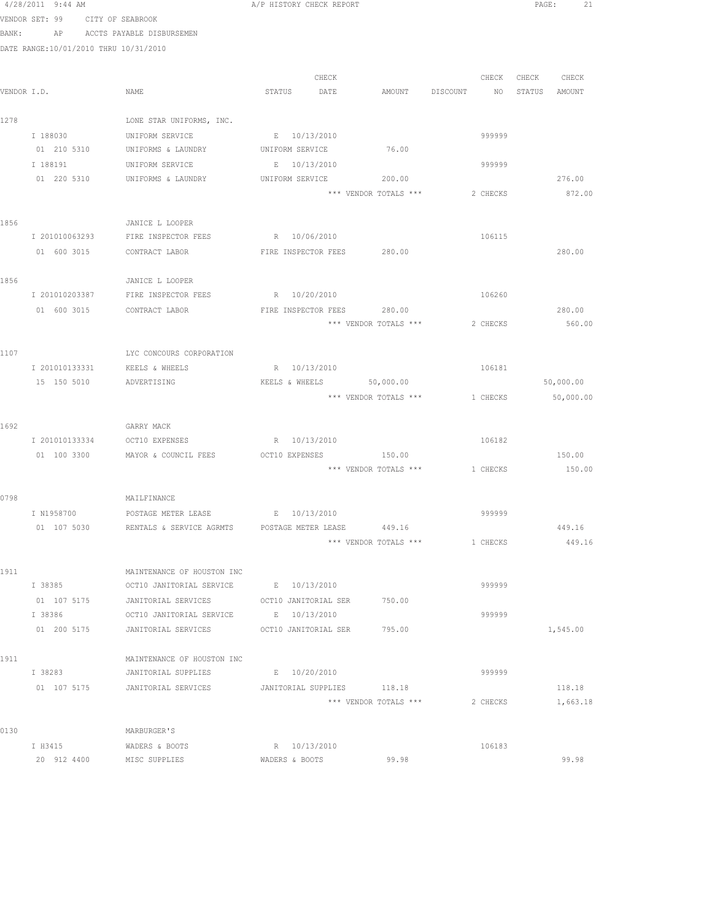4/28/2011 9:44 AM A/P HISTORY CHECK REPORT

VENDOR SET: 99 CITY OF SEABROOK
BANK: AP ACCTS PAYABLE DISBURSEMEN
DATE RANGE:10/01/2010 THRU 10/31/2010

| VENDOR I.D. | NAME | STATUS | CHECK DATE | AMOUNT | DISCOUNT | CHECK NO | CHECK STATUS | CHECK AMOUNT |
|---|---|---|---|---|---|---|---|---|
| 1278 | LONE STAR UNIFORMS, INC. | | | | | | | |
| I 188030 | UNIFORM SERVICE | E | 10/13/2010 | | | 999999 | | |
| 01 210 5310 | UNIFORMS & LAUNDRY | UNIFORM SERVICE | | 76.00 | | | | |
| I 188191 | UNIFORM SERVICE | E | 10/13/2010 | | | 999999 | | |
| 01 220 5310 | UNIFORMS & LAUNDRY | UNIFORM SERVICE | | 200.00 | | | | 276.00 |
| | | | | *** VENDOR TOTALS *** | | 2 CHECKS | | 872.00 |
| 1856 | JANICE L LOOPER | | | | | | | |
| I 201010063293 | FIRE INSPECTOR FEES | R | 10/06/2010 | | | 106115 | | |
| 01 600 3015 | CONTRACT LABOR | FIRE INSPECTOR FEES | | 280.00 | | | | 280.00 |
| 1856 | JANICE L LOOPER | | | | | | | |
| I 201010203387 | FIRE INSPECTOR FEES | R | 10/20/2010 | | | 106260 | | |
| 01 600 3015 | CONTRACT LABOR | FIRE INSPECTOR FEES | | 280.00 | | | | 280.00 |
| | | | | *** VENDOR TOTALS *** | | 2 CHECKS | | 560.00 |
| 1107 | LYC CONCOURS CORPORATION | | | | | | | |
| I 201010133331 | KEELS & WHEELS | R | 10/13/2010 | | | 106181 | | |
| 15 150 5010 | ADVERTISING | KEELS & WHEELS | | 50,000.00 | | | | 50,000.00 |
| | | | | *** VENDOR TOTALS *** | | 1 CHECKS | | 50,000.00 |
| 1692 | GARRY MACK | | | | | | | |
| I 201010133334 | OCT10 EXPENSES | R | 10/13/2010 | | | 106182 | | |
| 01 100 3300 | MAYOR & COUNCIL FEES | OCT10 EXPENSES | | 150.00 | | | | 150.00 |
| | | | | *** VENDOR TOTALS *** | | 1 CHECKS | | 150.00 |
| 0798 | MAILFINANCE | | | | | | | |
| I N1958700 | POSTAGE METER LEASE | E | 10/13/2010 | | | 999999 | | |
| 01 107 5030 | RENTALS & SERVICE AGRMTS | POSTAGE METER LEASE | | 449.16 | | | | 449.16 |
| | | | | *** VENDOR TOTALS *** | | 1 CHECKS | | 449.16 |
| 1911 | MAINTENANCE OF HOUSTON INC | | | | | | | |
| I 38385 | OCT10 JANITORIAL SERVICE | E | 10/13/2010 | | | 999999 | | |
| 01 107 5175 | JANITORIAL SERVICES | OCT10 JANITORIAL SER | | 750.00 | | | | |
| I 38386 | OCT10 JANITORIAL SERVICE | E | 10/13/2010 | | | 999999 | | |
| 01 200 5175 | JANITORIAL SERVICES | OCT10 JANITORIAL SER | | 795.00 | | | | 1,545.00 |
| 1911 | MAINTENANCE OF HOUSTON INC | | | | | | | |
| I 38283 | JANITORIAL SUPPLIES | E | 10/20/2010 | | | 999999 | | |
| 01 107 5175 | JANITORIAL SERVICES | JANITORIAL SUPPLIES | | 118.18 | | | | 118.18 |
| | | | | *** VENDOR TOTALS *** | | 2 CHECKS | | 1,663.18 |
| 0130 | MARBURGER'S | | | | | | | |
| I H3415 | WADERS & BOOTS | R | 10/13/2010 | | | 106183 | | |
| 20 912 4400 | MISC SUPPLIES | WADERS & BOOTS | | 99.98 | | | | 99.98 |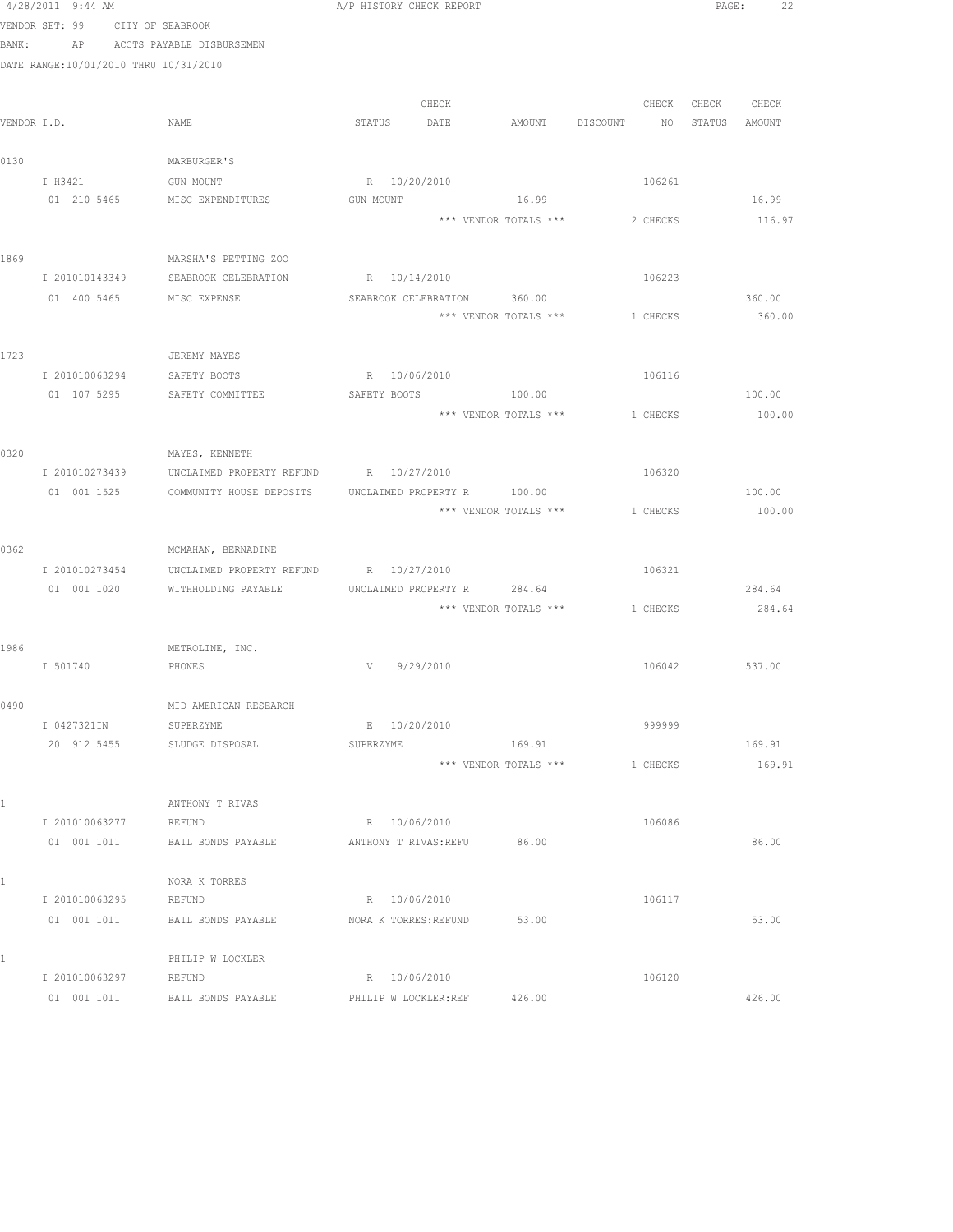4/28/2011 9:44 AM A/P HISTORY CHECK REPORT

VENDOR SET: 99 CITY OF SEABROOK
BANK: AP ACCTS PAYABLE DISBURSEMEN
DATE RANGE:10/01/2010 THRU 10/31/2010

| VENDOR I.D. | NAME | STATUS | CHECK DATE | AMOUNT | DISCOUNT | CHECK NO | CHECK STATUS | CHECK AMOUNT |
|---|---|---|---|---|---|---|---|---|
| 0130 | MARBURGER'S | | | | | | | |
| I H3421 | GUN MOUNT | R | 10/20/2010 | | | 106261 | | |
| 01 210 5465 | MISC EXPENDITURES | GUN MOUNT | | 16.99 | | | | 16.99 |
| | | | | *** VENDOR TOTALS *** | | 2 CHECKS | | 116.97 |
| 1869 | MARSHA'S PETTING ZOO | | | | | | | |
| I 201010143349 | SEABROOK CELEBRATION | R | 10/14/2010 | | | 106223 | | |
| 01 400 5465 | MISC EXPENSE | SEABROOK CELEBRATION | | 360.00 | | | | 360.00 |
| | | | | *** VENDOR TOTALS *** | | 1 CHECKS | | 360.00 |
| 1723 | JEREMY MAYES | | | | | | | |
| I 201010063294 | SAFETY BOOTS | R | 10/06/2010 | | | 106116 | | |
| 01 107 5295 | SAFETY COMMITTEE | SAFETY BOOTS | | 100.00 | | | | 100.00 |
| | | | | *** VENDOR TOTALS *** | | 1 CHECKS | | 100.00 |
| 0320 | MAYES, KENNETH | | | | | | | |
| I 201010273439 | UNCLAIMED PROPERTY REFUND | R | 10/27/2010 | | | 106320 | | |
| 01 001 1525 | COMMUNITY HOUSE DEPOSITS | UNCLAIMED PROPERTY R | | 100.00 | | | | 100.00 |
| | | | | *** VENDOR TOTALS *** | | 1 CHECKS | | 100.00 |
| 0362 | MCMAHAN, BERNADINE | | | | | | | |
| I 201010273454 | UNCLAIMED PROPERTY REFUND | R | 10/27/2010 | | | 106321 | | |
| 01 001 1020 | WITHHOLDING PAYABLE | UNCLAIMED PROPERTY R | | 284.64 | | | | 284.64 |
| | | | | *** VENDOR TOTALS *** | | 1 CHECKS | | 284.64 |
| 1986 | METROLINE, INC. | | | | | | | |
| I 501740 | PHONES | V | 9/29/2010 | | | 106042 | | 537.00 |
| 0490 | MID AMERICAN RESEARCH | | | | | | | |
| I 0427321IN | SUPERZYME | E | 10/20/2010 | | | 999999 | | |
| 20 912 5455 | SLUDGE DISPOSAL | SUPERZYME | | 169.91 | | | | 169.91 |
| | | | | *** VENDOR TOTALS *** | | 1 CHECKS | | 169.91 |
| 1 | ANTHONY T RIVAS | | | | | | | |
| I 201010063277 | REFUND | R | 10/06/2010 | | | 106086 | | |
| 01 001 1011 | BAIL BONDS PAYABLE | ANTHONY T RIVAS:REFU | | 86.00 | | | | 86.00 |
| 1 | NORA K TORRES | | | | | | | |
| I 201010063295 | REFUND | R | 10/06/2010 | | | 106117 | | |
| 01 001 1011 | BAIL BONDS PAYABLE | NORA K TORRES:REFUND | | 53.00 | | | | 53.00 |
| 1 | PHILIP W LOCKLER | | | | | | | |
| I 201010063297 | REFUND | R | 10/06/2010 | | | 106120 | | |
| 01 001 1011 | BAIL BONDS PAYABLE | PHILIP W LOCKLER:REF | | 426.00 | | | | 426.00 |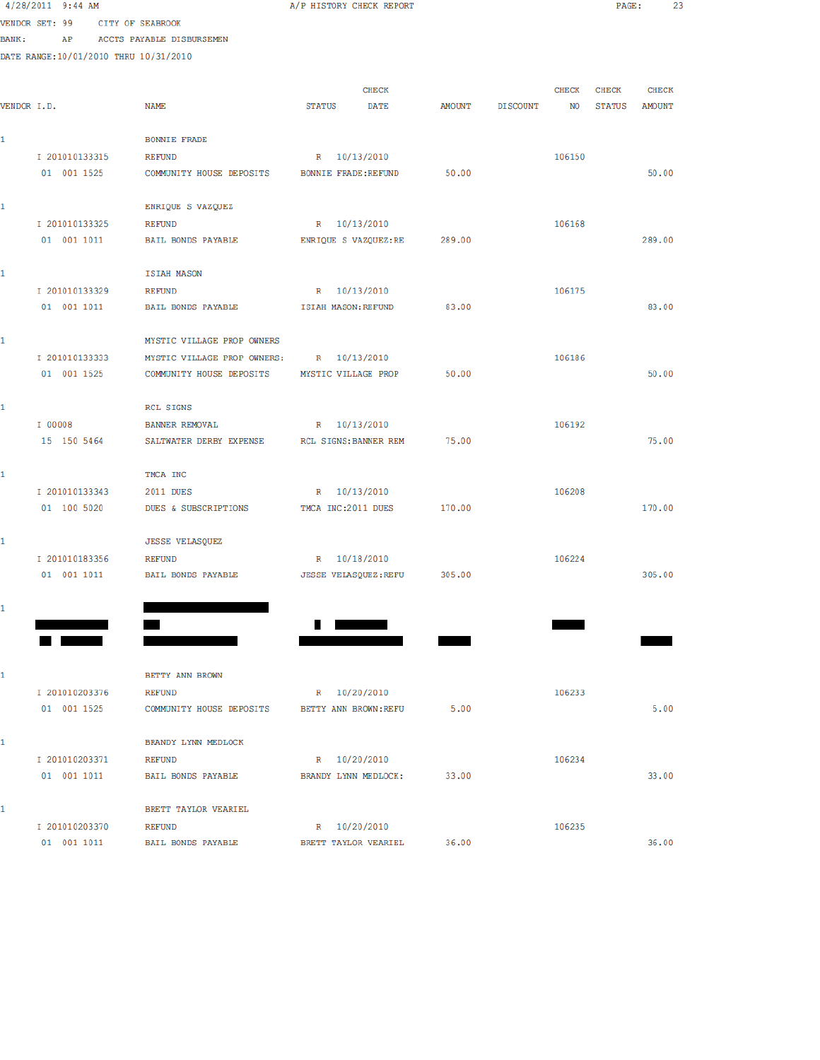4/28/2011 9:44 AM

A/P HISTORY CHECK REPORT

VENDOR SET: 99 CITY OF SEABROOK
BANK: AP ACCTS PAYABLE DISBURSEMEN
DATE RANGE:10/01/2010 THRU 10/31/2010

| VENDOR I.D. | NAME | STATUS | CHECK DATE | AMOUNT | DISCOUNT | CHECK NO | CHECK STATUS | CHECK AMOUNT |
|---|---|---|---|---|---|---|---|---|
| 1 | BONNIE FRADE | | | | | | | |
| I 201010133315 | REFUND | R | 10/13/2010 | | | 106150 | | |
| 01 001 1525 | COMMUNITY HOUSE DEPOSITS | BONNIE FRADE:REFUND | | 50.00 | | | | 50.00 |
| 1 | ENRIQUE S VAZQUEZ | | | | | | | |
| I 201010133325 | REFUND | R | 10/13/2010 | | | 106168 | | |
| 01 001 1011 | BAIL BONDS PAYABLE | ENRIQUE S VAZQUEZ:RE | | 289.00 | | | | 289.00 |
| 1 | ISIAH MASON | | | | | | | |
| I 201010133329 | REFUND | R | 10/13/2010 | | | 106175 | | |
| 01 001 1011 | BAIL BONDS PAYABLE | ISIAH MASON:REFUND | | 83.00 | | | | 83.00 |
| 1 | MYSTIC VILLAGE PROP OWNERS | | | | | | | |
| I 201010133333 | MYSTIC VILLAGE PROP OWNERS: | R | 10/13/2010 | | | 106186 | | |
| 01 001 1525 | COMMUNITY HOUSE DEPOSITS | MYSTIC VILLAGE PROP | | 50.00 | | | | 50.00 |
| 1 | RCL SIGNS | | | | | | | |
| I 00008 | BANNER REMOVAL | R | 10/13/2010 | | | 106192 | | |
| 15 150 5464 | SALTWATER DERBY EXPENSE | RCL SIGNS:BANNER REM | | 75.00 | | | | 75.00 |
| 1 | TMCA INC | | | | | | | |
| I 201010133343 | 2011 DUES | R | 10/13/2010 | | | 106208 | | |
| 01 100 5020 | DUES & SUBSCRIPTIONS | TMCA INC:2011 DUES | | 170.00 | | | | 170.00 |
| 1 | JESSE VELASQUEZ | | | | | | | |
| I 201010183356 | REFUND | R | 10/18/2010 | | | 106224 | | |
| 01 001 1011 | BAIL BONDS PAYABLE | JESSE VELASQUEZ:REFU | | 305.00 | | | | 305.00 |
| 1 | [REDACTED] | | | | | | | |
| [REDACTED] | [REDACTED] | [REDACTED] | [REDACTED] | | | [REDACTED] | | |
| [REDACTED] | [REDACTED] | [REDACTED] | | [REDACTED] | | | | [REDACTED] |
| 1 | BETTY ANN BROWN | | | | | | | |
| I 201010203376 | REFUND | R | 10/20/2010 | | | 106233 | | |
| 01 001 1525 | COMMUNITY HOUSE DEPOSITS | BETTY ANN BROWN:REFU | | 5.00 | | | | 5.00 |
| 1 | BRANDY LYNN MEDLOCK | | | | | | | |
| I 201010203371 | REFUND | R | 10/20/2010 | | | 106234 | | |
| 01 001 1011 | BAIL BONDS PAYABLE | BRANDY LYNN MEDLOCK: | | 33.00 | | | | 33.00 |
| 1 | BRETT TAYLOR VEARIEL | | | | | | | |
| I 201010203370 | REFUND | R | 10/20/2010 | | | 106235 | | |
| 01 001 1011 | BAIL BONDS PAYABLE | BRETT TAYLOR VEARIEL | | 36.00 | | | | 36.00 |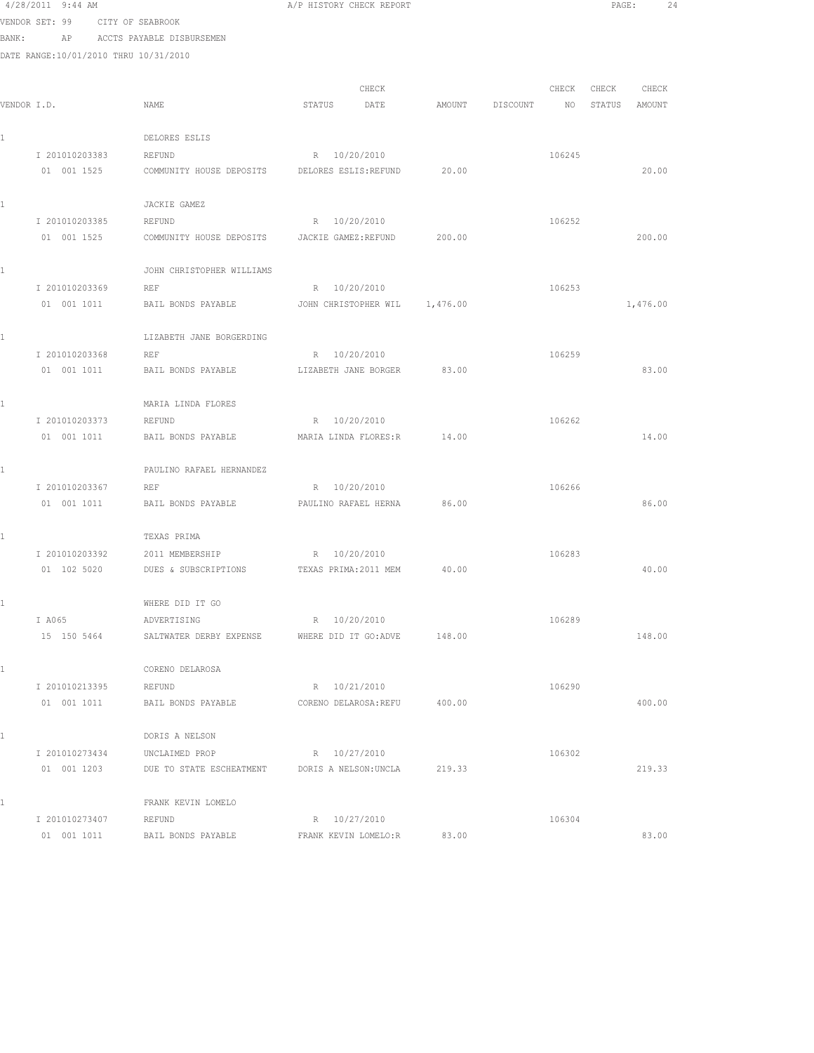4/28/2011 9:44 AM A/P HISTORY CHECK REPORT

VENDOR SET: 99 CITY OF SEABROOK

BANK: AP ACCTS PAYABLE DISBURSEMEN

DATE RANGE:10/01/2010 THRU 10/31/2010

| VENDOR I.D. | NAME | STATUS | CHECK DATE | AMOUNT | DISCOUNT | CHECK NO | CHECK STATUS | CHECK AMOUNT |
|---|---|---|---|---|---|---|---|---|
| 1 | DELORES ESLIS | | | | | | | |
| I 201010203383 | REFUND | R | 10/20/2010 | | | 106245 | | |
| 01 001 1525 | COMMUNITY HOUSE DEPOSITS | DELORES ESLIS:REFUND | | 20.00 | | | | 20.00 |
| 1 | JACKIE GAMEZ | | | | | | | |
| I 201010203385 | REFUND | R | 10/20/2010 | | | 106252 | | |
| 01 001 1525 | COMMUNITY HOUSE DEPOSITS | JACKIE GAMEZ:REFUND | | 200.00 | | | | 200.00 |
| 1 | JOHN CHRISTOPHER WILLIAMS | | | | | | | |
| I 201010203369 | REF | R | 10/20/2010 | | | 106253 | | |
| 01 001 1011 | BAIL BONDS PAYABLE | JOHN CHRISTOPHER WIL | | 1,476.00 | | | | 1,476.00 |
| 1 | LIZABETH JANE BORGERDING | | | | | | | |
| I 201010203368 | REF | R | 10/20/2010 | | | 106259 | | |
| 01 001 1011 | BAIL BONDS PAYABLE | LIZABETH JANE BORGER | | 83.00 | | | | 83.00 |
| 1 | MARIA LINDA FLORES | | | | | | | |
| I 201010203373 | REFUND | R | 10/20/2010 | | | 106262 | | |
| 01 001 1011 | BAIL BONDS PAYABLE | MARIA LINDA FLORES:R | | 14.00 | | | | 14.00 |
| 1 | PAULINO RAFAEL HERNANDEZ | | | | | | | |
| I 201010203367 | REF | R | 10/20/2010 | | | 106266 | | |
| 01 001 1011 | BAIL BONDS PAYABLE | PAULINO RAFAEL HERNA | | 86.00 | | | | 86.00 |
| 1 | TEXAS PRIMA | | | | | | | |
| I 201010203392 | 2011 MEMBERSHIP | R | 10/20/2010 | | | 106283 | | |
| 01 102 5020 | DUES & SUBSCRIPTIONS | TEXAS PRIMA:2011 MEM | | 40.00 | | | | 40.00 |
| 1 | WHERE DID IT GO | | | | | | | |
| I A065 | ADVERTISING | R | 10/20/2010 | | | 106289 | | |
| 15 150 5464 | SALTWATER DERBY EXPENSE | WHERE DID IT GO:ADVE | | 148.00 | | | | 148.00 |
| 1 | CORENO DELAROSA | | | | | | | |
| I 201010213395 | REFUND | R | 10/21/2010 | | | 106290 | | |
| 01 001 1011 | BAIL BONDS PAYABLE | CORENO DELAROSA:REFU | | 400.00 | | | | 400.00 |
| 1 | DORIS A NELSON | | | | | | | |
| I 201010273434 | UNCLAIMED PROP | R | 10/27/2010 | | | 106302 | | |
| 01 001 1203 | DUE TO STATE ESCHEATMENT | DORIS A NELSON:UNCLA | | 219.33 | | | | 219.33 |
| 1 | FRANK KEVIN LOMELO | | | | | | | |
| I 201010273407 | REFUND | R | 10/27/2010 | | | 106304 | | |
| 01 001 1011 | BAIL BONDS PAYABLE | FRANK KEVIN LOMELO:R | | 83.00 | | | | 83.00 |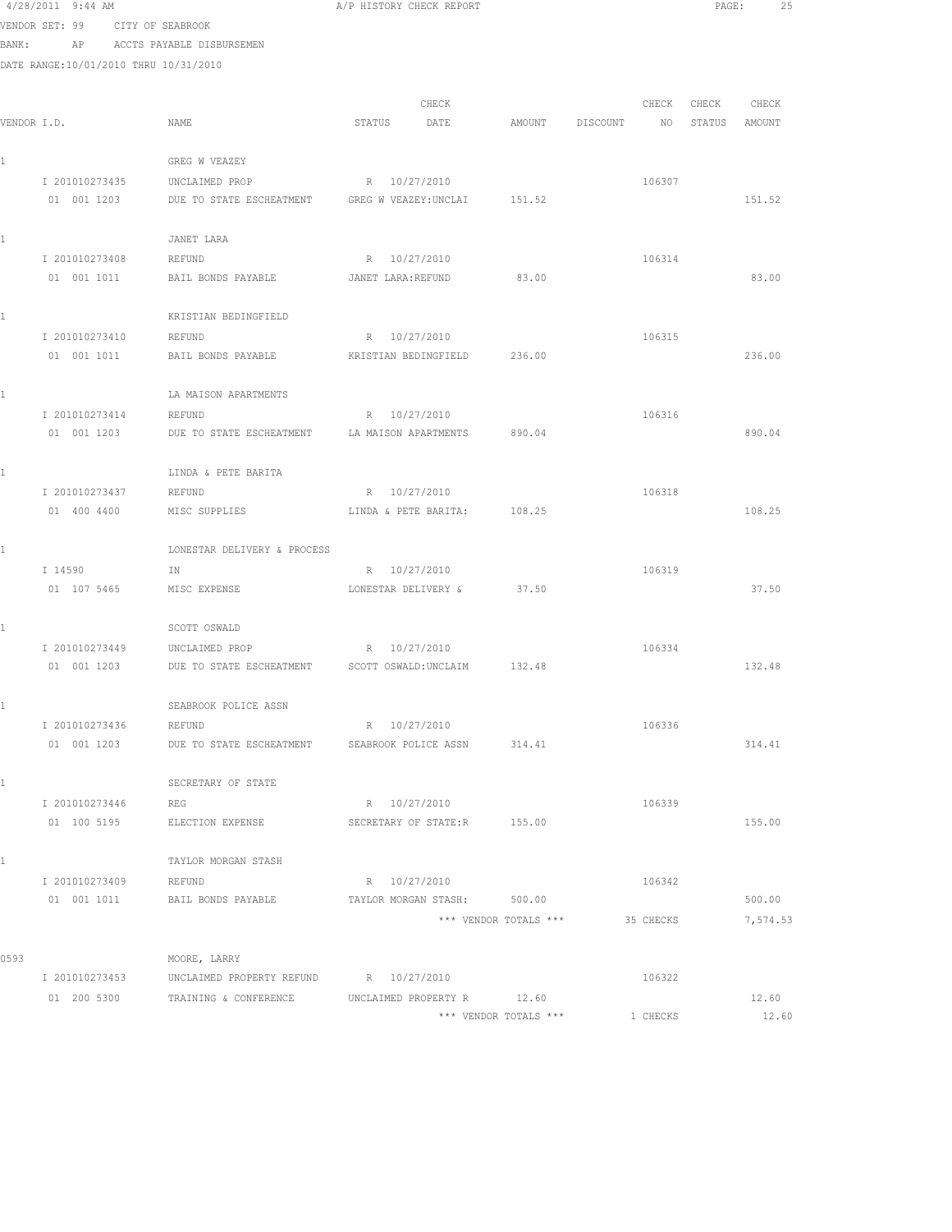4/28/2011 9:44 AM — A/P HISTORY CHECK REPORT

VENDOR SET: 99 CITY OF SEABROOK
BANK: AP ACCTS PAYABLE DISBURSEMEN
DATE RANGE:10/01/2010 THRU 10/31/2010

| VENDOR I.D. | NAME | STATUS | CHECK DATE | AMOUNT | DISCOUNT | CHECK NO | CHECK STATUS | CHECK AMOUNT |
|---|---|---|---|---|---|---|---|---|
| 1 | GREG W VEAZEY | | | | | | | |
| I 201010273435 | UNCLAIMED PROP | R | 10/27/2010 | | | 106307 | | |
| 01 001 1203 | DUE TO STATE ESCHEATMENT | GREG W VEAZEY:UNCLAI | | 151.52 | | | | 151.52 |
| 1 | JANET LARA | | | | | | | |
| I 201010273408 | REFUND | R | 10/27/2010 | | | 106314 | | |
| 01 001 1011 | BAIL BONDS PAYABLE | JANET LARA:REFUND | | 83.00 | | | | 83.00 |
| 1 | KRISTIAN BEDINGFIELD | | | | | | | |
| I 201010273410 | REFUND | R | 10/27/2010 | | | 106315 | | |
| 01 001 1011 | BAIL BONDS PAYABLE | KRISTIAN BEDINGFIELD | | 236.00 | | | | 236.00 |
| 1 | LA MAISON APARTMENTS | | | | | | | |
| I 201010273414 | REFUND | R | 10/27/2010 | | | 106316 | | |
| 01 001 1203 | DUE TO STATE ESCHEATMENT | LA MAISON APARTMENTS | | 890.04 | | | | 890.04 |
| 1 | LINDA & PETE BARITA | | | | | | | |
| I 201010273437 | REFUND | R | 10/27/2010 | | | 106318 | | |
| 01 400 4400 | MISC SUPPLIES | LINDA & PETE BARITA: | | 108.25 | | | | 108.25 |
| 1 | LONESTAR DELIVERY & PROCESS | | | | | | | |
| I 14590 | IN | R | 10/27/2010 | | | 106319 | | |
| 01 107 5465 | MISC EXPENSE | LONESTAR DELIVERY & | | 37.50 | | | | 37.50 |
| 1 | SCOTT OSWALD | | | | | | | |
| I 201010273449 | UNCLAIMED PROP | R | 10/27/2010 | | | 106334 | | |
| 01 001 1203 | DUE TO STATE ESCHEATMENT | SCOTT OSWALD:UNCLAIM | | 132.48 | | | | 132.48 |
| 1 | SEABROOK POLICE ASSN | | | | | | | |
| I 201010273436 | REFUND | R | 10/27/2010 | | | 106336 | | |
| 01 001 1203 | DUE TO STATE ESCHEATMENT | SEABROOK POLICE ASSN | | 314.41 | | | | 314.41 |
| 1 | SECRETARY OF STATE | | | | | | | |
| I 201010273446 | REG | R | 10/27/2010 | | | 106339 | | |
| 01 100 5195 | ELECTION EXPENSE | SECRETARY OF STATE:R | | 155.00 | | | | 155.00 |
| 1 | TAYLOR MORGAN STASH | | | | | | | |
| I 201010273409 | REFUND | R | 10/27/2010 | | | 106342 | | |
| 01 001 1011 | BAIL BONDS PAYABLE | TAYLOR MORGAN STASH: | | 500.00 | | | | 500.00 |
| | | | | *** VENDOR TOTALS *** | | 35 CHECKS | | 7,574.53 |
| 0593 | MOORE, LARRY | | | | | | | |
| I 201010273453 | UNCLAIMED PROPERTY REFUND | R | 10/27/2010 | | | 106322 | | |
| 01 200 5300 | TRAINING & CONFERENCE | UNCLAIMED PROPERTY R | | 12.60 | | | | 12.60 |
| | | | | *** VENDOR TOTALS *** | | 1 CHECKS | | 12.60 |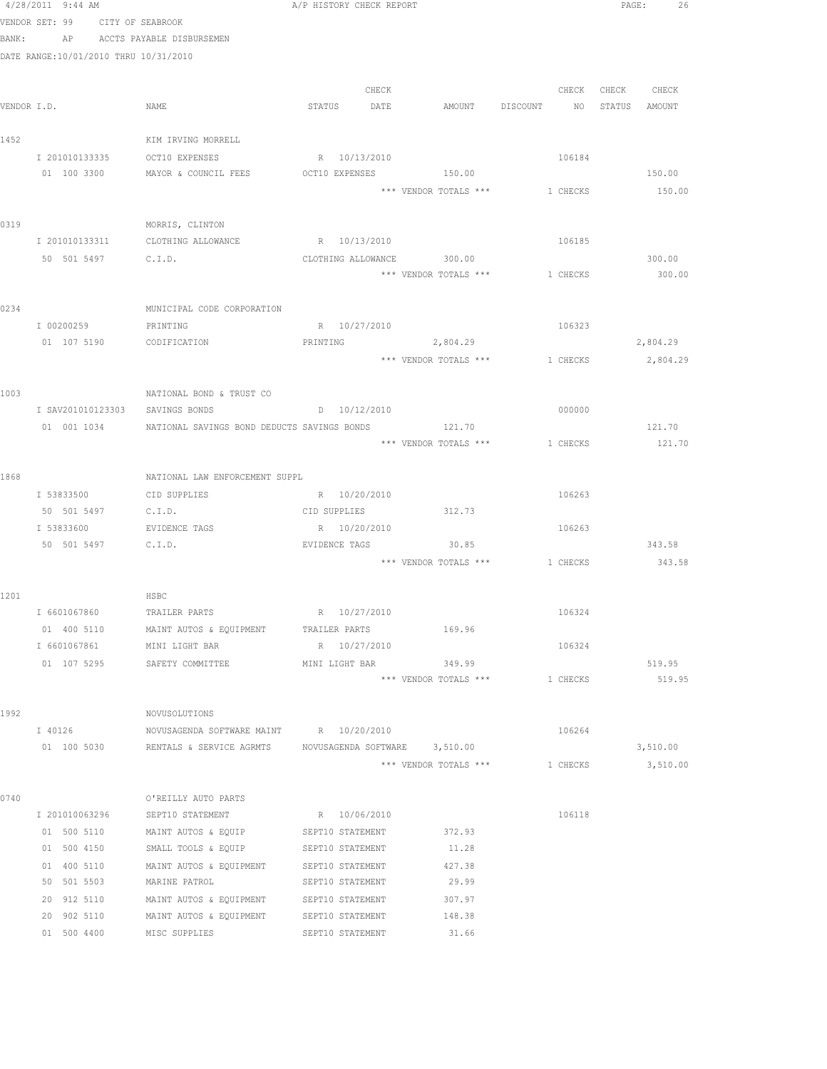4/28/2011 9:44 AM A/P HISTORY CHECK REPORT

VENDOR SET: 99 CITY OF SEABROOK

BANK: AP ACCTS PAYABLE DISBURSEMEN

DATE RANGE:10/01/2010 THRU 10/31/2010

| VENDOR I.D. | NAME | STATUS | CHECK DATE | AMOUNT | DISCOUNT | CHECK NO | CHECK STATUS | CHECK AMOUNT |
|---|---|---|---|---|---|---|---|---|
| 1452 | KIM IRVING MORRELL | | | | | | | |
| I 201010133335 | OCT10 EXPENSES | R | 10/13/2010 | | | 106184 | | |
| 01 100 3300 | MAYOR & COUNCIL FEES | OCT10 EXPENSES | | 150.00 | | | | 150.00 |
| | | | | *** VENDOR TOTALS *** | | 1 CHECKS | | 150.00 |
| 0319 | MORRIS, CLINTON | | | | | | | |
| I 201010133311 | CLOTHING ALLOWANCE | R | 10/13/2010 | | | 106185 | | |
| 50 501 5497 | C.I.D. | CLOTHING ALLOWANCE | | 300.00 | | | | 300.00 |
| | | | | *** VENDOR TOTALS *** | | 1 CHECKS | | 300.00 |
| 0234 | MUNICIPAL CODE CORPORATION | | | | | | | |
| I 00200259 | PRINTING | R | 10/27/2010 | | | 106323 | | |
| 01 107 5190 | CODIFICATION | PRINTING | | 2,804.29 | | | | 2,804.29 |
| | | | | *** VENDOR TOTALS *** | | 1 CHECKS | | 2,804.29 |
| 1003 | NATIONAL BOND & TRUST CO | | | | | | | |
| I SAV201010123303 | SAVINGS BONDS | D | 10/12/2010 | | | 000000 | | |
| 01 001 1034 | NATIONAL SAVINGS BOND DEDUCTS | SAVINGS BONDS | | 121.70 | | | | 121.70 |
| | | | | *** VENDOR TOTALS *** | | 1 CHECKS | | 121.70 |
| 1868 | NATIONAL LAW ENFORCEMENT SUPPL | | | | | | | |
| I 53833500 | CID SUPPLIES | R | 10/20/2010 | | | 106263 | | |
| 50 501 5497 | C.I.D. | CID SUPPLIES | | 312.73 | | | | |
| I 53833600 | EVIDENCE TAGS | R | 10/20/2010 | | | 106263 | | |
| 50 501 5497 | C.I.D. | EVIDENCE TAGS | | 30.85 | | | | 343.58 |
| | | | | *** VENDOR TOTALS *** | | 1 CHECKS | | 343.58 |
| 1201 | HSBC | | | | | | | |
| I 6601067860 | TRAILER PARTS | R | 10/27/2010 | | | 106324 | | |
| 01 400 5110 | MAINT AUTOS & EQUIPMENT | TRAILER PARTS | | 169.96 | | | | |
| I 6601067861 | MINI LIGHT BAR | R | 10/27/2010 | | | 106324 | | |
| 01 107 5295 | SAFETY COMMITTEE | MINI LIGHT BAR | | 349.99 | | | | 519.95 |
| | | | | *** VENDOR TOTALS *** | | 1 CHECKS | | 519.95 |
| 1992 | NOVUSOLUTIONS | | | | | | | |
| I 40126 | NOVUSAGENDA SOFTWARE MAINT | R | 10/20/2010 | | | 106264 | | |
| 01 100 5030 | RENTALS & SERVICE AGRMTS | NOVUSAGENDA SOFTWARE | | 3,510.00 | | | | 3,510.00 |
| | | | | *** VENDOR TOTALS *** | | 1 CHECKS | | 3,510.00 |
| 0740 | O'REILLY AUTO PARTS | | | | | | | |
| I 201010063296 | SEPT10 STATEMENT | R | 10/06/2010 | | | 106118 | | |
| 01 500 5110 | MAINT AUTOS & EQUIP | SEPT10 STATEMENT | | 372.93 | | | | |
| 01 500 4150 | SMALL TOOLS & EQUIP | SEPT10 STATEMENT | | 11.28 | | | | |
| 01 400 5110 | MAINT AUTOS & EQUIPMENT | SEPT10 STATEMENT | | 427.38 | | | | |
| 50 501 5503 | MARINE PATROL | SEPT10 STATEMENT | | 29.99 | | | | |
| 20 912 5110 | MAINT AUTOS & EQUIPMENT | SEPT10 STATEMENT | | 307.97 | | | | |
| 20 902 5110 | MAINT AUTOS & EQUIPMENT | SEPT10 STATEMENT | | 148.38 | | | | |
| 01 500 4400 | MISC SUPPLIES | SEPT10 STATEMENT | | 31.66 | | | | |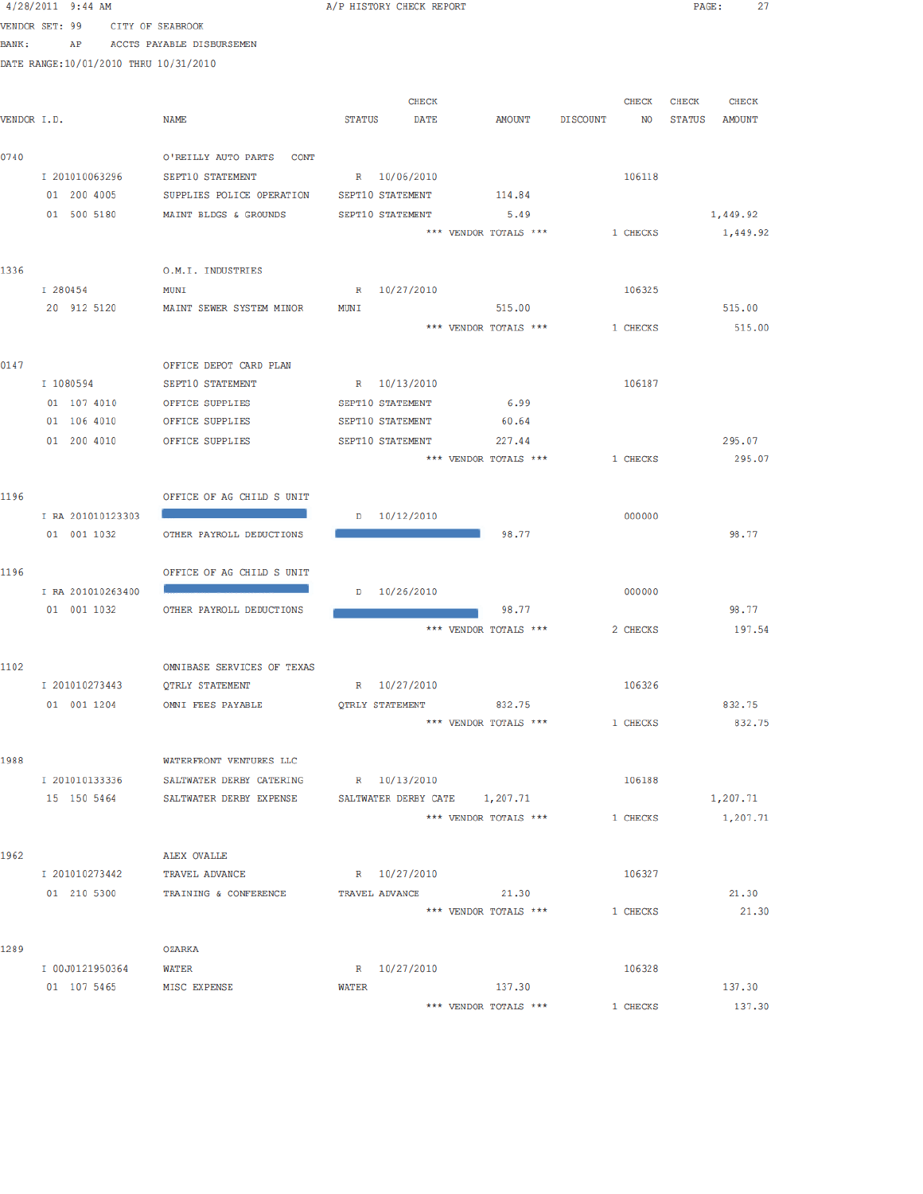4/28/2011 9:44 AM A/P HISTORY CHECK REPORT

VENDOR SET: 99 CITY OF SEABROOK
BANK: AP ACCTS PAYABLE DISBURSEMEN
DATE RANGE:10/01/2010 THRU 10/31/2010

| VENDOR I.D. | NAME | STATUS | CHECK DATE | AMOUNT | DISCOUNT | CHECK NO | CHECK STATUS | CHECK AMOUNT |
|---|---|---|---|---|---|---|---|---|
| 0740 | O'REILLY AUTO PARTS CONT | | | | | | | |
| I 201010063296 | SEPT10 STATEMENT | R | 10/06/2010 | | | 106118 | | |
| 01 200 4005 | SUPPLIES POLICE OPERATION | SEPT10 STATEMENT | | 114.84 | | | | |
| 01 500 5180 | MAINT BLDGS & GROUNDS | SEPT10 STATEMENT | | 5.49 | | | | 1,449.92 |
| | | | *** VENDOR TOTALS *** | | | 1 CHECKS | | 1,449.92 |
| 1336 | O.M.I. INDUSTRIES | | | | | | | |
| I 280454 | MUNI | R | 10/27/2010 | | | 106325 | | |
| 20 912 5120 | MAINT SEWER SYSTEM MINOR | MUNI | | 515.00 | | | | 515.00 |
| | | | *** VENDOR TOTALS *** | | | 1 CHECKS | | 515.00 |
| 0147 | OFFICE DEPOT CARD PLAN | | | | | | | |
| I 1080594 | SEPT10 STATEMENT | R | 10/13/2010 | | | 106187 | | |
| 01 107 4010 | OFFICE SUPPLIES | SEPT10 STATEMENT | | 6.99 | | | | |
| 01 106 4010 | OFFICE SUPPLIES | SEPT10 STATEMENT | | 60.64 | | | | |
| 01 200 4010 | OFFICE SUPPLIES | SEPT10 STATEMENT | | 227.44 | | | | 295.07 |
| | | | *** VENDOR TOTALS *** | | | 1 CHECKS | | 295.07 |
| 1196 | OFFICE OF AG CHILD S UNIT | | | | | | | |
| I RA 201010123303 | [REDACTED] | D | 10/12/2010 | | | 000000 | | |
| 01 001 1032 | OTHER PAYROLL DEDUCTIONS | [REDACTED] | | 98.77 | | | | 98.77 |
| 1196 | OFFICE OF AG CHILD S UNIT | | | | | | | |
| I RA 201010263400 | [REDACTED] | D | 10/26/2010 | | | 000000 | | |
| 01 001 1032 | OTHER PAYROLL DEDUCTIONS | [REDACTED] | | 98.77 | | | | 98.77 |
| | | | *** VENDOR TOTALS *** | | | 2 CHECKS | | 197.54 |
| 1102 | OMNIBASE SERVICES OF TEXAS | | | | | | | |
| I 201010273443 | QTRLY STATEMENT | R | 10/27/2010 | | | 106326 | | |
| 01 001 1204 | OMNI FEES PAYABLE | QTRLY STATEMENT | | 832.75 | | | | 832.75 |
| | | | *** VENDOR TOTALS *** | | | 1 CHECKS | | 832.75 |
| 1988 | WATERFRONT VENTURES LLC | | | | | | | |
| I 201010133336 | SALTWATER DERBY CATERING | R | 10/13/2010 | | | 106188 | | |
| 15 150 5464 | SALTWATER DERBY EXPENSE | SALTWATER DERBY CATE | | 1,207.71 | | | | 1,207.71 |
| | | | *** VENDOR TOTALS *** | | | 1 CHECKS | | 1,207.71 |
| 1962 | ALEX OVALLE | | | | | | | |
| I 201010273442 | TRAVEL ADVANCE | R | 10/27/2010 | | | 106327 | | |
| 01 210 5300 | TRAINING & CONFERENCE | TRAVEL ADVANCE | | 21.30 | | | | 21.30 |
| | | | *** VENDOR TOTALS *** | | | 1 CHECKS | | 21.30 |
| 1289 | OZARKA | | | | | | | |
| I 00J0121950364 | WATER | R | 10/27/2010 | | | 106328 | | |
| 01 107 5465 | MISC EXPENSE | WATER | | 137.30 | | | | 137.30 |
| | | | *** VENDOR TOTALS *** | | | 1 CHECKS | | 137.30 |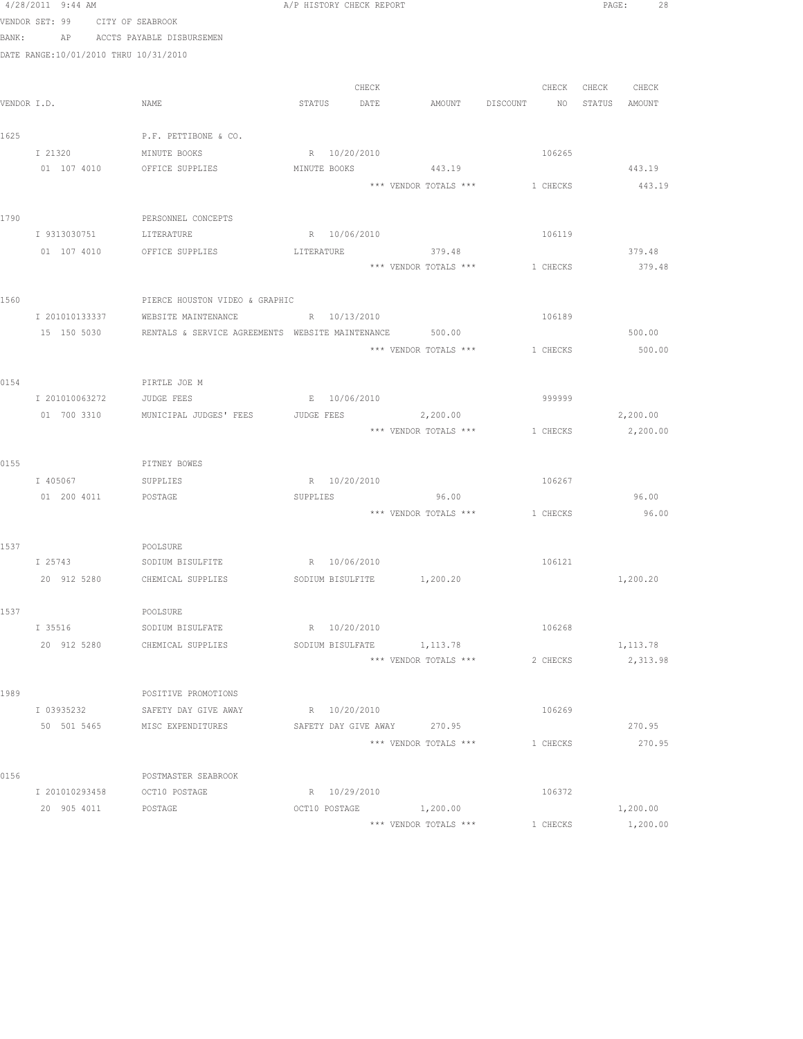4/28/2011 9:44 AM A/P HISTORY CHECK REPORT

VENDOR SET: 99 CITY OF SEABROOK

BANK: AP ACCTS PAYABLE DISBURSEMEN

DATE RANGE:10/01/2010 THRU 10/31/2010

| VENDOR I.D. | NAME | STATUS | CHECK DATE | AMOUNT | DISCOUNT | CHECK NO | CHECK STATUS | CHECK AMOUNT |
|---|---|---|---|---|---|---|---|---|
| 1625 | P.F. PETTIBONE & CO. | | | | | | | |
| I 21320 | MINUTE BOOKS | R | 10/20/2010 | | | 106265 | | |
| 01 107 4010 | OFFICE SUPPLIES | MINUTE BOOKS | | 443.19 | | | | 443.19 |
| | | | | *** VENDOR TOTALS *** | | 1 CHECKS | | 443.19 |
| 1790 | PERSONNEL CONCEPTS | | | | | | | |
| I 9313030751 | LITERATURE | R | 10/06/2010 | | | 106119 | | |
| 01 107 4010 | OFFICE SUPPLIES | LITERATURE | | 379.48 | | | | 379.48 |
| | | | | *** VENDOR TOTALS *** | | 1 CHECKS | | 379.48 |
| 1560 | PIERCE HOUSTON VIDEO & GRAPHIC | | | | | | | |
| I 201010133337 | WEBSITE MAINTENANCE | R | 10/13/2010 | | | 106189 | | |
| 15 150 5030 | RENTALS & SERVICE AGREEMENTS | WEBSITE MAINTENANCE | | 500.00 | | | | 500.00 |
| | | | | *** VENDOR TOTALS *** | | 1 CHECKS | | 500.00 |
| 0154 | PIRTLE JOE M | | | | | | | |
| I 201010063272 | JUDGE FEES | E | 10/06/2010 | | | 999999 | | |
| 01 700 3310 | MUNICIPAL JUDGES' FEES | JUDGE FEES | | 2,200.00 | | | | 2,200.00 |
| | | | | *** VENDOR TOTALS *** | | 1 CHECKS | | 2,200.00 |
| 0155 | PITNEY BOWES | | | | | | | |
| I 405067 | SUPPLIES | R | 10/20/2010 | | | 106267 | | |
| 01 200 4011 | POSTAGE | SUPPLIES | | 96.00 | | | | 96.00 |
| | | | | *** VENDOR TOTALS *** | | 1 CHECKS | | 96.00 |
| 1537 | POOLSURE | | | | | | | |
| I 25743 | SODIUM BISULFITE | R | 10/06/2010 | | | 106121 | | |
| 20 912 5280 | CHEMICAL SUPPLIES | SODIUM BISULFITE | | 1,200.20 | | | | 1,200.20 |
| 1537 | POOLSURE | | | | | | | |
| I 35516 | SODIUM BISULFATE | R | 10/20/2010 | | | 106268 | | |
| 20 912 5280 | CHEMICAL SUPPLIES | SODIUM BISULFATE | | 1,113.78 | | | | 1,113.78 |
| | | | | *** VENDOR TOTALS *** | | 2 CHECKS | | 2,313.98 |
| 1989 | POSITIVE PROMOTIONS | | | | | | | |
| I 03935232 | SAFETY DAY GIVE AWAY | R | 10/20/2010 | | | 106269 | | |
| 50 501 5465 | MISC EXPENDITURES | SAFETY DAY GIVE AWAY | | 270.95 | | | | 270.95 |
| | | | | *** VENDOR TOTALS *** | | 1 CHECKS | | 270.95 |
| 0156 | POSTMASTER SEABROOK | | | | | | | |
| I 201010293458 | OCT10 POSTAGE | R | 10/29/2010 | | | 106372 | | |
| 20 905 4011 | POSTAGE | OCT10 POSTAGE | | 1,200.00 | | | | 1,200.00 |
| | | | | *** VENDOR TOTALS *** | | 1 CHECKS | | 1,200.00 |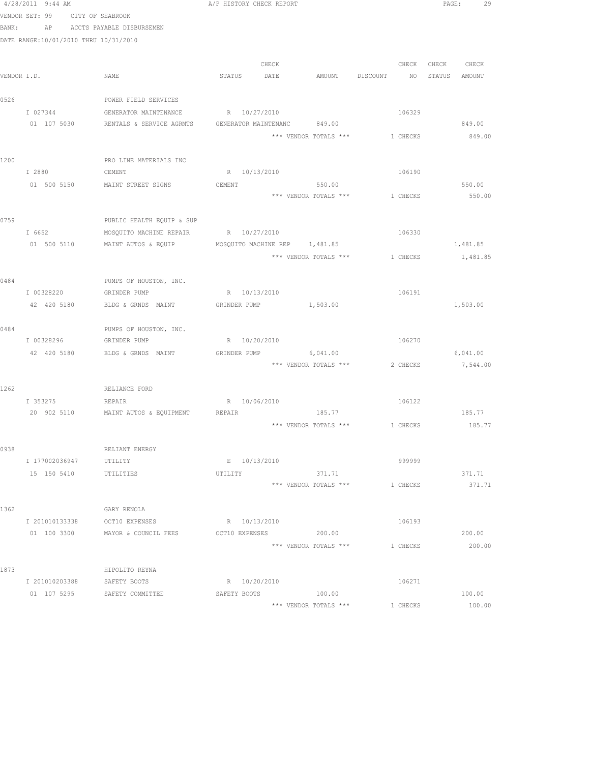4/28/2011 9:44 AM A/P HISTORY CHECK REPORT

VENDOR SET: 99 CITY OF SEABROOK

BANK: AP ACCTS PAYABLE DISBURSEMEN

DATE RANGE:10/01/2010 THRU 10/31/2010

| VENDOR I.D. | NAME | STATUS | CHECK DATE | AMOUNT | DISCOUNT | CHECK NO | CHECK STATUS | CHECK AMOUNT |
|---|---|---|---|---|---|---|---|---|
| 0526 | POWER FIELD SERVICES | | | | | | | |
| I 027344 | GENERATOR MAINTENANCE | R | 10/27/2010 | | | 106329 | | |
| 01 107 5030 | RENTALS & SERVICE AGRMTS | GENERATOR MAINTENANC | | 849.00 | | | | 849.00 |
| | | | | *** VENDOR TOTALS *** | | 1 CHECKS | | 849.00 |
| 1200 | PRO LINE MATERIALS INC | | | | | | | |
| I 2880 | CEMENT | R | 10/13/2010 | | | 106190 | | |
| 01 500 5150 | MAINT STREET SIGNS | CEMENT | | 550.00 | | | | 550.00 |
| | | | | *** VENDOR TOTALS *** | | 1 CHECKS | | 550.00 |
| 0759 | PUBLIC HEALTH EQUIP & SUP | | | | | | | |
| I 6652 | MOSQUITO MACHINE REPAIR | R | 10/27/2010 | | | 106330 | | |
| 01 500 5110 | MAINT AUTOS & EQUIP | MOSQUITO MACHINE REP | | 1,481.85 | | | | 1,481.85 |
| | | | | *** VENDOR TOTALS *** | | 1 CHECKS | | 1,481.85 |
| 0484 | PUMPS OF HOUSTON, INC. | | | | | | | |
| I 00328220 | GRINDER PUMP | R | 10/13/2010 | | | 106191 | | |
| 42 420 5180 | BLDG & GRNDS MAINT | GRINDER PUMP | | 1,503.00 | | | | 1,503.00 |
| 0484 | PUMPS OF HOUSTON, INC. | | | | | | | |
| I 00328296 | GRINDER PUMP | R | 10/20/2010 | | | 106270 | | |
| 42 420 5180 | BLDG & GRNDS MAINT | GRINDER PUMP | | 6,041.00 | | | | 6,041.00 |
| | | | | *** VENDOR TOTALS *** | | 2 CHECKS | | 7,544.00 |
| 1262 | RELIANCE FORD | | | | | | | |
| I 353275 | REPAIR | R | 10/06/2010 | | | 106122 | | |
| 20 902 5110 | MAINT AUTOS & EQUIPMENT | REPAIR | | 185.77 | | | | 185.77 |
| | | | | *** VENDOR TOTALS *** | | 1 CHECKS | | 185.77 |
| 0938 | RELIANT ENERGY | | | | | | | |
| I 177002036947 | UTILITY | E | 10/13/2010 | | | 999999 | | |
| 15 150 5410 | UTILITIES | UTILITY | | 371.71 | | | | 371.71 |
| | | | | *** VENDOR TOTALS *** | | 1 CHECKS | | 371.71 |
| 1362 | GARY RENOLA | | | | | | | |
| I 201010133338 | OCT10 EXPENSES | R | 10/13/2010 | | | 106193 | | |
| 01 100 3300 | MAYOR & COUNCIL FEES | OCT10 EXPENSES | | 200.00 | | | | 200.00 |
| | | | | *** VENDOR TOTALS *** | | 1 CHECKS | | 200.00 |
| 1873 | HIPOLITO REYNA | | | | | | | |
| I 201010203388 | SAFETY BOOTS | R | 10/20/2010 | | | 106271 | | |
| 01 107 5295 | SAFETY COMMITTEE | SAFETY BOOTS | | 100.00 | | | | 100.00 |
| | | | | *** VENDOR TOTALS *** | | 1 CHECKS | | 100.00 |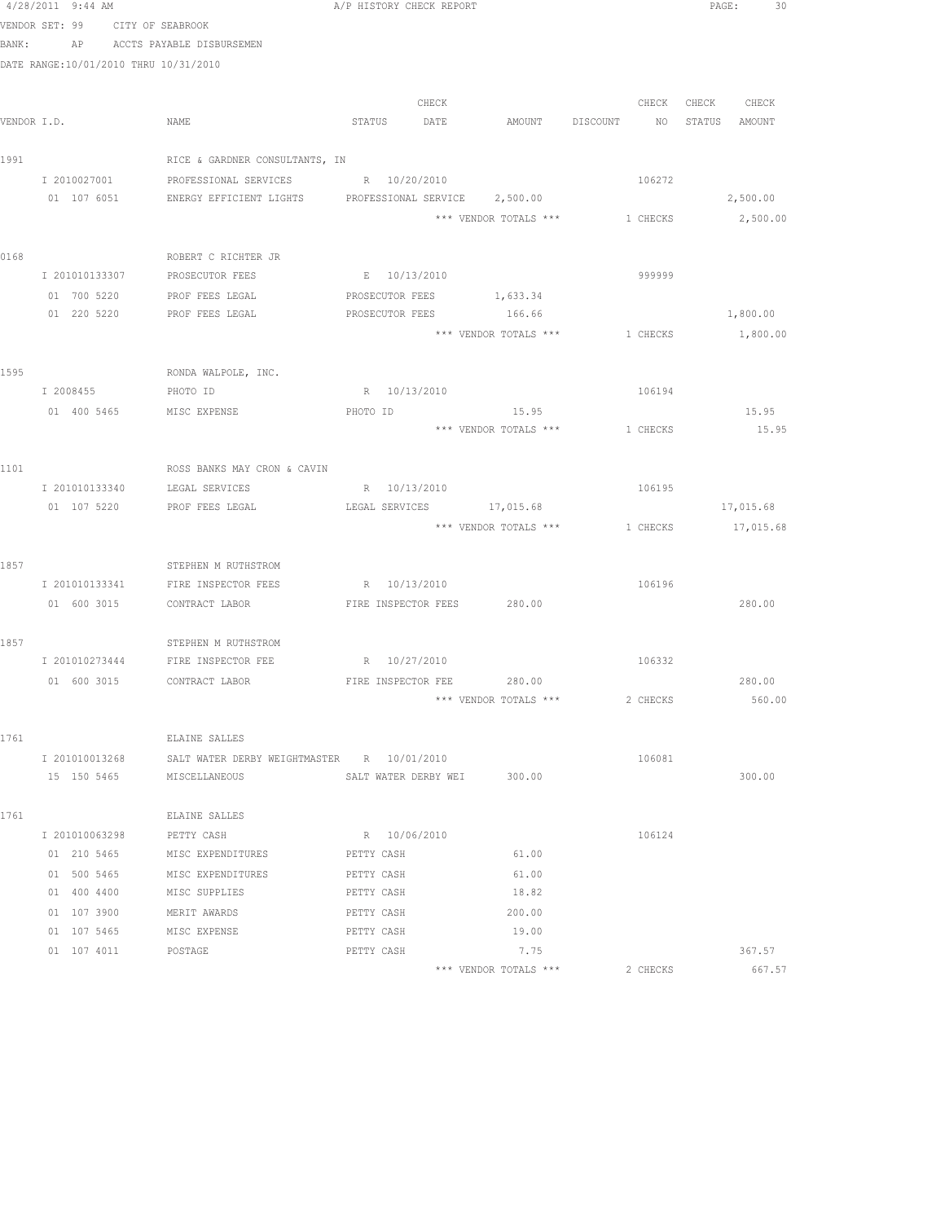4/28/2011 9:44 AM A/P HISTORY CHECK REPORT

VENDOR SET: 99 CITY OF SEABROOK

BANK: AP ACCTS PAYABLE DISBURSEMEN

DATE RANGE:10/01/2010 THRU 10/31/2010

| VENDOR I.D. | NAME | STATUS | CHECK DATE | AMOUNT | DISCOUNT | CHECK NO | CHECK STATUS | CHECK AMOUNT |
|---|---|---|---|---|---|---|---|---|
| 1991 | RICE & GARDNER CONSULTANTS, IN | | | | | | | |
| I 2010027001 | PROFESSIONAL SERVICES | R | 10/20/2010 | | | 106272 | | |
| 01 107 6051 | ENERGY EFFICIENT LIGHTS | PROFESSIONAL SERVICE | | 2,500.00 | | | | 2,500.00 |
| | | | | *** VENDOR TOTALS *** | | 1 CHECKS | | 2,500.00 |
| 0168 | ROBERT C RICHTER JR | | | | | | | |
| I 201010133307 | PROSECUTOR FEES | E | 10/13/2010 | | | 999999 | | |
| 01 700 5220 | PROF FEES LEGAL | PROSECUTOR FEES | | 1,633.34 | | | | |
| 01 220 5220 | PROF FEES LEGAL | PROSECUTOR FEES | | 166.66 | | | | 1,800.00 |
| | | | | *** VENDOR TOTALS *** | | 1 CHECKS | | 1,800.00 |
| 1595 | RONDA WALPOLE, INC. | | | | | | | |
| I 2008455 | PHOTO ID | R | 10/13/2010 | | | 106194 | | |
| 01 400 5465 | MISC EXPENSE | PHOTO ID | | 15.95 | | | | 15.95 |
| | | | | *** VENDOR TOTALS *** | | 1 CHECKS | | 15.95 |
| 1101 | ROSS BANKS MAY CRON & CAVIN | | | | | | | |
| I 201010133340 | LEGAL SERVICES | R | 10/13/2010 | | | 106195 | | |
| 01 107 5220 | PROF FEES LEGAL | LEGAL SERVICES | | 17,015.68 | | | | 17,015.68 |
| | | | | *** VENDOR TOTALS *** | | 1 CHECKS | | 17,015.68 |
| 1857 | STEPHEN M RUTHSTROM | | | | | | | |
| I 201010133341 | FIRE INSPECTOR FEES | R | 10/13/2010 | | | 106196 | | |
| 01 600 3015 | CONTRACT LABOR | FIRE INSPECTOR FEES | | 280.00 | | | | 280.00 |
| 1857 | STEPHEN M RUTHSTROM | | | | | | | |
| I 201010273444 | FIRE INSPECTOR FEE | R | 10/27/2010 | | | 106332 | | |
| 01 600 3015 | CONTRACT LABOR | FIRE INSPECTOR FEE | | 280.00 | | | | 280.00 |
| | | | | *** VENDOR TOTALS *** | | 2 CHECKS | | 560.00 |
| 1761 | ELAINE SALLES | | | | | | | |
| I 201010013268 | SALT WATER DERBY WEIGHTMASTER | R | 10/01/2010 | | | 106081 | | |
| 15 150 5465 | MISCELLANEOUS | SALT WATER DERBY WEI | | 300.00 | | | | 300.00 |
| 1761 | ELAINE SALLES | | | | | | | |
| I 201010063298 | PETTY CASH | R | 10/06/2010 | | | 106124 | | |
| 01 210 5465 | MISC EXPENDITURES | PETTY CASH | | 61.00 | | | | |
| 01 500 5465 | MISC EXPENDITURES | PETTY CASH | | 61.00 | | | | |
| 01 400 4400 | MISC SUPPLIES | PETTY CASH | | 18.82 | | | | |
| 01 107 3900 | MERIT AWARDS | PETTY CASH | | 200.00 | | | | |
| 01 107 5465 | MISC EXPENSE | PETTY CASH | | 19.00 | | | | |
| 01 107 4011 | POSTAGE | PETTY CASH | | 7.75 | | | | 367.57 |
| | | | | *** VENDOR TOTALS *** | | 2 CHECKS | | 667.57 |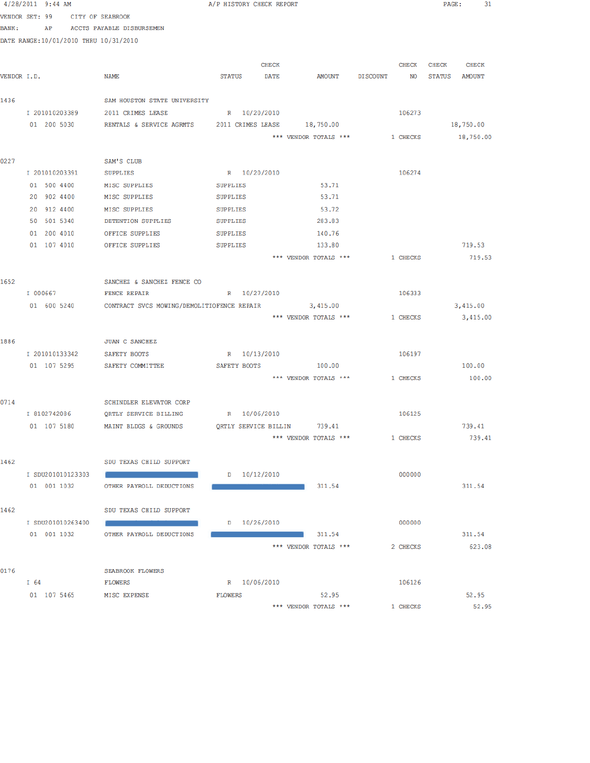4/28/2011 9:44 AM — A/P HISTORY CHECK REPORT

VENDOR SET: 99 CITY OF SEABROOK
BANK: AP ACCTS PAYABLE DISBURSEMEN
DATE RANGE: 10/01/2010 THRU 10/31/2010

| VENDOR I.D. | NAME | STATUS | CHECK DATE | AMOUNT | DISCOUNT | CHECK NO | CHECK STATUS | CHECK AMOUNT |
|---|---|---|---|---|---|---|---|---|
| 1436 | SAM HOUSTON STATE UNIVERSITY | | | | | | | |
| I 201010203389 | 2011 CRIMES LEASE | R | 10/20/2010 | | | 106273 | | |
| 01 200 5030 | RENTALS & SERVICE AGRMTS | 2011 CRIMES LEASE | | 18,750.00 | | | | 18,750.00 |
| | | | *** VENDOR TOTALS *** | | | 1 CHECKS | | 18,750.00 |
| 0227 | SAM'S CLUB | | | | | | | |
| I 201010203391 | SUPPLIES | R | 10/20/2010 | | | 106274 | | |
| 01 500 4400 | MISC SUPPLIES | SUPPLIES | | 53.71 | | | | |
| 20 902 4400 | MISC SUPPLIES | SUPPLIES | | 53.71 | | | | |
| 20 912 4400 | MISC SUPPLIES | SUPPLIES | | 53.72 | | | | |
| 50 501 5340 | DETENTION SUPPLIES | SUPPLIES | | 283.83 | | | | |
| 01 200 4010 | OFFICE SUPPLIES | SUPPLIES | | 140.76 | | | | |
| 01 107 4010 | OFFICE SUPPLIES | SUPPLIES | | 133.80 | | | | 719.53 |
| | | | *** VENDOR TOTALS *** | | | 1 CHECKS | | 719.53 |
| 1652 | SANCHEZ & SANCHEZ FENCE CO | | | | | | | |
| I 000667 | FENCE REPAIR | R | 10/27/2010 | | | 106333 | | |
| 01 600 5240 | CONTRACT SVCS MOWING/DEMOLITIO | FENCE REPAIR | | 3,415.00 | | | | 3,415.00 |
| | | | *** VENDOR TOTALS *** | | | 1 CHECKS | | 3,415.00 |
| 1886 | JUAN C SANCHEZ | | | | | | | |
| I 201010133342 | SAFETY BOOTS | R | 10/13/2010 | | | 106197 | | |
| 01 107 5295 | SAFETY COMMITTEE | SAFETY BOOTS | | 100.00 | | | | 100.00 |
| | | | *** VENDOR TOTALS *** | | | 1 CHECKS | | 100.00 |
| 0714 | SCHINDLER ELEVATOR CORP | | | | | | | |
| I 8102742086 | QRTLY SERVICE BILLING | R | 10/06/2010 | | | 106125 | | |
| 01 107 5180 | MAINT BLDGS & GROUNDS | QRTLY SERVICE BILLIN | | 739.41 | | | | 739.41 |
| | | | *** VENDOR TOTALS *** | | | 1 CHECKS | | 739.41 |
| 1462 | SDU TEXAS CHILD SUPPORT | | | | | | | |
| I SDU201010123303 | [REDACTED] | D | 10/12/2010 | | | 000000 | | |
| 01 001 1032 | OTHER PAYROLL DEDUCTIONS | [REDACTED] | | 311.54 | | | | 311.54 |
| 1462 | SDU TEXAS CHILD SUPPORT | | | | | | | |
| I SDU201010263400 | [REDACTED] | D | 10/26/2010 | | | 000000 | | |
| 01 001 1032 | OTHER PAYROLL DEDUCTIONS | [REDACTED] | | 311.54 | | | | 311.54 |
| | | | *** VENDOR TOTALS *** | | | 2 CHECKS | | 623.08 |
| 0176 | SEABROOK FLOWERS | | | | | | | |
| I 64 | FLOWERS | R | 10/06/2010 | | | 106126 | | |
| 01 107 5465 | MISC EXPENSE | FLOWERS | | 52.95 | | | | 52.95 |
| | | | *** VENDOR TOTALS *** | | | 1 CHECKS | | 52.95 |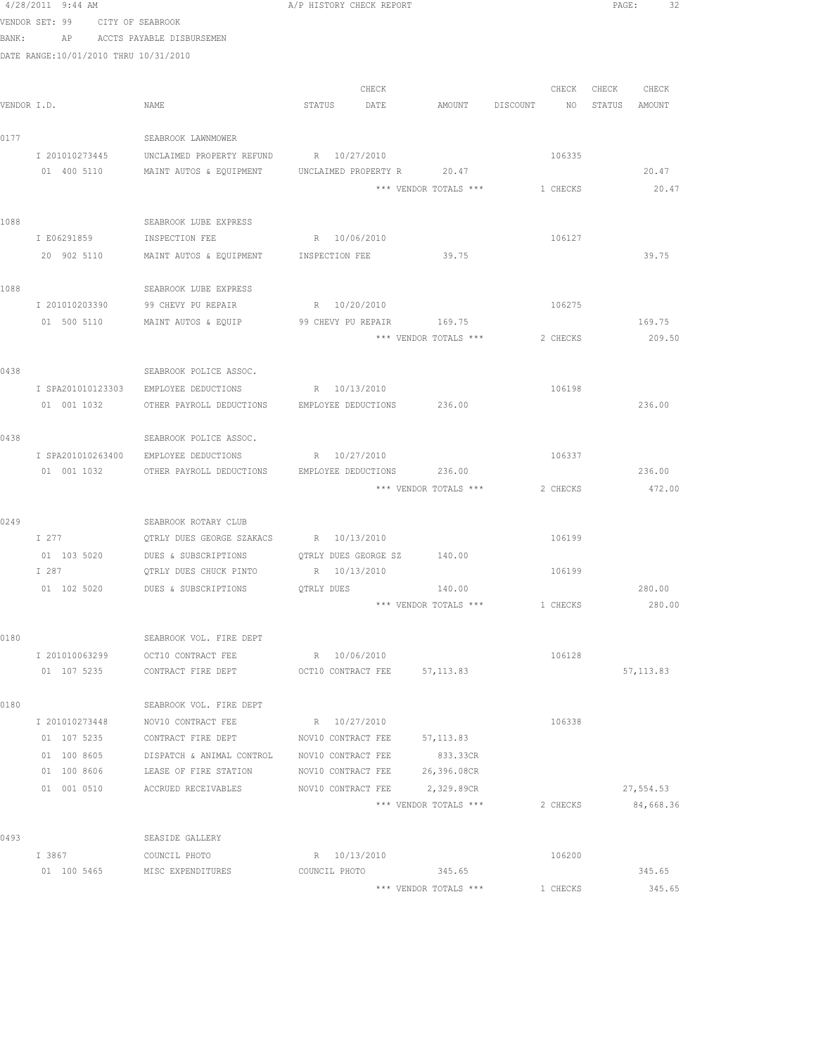4/28/2011 9:44 AM A/P HISTORY CHECK REPORT

VENDOR SET: 99 CITY OF SEABROOK
BANK: AP ACCTS PAYABLE DISBURSEMEN
DATE RANGE:10/01/2010 THRU 10/31/2010

| VENDOR I.D. | NAME | STATUS | CHECK DATE | AMOUNT | DISCOUNT | CHECK NO | CHECK STATUS | CHECK AMOUNT |
|---|---|---|---|---|---|---|---|---|
| 0177 | SEABROOK LAWNMOWER | | | | | | | |
| I 201010273445 | UNCLAIMED PROPERTY REFUND | R | 10/27/2010 | | | 106335 | | |
| 01 400 5110 | MAINT AUTOS & EQUIPMENT | UNCLAIMED PROPERTY R | | 20.47 | | | | 20.47 |
| | | | | *** VENDOR TOTALS *** | | 1 CHECKS | | 20.47 |
| 1088 | SEABROOK LUBE EXPRESS | | | | | | | |
| I E06291859 | INSPECTION FEE | R | 10/06/2010 | | | 106127 | | |
| 20 902 5110 | MAINT AUTOS & EQUIPMENT | INSPECTION FEE | | 39.75 | | | | 39.75 |
| 1088 | SEABROOK LUBE EXPRESS | | | | | | | |
| I 201010203390 | 99 CHEVY PU REPAIR | R | 10/20/2010 | | | 106275 | | |
| 01 500 5110 | MAINT AUTOS & EQUIP | 99 CHEVY PU REPAIR | | 169.75 | | | | 169.75 |
| | | | | *** VENDOR TOTALS *** | | 2 CHECKS | | 209.50 |
| 0438 | SEABROOK POLICE ASSOC. | | | | | | | |
| I SPA201010123303 | EMPLOYEE DEDUCTIONS | R | 10/13/2010 | | | 106198 | | |
| 01 001 1032 | OTHER PAYROLL DEDUCTIONS | EMPLOYEE DEDUCTIONS | | 236.00 | | | | 236.00 |
| 0438 | SEABROOK POLICE ASSOC. | | | | | | | |
| I SPA201010263400 | EMPLOYEE DEDUCTIONS | R | 10/27/2010 | | | 106337 | | |
| 01 001 1032 | OTHER PAYROLL DEDUCTIONS | EMPLOYEE DEDUCTIONS | | 236.00 | | | | 236.00 |
| | | | | *** VENDOR TOTALS *** | | 2 CHECKS | | 472.00 |
| 0249 | SEABROOK ROTARY CLUB | | | | | | | |
| I 277 | QTRLY DUES GEORGE SZAKACS | R | 10/13/2010 | | | 106199 | | |
| 01 103 5020 | DUES & SUBSCRIPTIONS | QTRLY DUES GEORGE SZ | | 140.00 | | | | |
| I 287 | QTRLY DUES CHUCK PINTO | R | 10/13/2010 | | | 106199 | | |
| 01 102 5020 | DUES & SUBSCRIPTIONS | QTRLY DUES | | 140.00 | | | | 280.00 |
| | | | | *** VENDOR TOTALS *** | | 1 CHECKS | | 280.00 |
| 0180 | SEABROOK VOL. FIRE DEPT | | | | | | | |
| I 201010063299 | OCT10 CONTRACT FEE | R | 10/06/2010 | | | 106128 | | |
| 01 107 5235 | CONTRACT FIRE DEPT | OCT10 CONTRACT FEE | | 57,113.83 | | | | 57,113.83 |
| 0180 | SEABROOK VOL. FIRE DEPT | | | | | | | |
| I 201010273448 | NOV10 CONTRACT FEE | R | 10/27/2010 | | | 106338 | | |
| 01 107 5235 | CONTRACT FIRE DEPT | NOV10 CONTRACT FEE | | 57,113.83 | | | | |
| 01 100 8605 | DISPATCH & ANIMAL CONTROL | NOV10 CONTRACT FEE | | 833.33CR | | | | |
| 01 100 8606 | LEASE OF FIRE STATION | NOV10 CONTRACT FEE | | 26,396.08CR | | | | |
| 01 001 0510 | ACCRUED RECEIVABLES | NOV10 CONTRACT FEE | | 2,329.89CR | | | | 27,554.53 |
| | | | | *** VENDOR TOTALS *** | | 2 CHECKS | | 84,668.36 |
| 0493 | SEASIDE GALLERY | | | | | | | |
| I 3867 | COUNCIL PHOTO | R | 10/13/2010 | | | 106200 | | |
| 01 100 5465 | MISC EXPENDITURES | COUNCIL PHOTO | | 345.65 | | | | 345.65 |
| | | | | *** VENDOR TOTALS *** | | 1 CHECKS | | 345.65 |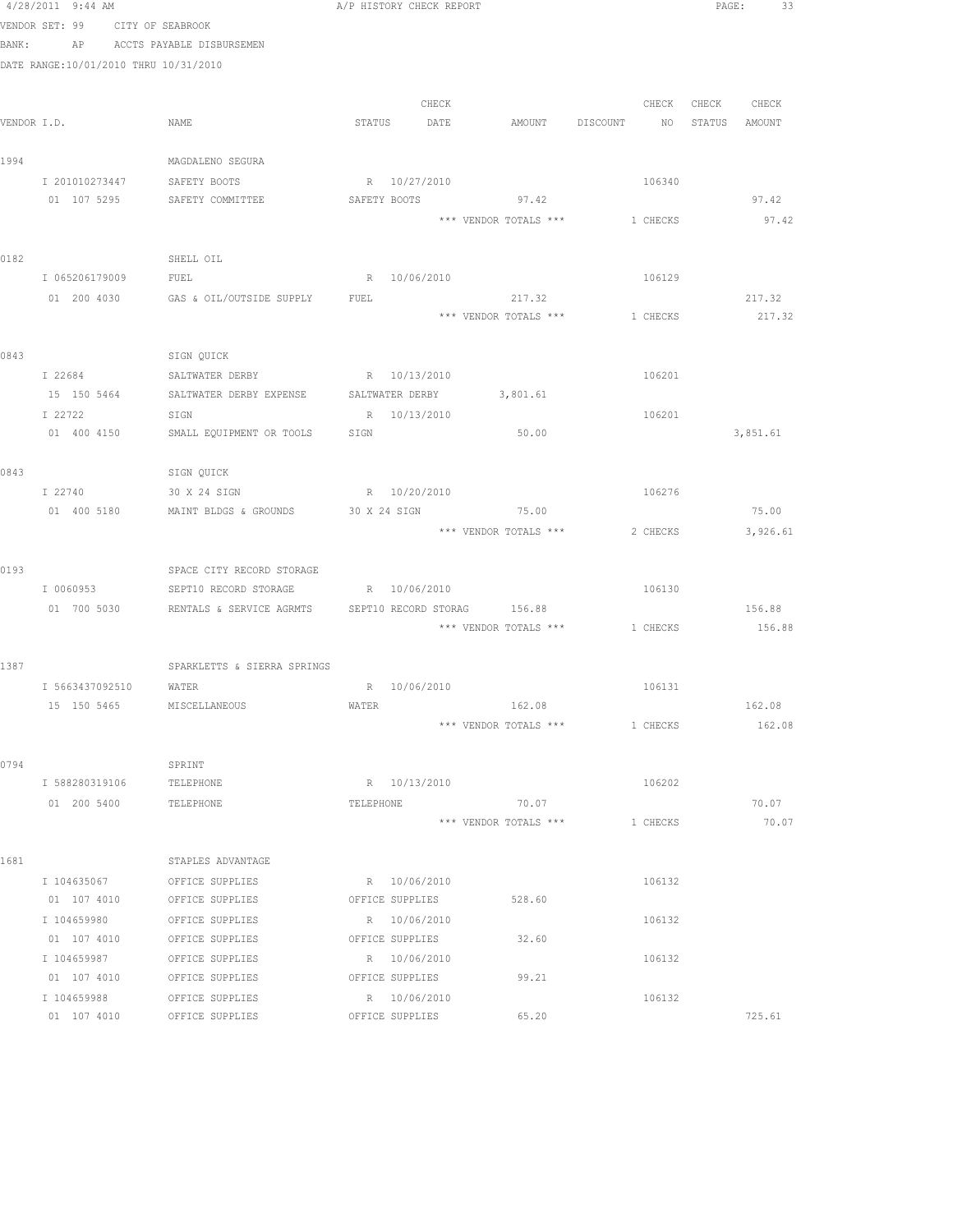4/28/2011 9:44 AM A/P HISTORY CHECK REPORT

VENDOR SET: 99 CITY OF SEABROOK

BANK: AP ACCTS PAYABLE DISBURSEMEN

DATE RANGE:10/01/2010 THRU 10/31/2010

| VENDOR I.D. | NAME | STATUS | CHECK DATE | AMOUNT | DISCOUNT | CHECK NO | CHECK STATUS | CHECK AMOUNT |
|---|---|---|---|---|---|---|---|---|
| 1994 | MAGDALENO SEGURA | | | | | | | |
| I 201010273447 | SAFETY BOOTS | R | 10/27/2010 | | | 106340 | | |
| 01 107 5295 | SAFETY COMMITTEE | SAFETY BOOTS | | 97.42 | | | | 97.42 |
| | | | | *** VENDOR TOTALS *** | | 1 CHECKS | | 97.42 |
| 0182 | SHELL OIL | | | | | | | |
| I 065206179009 | FUEL | R | 10/06/2010 | | | 106129 | | |
| 01 200 4030 | GAS & OIL/OUTSIDE SUPPLY | FUEL | | 217.32 | | | | 217.32 |
| | | | | *** VENDOR TOTALS *** | | 1 CHECKS | | 217.32 |
| 0843 | SIGN QUICK | | | | | | | |
| I 22684 | SALTWATER DERBY | R | 10/13/2010 | | | 106201 | | |
| 15 150 5464 | SALTWATER DERBY EXPENSE | SALTWATER DERBY | | 3,801.61 | | | | |
| I 22722 | SIGN | R | 10/13/2010 | | | 106201 | | |
| 01 400 4150 | SMALL EQUIPMENT OR TOOLS | SIGN | | 50.00 | | | | 3,851.61 |
| 0843 | SIGN QUICK | | | | | | | |
| I 22740 | 30 X 24 SIGN | R | 10/20/2010 | | | 106276 | | |
| 01 400 5180 | MAINT BLDGS & GROUNDS | 30 X 24 SIGN | | 75.00 | | | | 75.00 |
| | | | | *** VENDOR TOTALS *** | | 2 CHECKS | | 3,926.61 |
| 0193 | SPACE CITY RECORD STORAGE | | | | | | | |
| I 0060953 | SEPT10 RECORD STORAGE | R | 10/06/2010 | | | 106130 | | |
| 01 700 5030 | RENTALS & SERVICE AGRMTS | SEPT10 RECORD STORAG | | 156.88 | | | | 156.88 |
| | | | | *** VENDOR TOTALS *** | | 1 CHECKS | | 156.88 |
| 1387 | SPARKLETTS & SIERRA SPRINGS | | | | | | | |
| I 5663437092510 | WATER | R | 10/06/2010 | | | 106131 | | |
| 15 150 5465 | MISCELLANEOUS | WATER | | 162.08 | | | | 162.08 |
| | | | | *** VENDOR TOTALS *** | | 1 CHECKS | | 162.08 |
| 0794 | SPRINT | | | | | | | |
| I 588280319106 | TELEPHONE | R | 10/13/2010 | | | 106202 | | |
| 01 200 5400 | TELEPHONE | TELEPHONE | | 70.07 | | | | 70.07 |
| | | | | *** VENDOR TOTALS *** | | 1 CHECKS | | 70.07 |
| 1681 | STAPLES ADVANTAGE | | | | | | | |
| I 104635067 | OFFICE SUPPLIES | R | 10/06/2010 | | | 106132 | | |
| 01 107 4010 | OFFICE SUPPLIES | OFFICE SUPPLIES | | 528.60 | | | | |
| I 104659980 | OFFICE SUPPLIES | R | 10/06/2010 | | | 106132 | | |
| 01 107 4010 | OFFICE SUPPLIES | OFFICE SUPPLIES | | 32.60 | | | | |
| I 104659987 | OFFICE SUPPLIES | R | 10/06/2010 | | | 106132 | | |
| 01 107 4010 | OFFICE SUPPLIES | OFFICE SUPPLIES | | 99.21 | | | | |
| I 104659988 | OFFICE SUPPLIES | R | 10/06/2010 | | | 106132 | | |
| 01 107 4010 | OFFICE SUPPLIES | OFFICE SUPPLIES | | 65.20 | | | | 725.61 |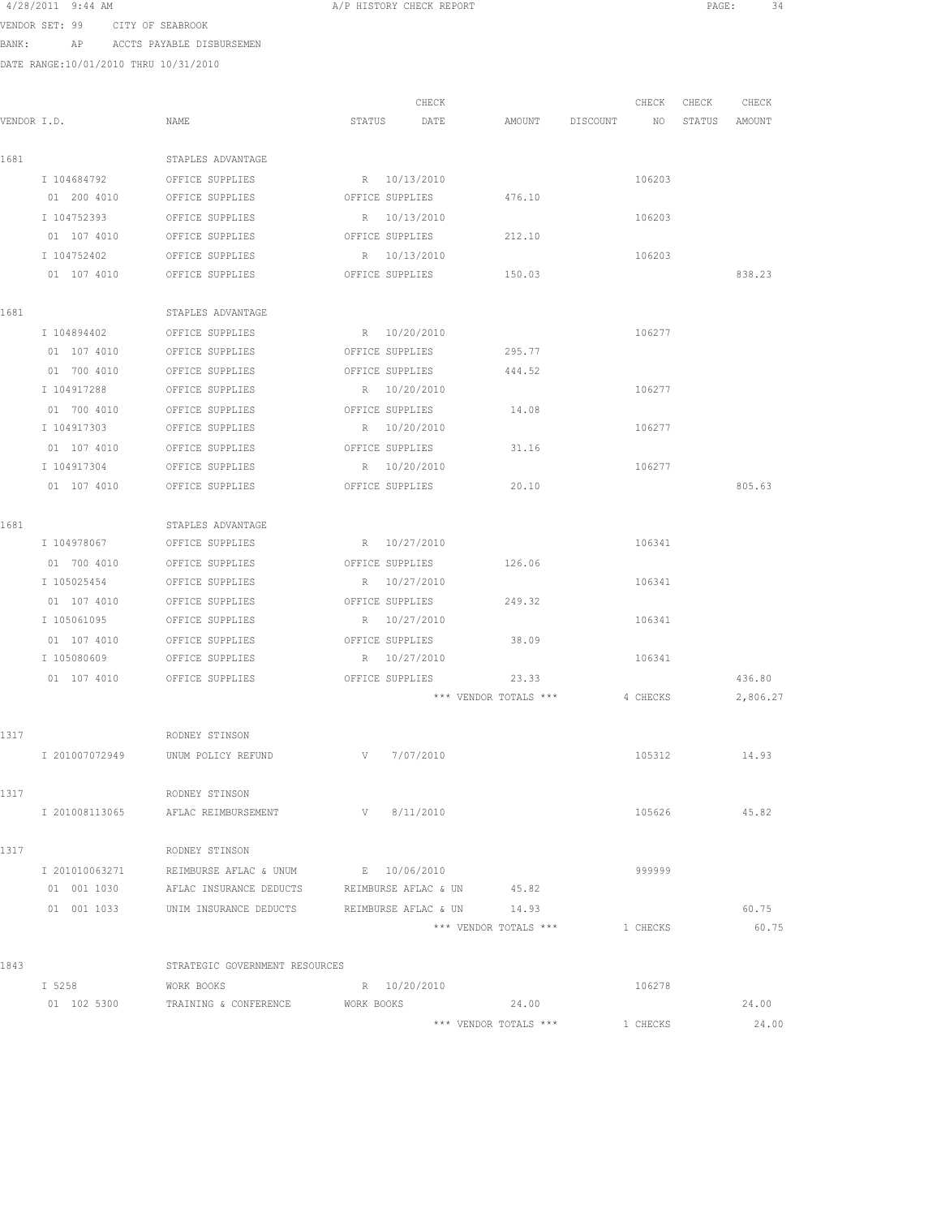4/28/2011 9:44 AM A/P HISTORY CHECK REPORT

VENDOR SET: 99 CITY OF SEABROOK

BANK: AP ACCTS PAYABLE DISBURSEMEN

DATE RANGE:10/01/2010 THRU 10/31/2010

| VENDOR I.D. | NAME | STATUS | CHECK DATE | AMOUNT | DISCOUNT | CHECK NO | CHECK STATUS | CHECK AMOUNT |
|---|---|---|---|---|---|---|---|---|
| 1681 | STAPLES ADVANTAGE | | | | | | | |
| I 104684792 | OFFICE SUPPLIES | R | 10/13/2010 | | | 106203 | | |
| 01 200 4010 | OFFICE SUPPLIES | OFFICE SUPPLIES | | 476.10 | | | | |
| I 104752393 | OFFICE SUPPLIES | R | 10/13/2010 | | | 106203 | | |
| 01 107 4010 | OFFICE SUPPLIES | OFFICE SUPPLIES | | 212.10 | | | | |
| I 104752402 | OFFICE SUPPLIES | R | 10/13/2010 | | | 106203 | | |
| 01 107 4010 | OFFICE SUPPLIES | OFFICE SUPPLIES | | 150.03 | | | | 838.23 |
| 1681 | STAPLES ADVANTAGE | | | | | | | |
| I 104894402 | OFFICE SUPPLIES | R | 10/20/2010 | | | 106277 | | |
| 01 107 4010 | OFFICE SUPPLIES | OFFICE SUPPLIES | | 295.77 | | | | |
| 01 700 4010 | OFFICE SUPPLIES | OFFICE SUPPLIES | | 444.52 | | | | |
| I 104917288 | OFFICE SUPPLIES | R | 10/20/2010 | | | 106277 | | |
| 01 700 4010 | OFFICE SUPPLIES | OFFICE SUPPLIES | | 14.08 | | | | |
| I 104917303 | OFFICE SUPPLIES | R | 10/20/2010 | | | 106277 | | |
| 01 107 4010 | OFFICE SUPPLIES | OFFICE SUPPLIES | | 31.16 | | | | |
| I 104917304 | OFFICE SUPPLIES | R | 10/20/2010 | | | 106277 | | |
| 01 107 4010 | OFFICE SUPPLIES | OFFICE SUPPLIES | | 20.10 | | | | 805.63 |
| 1681 | STAPLES ADVANTAGE | | | | | | | |
| I 104978067 | OFFICE SUPPLIES | R | 10/27/2010 | | | 106341 | | |
| 01 700 4010 | OFFICE SUPPLIES | OFFICE SUPPLIES | | 126.06 | | | | |
| I 105025454 | OFFICE SUPPLIES | R | 10/27/2010 | | | 106341 | | |
| 01 107 4010 | OFFICE SUPPLIES | OFFICE SUPPLIES | | 249.32 | | | | |
| I 105061095 | OFFICE SUPPLIES | R | 10/27/2010 | | | 106341 | | |
| 01 107 4010 | OFFICE SUPPLIES | OFFICE SUPPLIES | | 38.09 | | | | |
| I 105080609 | OFFICE SUPPLIES | R | 10/27/2010 | | | 106341 | | |
| 01 107 4010 | OFFICE SUPPLIES | OFFICE SUPPLIES | | 23.33 | | | | 436.80 |
| | | | | *** VENDOR TOTALS *** | | 4 CHECKS | | 2,806.27 |
| 1317 | RODNEY STINSON | | | | | | | |
| I 201007072949 | UNUM POLICY REFUND | V | 7/07/2010 | | | 105312 | | 14.93 |
| 1317 | RODNEY STINSON | | | | | | | |
| I 201008113065 | AFLAC REIMBURSEMENT | V | 8/11/2010 | | | 105626 | | 45.82 |
| 1317 | RODNEY STINSON | | | | | | | |
| I 201010063271 | REIMBURSE AFLAC & UNUM | E | 10/06/2010 | | | 999999 | | |
| 01 001 1030 | AFLAC INSURANCE DEDUCTS | REIMBURSE AFLAC & UN | | 45.82 | | | | |
| 01 001 1033 | UNIM INSURANCE DEDUCTS | REIMBURSE AFLAC & UN | | 14.93 | | | | 60.75 |
| | | | | *** VENDOR TOTALS *** | | 1 CHECKS | | 60.75 |
| 1843 | STRATEGIC GOVERNMENT RESOURCES | | | | | | | |
| I 5258 | WORK BOOKS | R | 10/20/2010 | | | 106278 | | |
| 01 102 5300 | TRAINING & CONFERENCE | WORK BOOKS | | 24.00 | | | | 24.00 |
| | | | | *** VENDOR TOTALS *** | | 1 CHECKS | | 24.00 |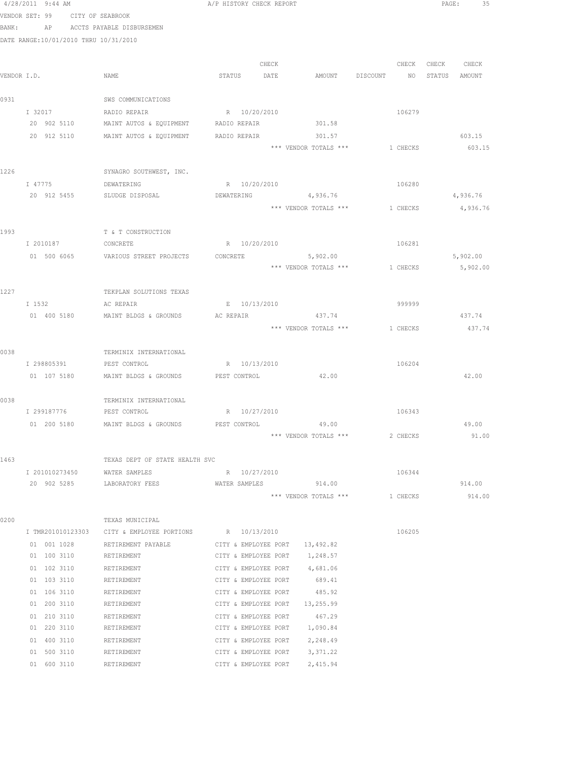4/28/2011 9:44 AM A/P HISTORY CHECK REPORT

VENDOR SET: 99 CITY OF SEABROOK
BANK: AP ACCTS PAYABLE DISBURSEMEN
DATE RANGE:10/01/2010 THRU 10/31/2010

| VENDOR I.D. | NAME | STATUS | CHECK DATE | AMOUNT | DISCOUNT | CHECK NO | CHECK STATUS | CHECK AMOUNT |
|---|---|---|---|---|---|---|---|---|
| 0931 | SWS COMMUNICATIONS | | | | | | | |
| I 32017 | RADIO REPAIR | R | 10/20/2010 | | | 106279 | | |
| 20 902 5110 | MAINT AUTOS & EQUIPMENT | RADIO REPAIR | | 301.58 | | | | |
| 20 912 5110 | MAINT AUTOS & EQUIPMENT | RADIO REPAIR | | 301.57 | | | | 603.15 |
| | | | | *** VENDOR TOTALS *** | | 1 CHECKS | | 603.15 |
| 1226 | SYNAGRO SOUTHWEST, INC. | | | | | | | |
| I 47775 | DEWATERING | R | 10/20/2010 | | | 106280 | | |
| 20 912 5455 | SLUDGE DISPOSAL | DEWATERING | | 4,936.76 | | | | 4,936.76 |
| | | | | *** VENDOR TOTALS *** | | 1 CHECKS | | 4,936.76 |
| 1993 | T & T CONSTRUCTION | | | | | | | |
| I 2010187 | CONCRETE | R | 10/20/2010 | | | 106281 | | |
| 01 500 6065 | VARIOUS STREET PROJECTS | CONCRETE | | 5,902.00 | | | | 5,902.00 |
| | | | | *** VENDOR TOTALS *** | | 1 CHECKS | | 5,902.00 |
| 1227 | TEKPLAN SOLUTIONS TEXAS | | | | | | | |
| I 1532 | AC REPAIR | E | 10/13/2010 | | | 999999 | | |
| 01 400 5180 | MAINT BLDGS & GROUNDS | AC REPAIR | | 437.74 | | | | 437.74 |
| | | | | *** VENDOR TOTALS *** | | 1 CHECKS | | 437.74 |
| 0038 | TERMINIX INTERNATIONAL | | | | | | | |
| I 298805391 | PEST CONTROL | R | 10/13/2010 | | | 106204 | | |
| 01 107 5180 | MAINT BLDGS & GROUNDS | PEST CONTROL | | 42.00 | | | | 42.00 |
| 0038 | TERMINIX INTERNATIONAL | | | | | | | |
| I 299187776 | PEST CONTROL | R | 10/27/2010 | | | 106343 | | |
| 01 200 5180 | MAINT BLDGS & GROUNDS | PEST CONTROL | | 49.00 | | | | 49.00 |
| | | | | *** VENDOR TOTALS *** | | 2 CHECKS | | 91.00 |
| 1463 | TEXAS DEPT OF STATE HEALTH SVC | | | | | | | |
| I 201010273450 | WATER SAMPLES | R | 10/27/2010 | | | 106344 | | |
| 20 902 5285 | LABORATORY FEES | WATER SAMPLES | | 914.00 | | | | 914.00 |
| | | | | *** VENDOR TOTALS *** | | 1 CHECKS | | 914.00 |
| 0200 | TEXAS MUNICIPAL | | | | | | | |
| I TMR201010123303 | CITY & EMPLOYEE PORTIONS | R | 10/13/2010 | | | 106205 | | |
| 01 001 1028 | RETIREMENT PAYABLE | CITY & EMPLOYEE PORT | | 13,492.82 | | | | |
| 01 100 3110 | RETIREMENT | CITY & EMPLOYEE PORT | | 1,248.57 | | | | |
| 01 102 3110 | RETIREMENT | CITY & EMPLOYEE PORT | | 4,681.06 | | | | |
| 01 103 3110 | RETIREMENT | CITY & EMPLOYEE PORT | | 689.41 | | | | |
| 01 106 3110 | RETIREMENT | CITY & EMPLOYEE PORT | | 485.92 | | | | |
| 01 200 3110 | RETIREMENT | CITY & EMPLOYEE PORT | | 13,255.99 | | | | |
| 01 210 3110 | RETIREMENT | CITY & EMPLOYEE PORT | | 467.29 | | | | |
| 01 220 3110 | RETIREMENT | CITY & EMPLOYEE PORT | | 1,090.84 | | | | |
| 01 400 3110 | RETIREMENT | CITY & EMPLOYEE PORT | | 2,248.49 | | | | |
| 01 500 3110 | RETIREMENT | CITY & EMPLOYEE PORT | | 3,371.22 | | | | |
| 01 600 3110 | RETIREMENT | CITY & EMPLOYEE PORT | | 2,415.94 | | | | |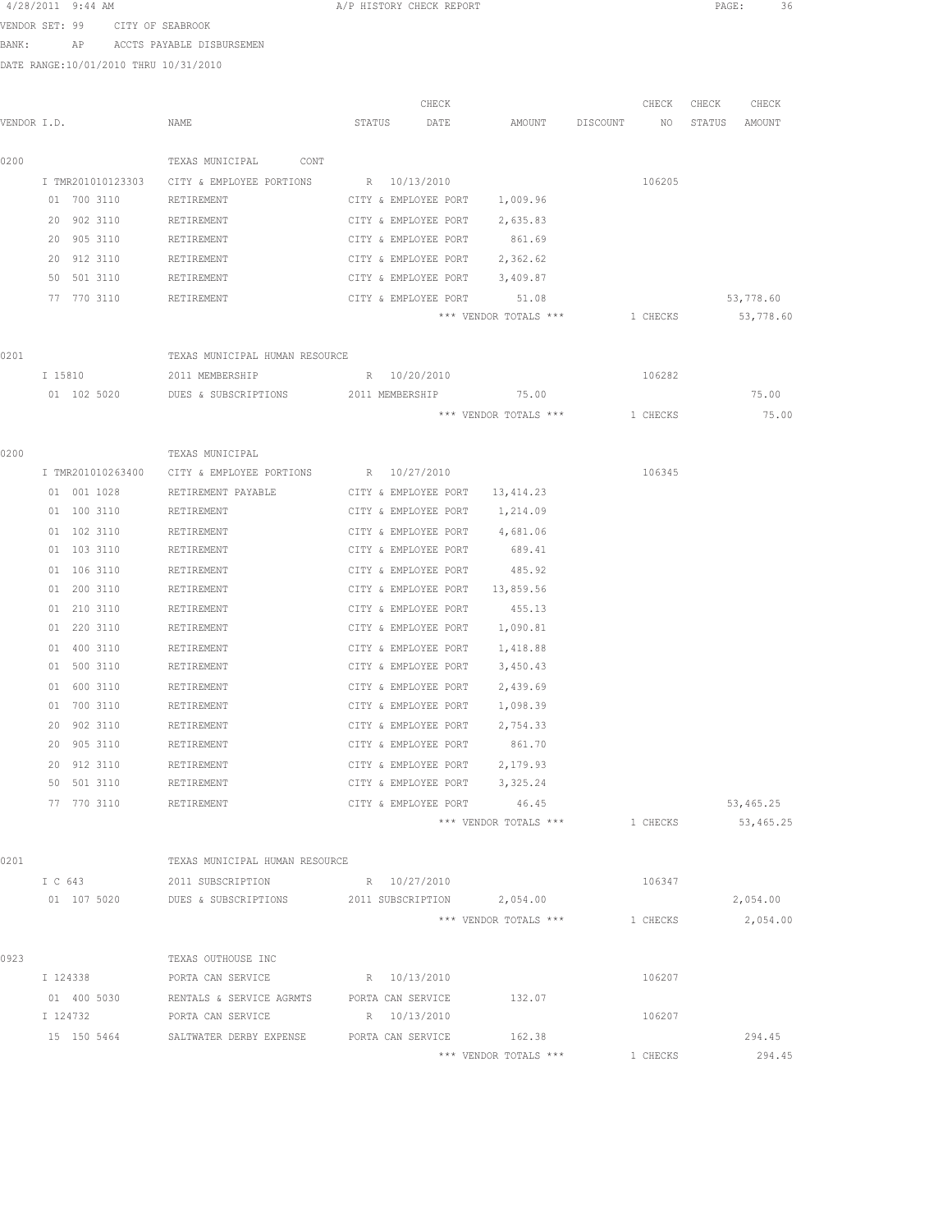4/28/2011 9:44 AM — A/P HISTORY CHECK REPORT

VENDOR SET: 99 CITY OF SEABROOK

BANK: AP ACCTS PAYABLE DISBURSEMEN

DATE RANGE:10/01/2010 THRU 10/31/2010

| VENDOR I.D. | NAME | STATUS | CHECK DATE | AMOUNT | DISCOUNT | CHECK NO | CHECK STATUS | CHECK AMOUNT |
|---|---|---|---|---|---|---|---|---|
| 0200 | TEXAS MUNICIPAL CONT | | | | | | | |
| I TMR201010123303 | CITY & EMPLOYEE PORTIONS | R | 10/13/2010 | | | 106205 | | |
| 01 700 3110 | RETIREMENT | CITY & EMPLOYEE PORT | | 1,009.96 | | | | |
| 20 902 3110 | RETIREMENT | CITY & EMPLOYEE PORT | | 2,635.83 | | | | |
| 20 905 3110 | RETIREMENT | CITY & EMPLOYEE PORT | | 861.69 | | | | |
| 20 912 3110 | RETIREMENT | CITY & EMPLOYEE PORT | | 2,362.62 | | | | |
| 50 501 3110 | RETIREMENT | CITY & EMPLOYEE PORT | | 3,409.87 | | | | |
| 77 770 3110 | RETIREMENT | CITY & EMPLOYEE PORT | | 51.08 | | | | 53,778.60 |
| | | | | *** VENDOR TOTALS *** | | 1 CHECKS | | 53,778.60 |
| 0201 | TEXAS MUNICIPAL HUMAN RESOURCE | | | | | | | |
| I 15810 | 2011 MEMBERSHIP | R | 10/20/2010 | | | 106282 | | |
| 01 102 5020 | DUES & SUBSCRIPTIONS | 2011 MEMBERSHIP | | 75.00 | | | | 75.00 |
| | | | | *** VENDOR TOTALS *** | | 1 CHECKS | | 75.00 |
| 0200 | TEXAS MUNICIPAL | | | | | | | |
| I TMR201010263400 | CITY & EMPLOYEE PORTIONS | R | 10/27/2010 | | | 106345 | | |
| 01 001 1028 | RETIREMENT PAYABLE | CITY & EMPLOYEE PORT | | 13,414.23 | | | | |
| 01 100 3110 | RETIREMENT | CITY & EMPLOYEE PORT | | 1,214.09 | | | | |
| 01 102 3110 | RETIREMENT | CITY & EMPLOYEE PORT | | 4,681.06 | | | | |
| 01 103 3110 | RETIREMENT | CITY & EMPLOYEE PORT | | 689.41 | | | | |
| 01 106 3110 | RETIREMENT | CITY & EMPLOYEE PORT | | 485.92 | | | | |
| 01 200 3110 | RETIREMENT | CITY & EMPLOYEE PORT | | 13,859.56 | | | | |
| 01 210 3110 | RETIREMENT | CITY & EMPLOYEE PORT | | 455.13 | | | | |
| 01 220 3110 | RETIREMENT | CITY & EMPLOYEE PORT | | 1,090.81 | | | | |
| 01 400 3110 | RETIREMENT | CITY & EMPLOYEE PORT | | 1,418.88 | | | | |
| 01 500 3110 | RETIREMENT | CITY & EMPLOYEE PORT | | 3,450.43 | | | | |
| 01 600 3110 | RETIREMENT | CITY & EMPLOYEE PORT | | 2,439.69 | | | | |
| 01 700 3110 | RETIREMENT | CITY & EMPLOYEE PORT | | 1,098.39 | | | | |
| 20 902 3110 | RETIREMENT | CITY & EMPLOYEE PORT | | 2,754.33 | | | | |
| 20 905 3110 | RETIREMENT | CITY & EMPLOYEE PORT | | 861.70 | | | | |
| 20 912 3110 | RETIREMENT | CITY & EMPLOYEE PORT | | 2,179.93 | | | | |
| 50 501 3110 | RETIREMENT | CITY & EMPLOYEE PORT | | 3,325.24 | | | | |
| 77 770 3110 | RETIREMENT | CITY & EMPLOYEE PORT | | 46.45 | | | | 53,465.25 |
| | | | | *** VENDOR TOTALS *** | | 1 CHECKS | | 53,465.25 |
| 0201 | TEXAS MUNICIPAL HUMAN RESOURCE | | | | | | | |
| I C 643 | 2011 SUBSCRIPTION | R | 10/27/2010 | | | 106347 | | |
| 01 107 5020 | DUES & SUBSCRIPTIONS | 2011 SUBSCRIPTION | | 2,054.00 | | | | 2,054.00 |
| | | | | *** VENDOR TOTALS *** | | 1 CHECKS | | 2,054.00 |
| 0923 | TEXAS OUTHOUSE INC | | | | | | | |
| I 124338 | PORTA CAN SERVICE | R | 10/13/2010 | | | 106207 | | |
| 01 400 5030 | RENTALS & SERVICE AGRMTS | PORTA CAN SERVICE | | 132.07 | | | | |
| I 124732 | PORTA CAN SERVICE | R | 10/13/2010 | | | 106207 | | |
| 15 150 5464 | SALTWATER DERBY EXPENSE | PORTA CAN SERVICE | | 162.38 | | | | 294.45 |
| | | | | *** VENDOR TOTALS *** | | 1 CHECKS | | 294.45 |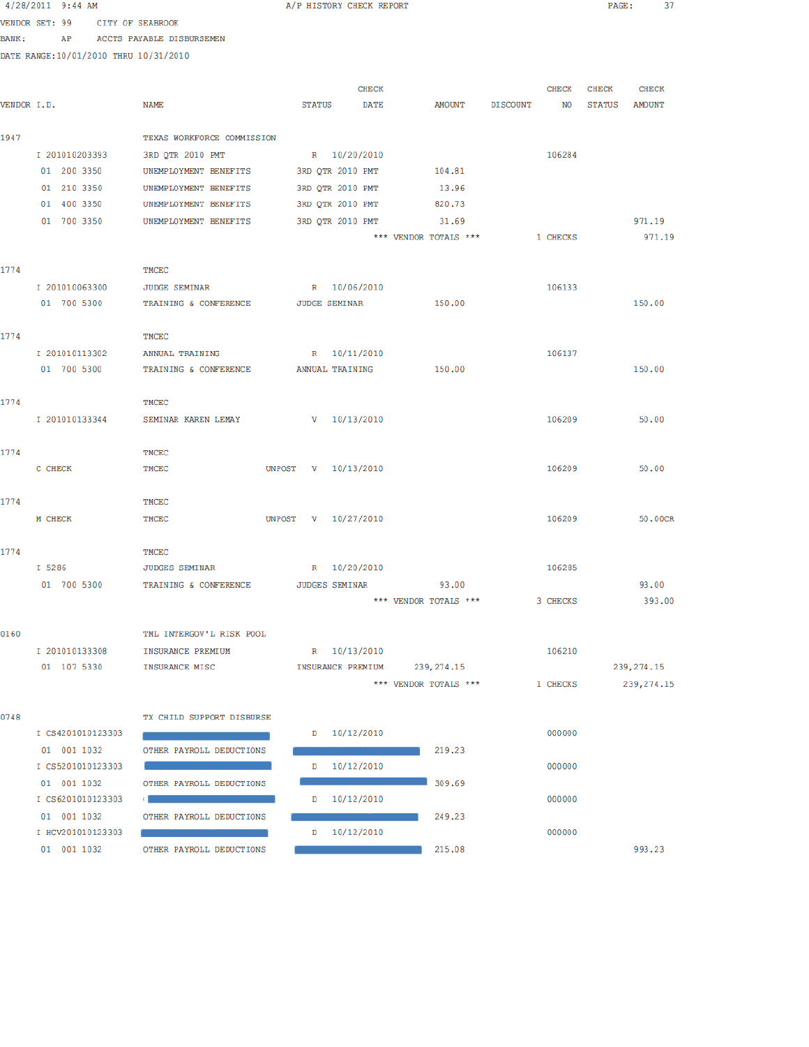4/28/2011 9:44 AM — A/P HISTORY CHECK REPORT

VENDOR SET: 99 CITY OF SEABROOK

BANK: AP ACCTS PAYABLE DISBURSEMEN

DATE RANGE: 10/01/2010 THRU 10/31/2010

| VENDOR I.D. | NAME | STATUS | CHECK DATE | AMOUNT | DISCOUNT | CHECK NO | CHECK STATUS | CHECK AMOUNT |
|---|---|---|---|---|---|---|---|---|
| 1947 | TEXAS WORKFORCE COMMISSION | | | | | | | |
| I 201010203393 | 3RD QTR 2010 PMT | R | 10/20/2010 | | | 106284 | | |
| 01 200 3350 | UNEMPLOYMENT BENEFITS | 3RD QTR 2010 PMT | | 104.81 | | | | |
| 01 210 3350 | UNEMPLOYMENT BENEFITS | 3RD QTR 2010 PMT | | 13.96 | | | | |
| 01 400 3350 | UNEMPLOYMENT BENEFITS | 3RD QTR 2010 PMT | | 820.73 | | | | |
| 01 700 3350 | UNEMPLOYMENT BENEFITS | 3RD QTR 2010 PMT | | 31.69 | | | | 971.19 |
| | | | *** VENDOR TOTALS *** | | | 1 CHECKS | | 971.19 |
| 1774 | TMCEC | | | | | | | |
| I 201010063300 | JUDGE SEMINAR | R | 10/06/2010 | | | 106133 | | |
| 01 700 5300 | TRAINING & CONFERENCE | JUDGE SEMINAR | | 150.00 | | | | 150.00 |
| 1774 | TMCEC | | | | | | | |
| I 201010113302 | ANNUAL TRAINING | R | 10/11/2010 | | | 106137 | | |
| 01 700 5300 | TRAINING & CONFERENCE | ANNUAL TRAINING | | 150.00 | | | | 150.00 |
| 1774 | TMCEC | | | | | | | |
| I 201010133344 | SEMINAR KAREN LEMAY | V | 10/13/2010 | | | 106209 | | 50.00 |
| 1774 | TMCEC | | | | | | | |
| C CHECK | TMCEC | UNPOST V | 10/13/2010 | | | 106209 | | 50.00 |
| 1774 | TMCEC | | | | | | | |
| M CHECK | TMCEC | UNPOST V | 10/27/2010 | | | 106209 | | 50.00CR |
| 1774 | TMCEC | | | | | | | |
| I 5286 | JUDGES SEMINAR | R | 10/20/2010 | | | 106285 | | |
| 01 700 5300 | TRAINING & CONFERENCE | JUDGES SEMINAR | | 93.00 | | | | 93.00 |
| | | | *** VENDOR TOTALS *** | | | 3 CHECKS | | 393.00 |
| 0160 | TML INTERGOV'L RISK POOL | | | | | | | |
| I 201010133308 | INSURANCE PREMIUM | R | 10/13/2010 | | | 106210 | | |
| 01 107 5330 | INSURANCE MISC | INSURANCE PREMIUM | | 239,274.15 | | | | 239,274.15 |
| | | | *** VENDOR TOTALS *** | | | 1 CHECKS | | 239,274.15 |
| 0748 | TX CHILD SUPPORT DISBURSE | | | | | | | |
| I CS4201010123303 | | D | 10/12/2010 | | | 000000 | | |
| 01 001 1032 | OTHER PAYROLL DEDUCTIONS | | | 219.23 | | | | |
| I CS5201010123303 | | D | 10/12/2010 | | | 000000 | | |
| 01 001 1032 | OTHER PAYROLL DEDUCTIONS | | | 309.69 | | | | |
| I CS6201010123303 | | D | 10/12/2010 | | | 000000 | | |
| 01 001 1032 | OTHER PAYROLL DEDUCTIONS | | | 249.23 | | | | |
| I HCV201010123303 | | D | 10/12/2010 | | | 000000 | | |
| 01 001 1032 | OTHER PAYROLL DEDUCTIONS | | | 215.08 | | | | 993.23 |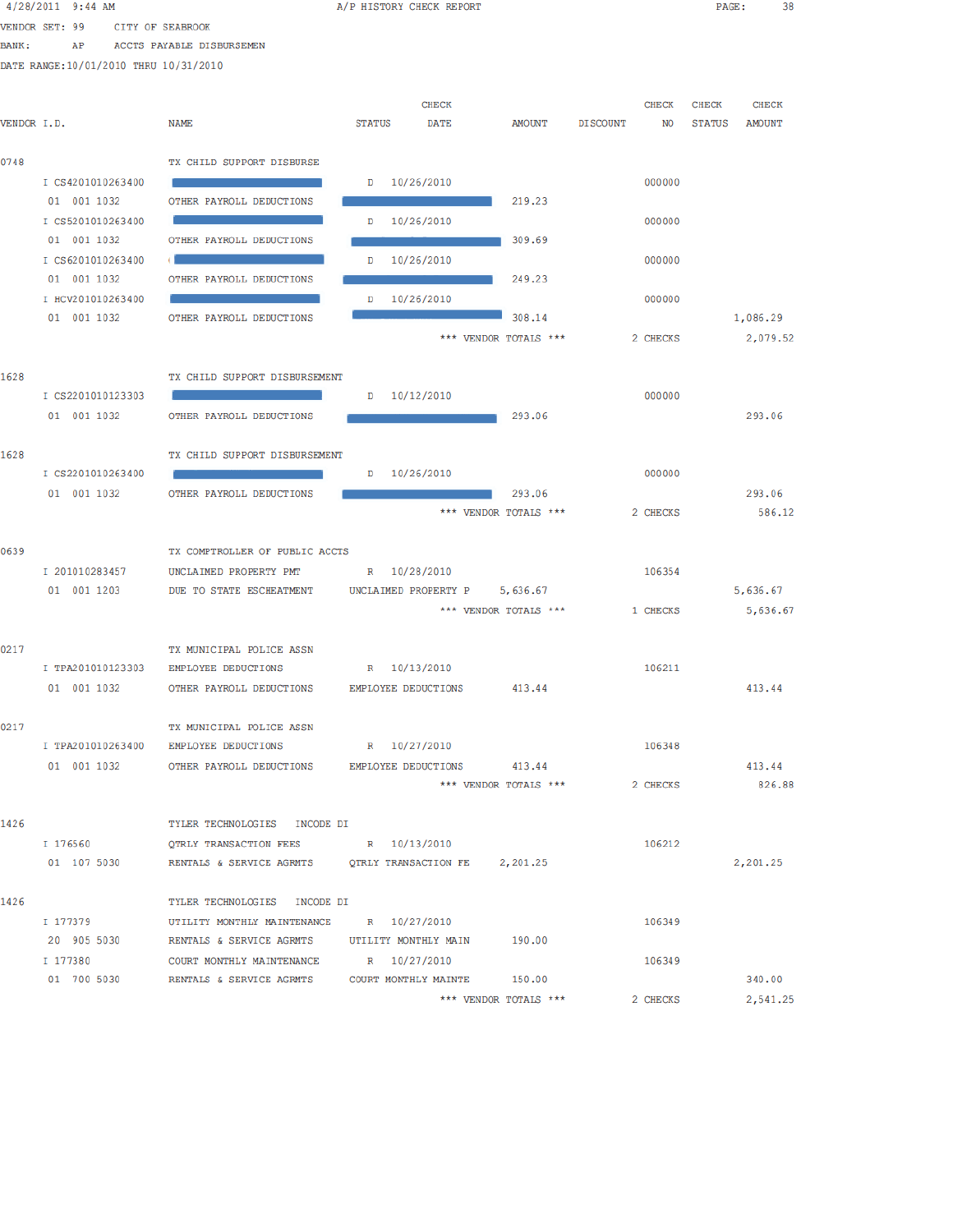4/28/2011 9:44 AM — A/P HISTORY CHECK REPORT

VENDOR SET: 99 CITY OF SEABROOK
BANK: AP ACCTS PAYABLE DISBURSEMEN
DATE RANGE:10/01/2010 THRU 10/31/2010

| VENDOR I.D. | NAME | STATUS | CHECK DATE | AMOUNT | DISCOUNT | CHECK NO | CHECK STATUS | CHECK AMOUNT |
|---|---|---|---|---|---|---|---|---|
| 0748 | TX CHILD SUPPORT DISBURSE | | | | | | | |
| I CS4201010263400 | | D | 10/26/2010 | | | 000000 | | |
| 01 001 1032 | OTHER PAYROLL DEDUCTIONS | | | 219.23 | | | | |
| I CS5201010263400 | | D | 10/26/2010 | | | 000000 | | |
| 01 001 1032 | OTHER PAYROLL DEDUCTIONS | | | 309.69 | | | | |
| I CS6201010263400 | | D | 10/26/2010 | | | 000000 | | |
| 01 001 1032 | OTHER PAYROLL DEDUCTIONS | | | 249.23 | | | | |
| I HCV201010263400 | | D | 10/26/2010 | | | 000000 | | |
| 01 001 1032 | OTHER PAYROLL DEDUCTIONS | | | 308.14 | | | | 1,086.29 |
| | *** VENDOR TOTALS *** | | | | | 2 CHECKS | | 2,079.52 |
| 1628 | TX CHILD SUPPORT DISBURSEMENT | | | | | | | |
| I CS2201010123303 | | D | 10/12/2010 | | | 000000 | | |
| 01 001 1032 | OTHER PAYROLL DEDUCTIONS | | | 293.06 | | | | 293.06 |
| 1628 | TX CHILD SUPPORT DISBURSEMENT | | | | | | | |
| I CS2201010263400 | | D | 10/26/2010 | | | 000000 | | |
| 01 001 1032 | OTHER PAYROLL DEDUCTIONS | | | 293.06 | | | | 293.06 |
| | *** VENDOR TOTALS *** | | | | | 2 CHECKS | | 586.12 |
| 0639 | TX COMPTROLLER OF PUBLIC ACCTS | | | | | | | |
| I 201010283457 | UNCLAIMED PROPERTY PMT | R | 10/28/2010 | | | 106354 | | |
| 01 001 1203 | DUE TO STATE ESCHEATMENT | UNCLAIMED PROPERTY P | | 5,636.67 | | | | 5,636.67 |
| | *** VENDOR TOTALS *** | | | | | 1 CHECKS | | 5,636.67 |
| 0217 | TX MUNICIPAL POLICE ASSN | | | | | | | |
| I TPA201010123303 | EMPLOYEE DEDUCTIONS | R | 10/13/2010 | | | 106211 | | |
| 01 001 1032 | OTHER PAYROLL DEDUCTIONS | EMPLOYEE DEDUCTIONS | | 413.44 | | | | 413.44 |
| 0217 | TX MUNICIPAL POLICE ASSN | | | | | | | |
| I TPA201010263400 | EMPLOYEE DEDUCTIONS | R | 10/27/2010 | | | 106348 | | |
| 01 001 1032 | OTHER PAYROLL DEDUCTIONS | EMPLOYEE DEDUCTIONS | | 413.44 | | | | 413.44 |
| | *** VENDOR TOTALS *** | | | | | 2 CHECKS | | 826.88 |
| 1426 | TYLER TECHNOLOGIES INCODE DI | | | | | | | |
| I 176560 | QTRLY TRANSACTION FEES | R | 10/13/2010 | | | 106212 | | |
| 01 107 5030 | RENTALS & SERVICE AGRMTS | QTRLY TRANSACTION FE | | 2,201.25 | | | | 2,201.25 |
| 1426 | TYLER TECHNOLOGIES INCODE DI | | | | | | | |
| I 177379 | UTILITY MONTHLY MAINTENANCE | R | 10/27/2010 | | | 106349 | | |
| 20 905 5030 | RENTALS & SERVICE AGRMTS | UTILITY MONTHLY MAIN | | 190.00 | | | | |
| I 177380 | COURT MONTHLY MAINTENANCE | R | 10/27/2010 | | | 106349 | | |
| 01 700 5030 | RENTALS & SERVICE AGRMTS | COURT MONTHLY MAINTE | | 150.00 | | | | 340.00 |
| | *** VENDOR TOTALS *** | | | | | 2 CHECKS | | 2,541.25 |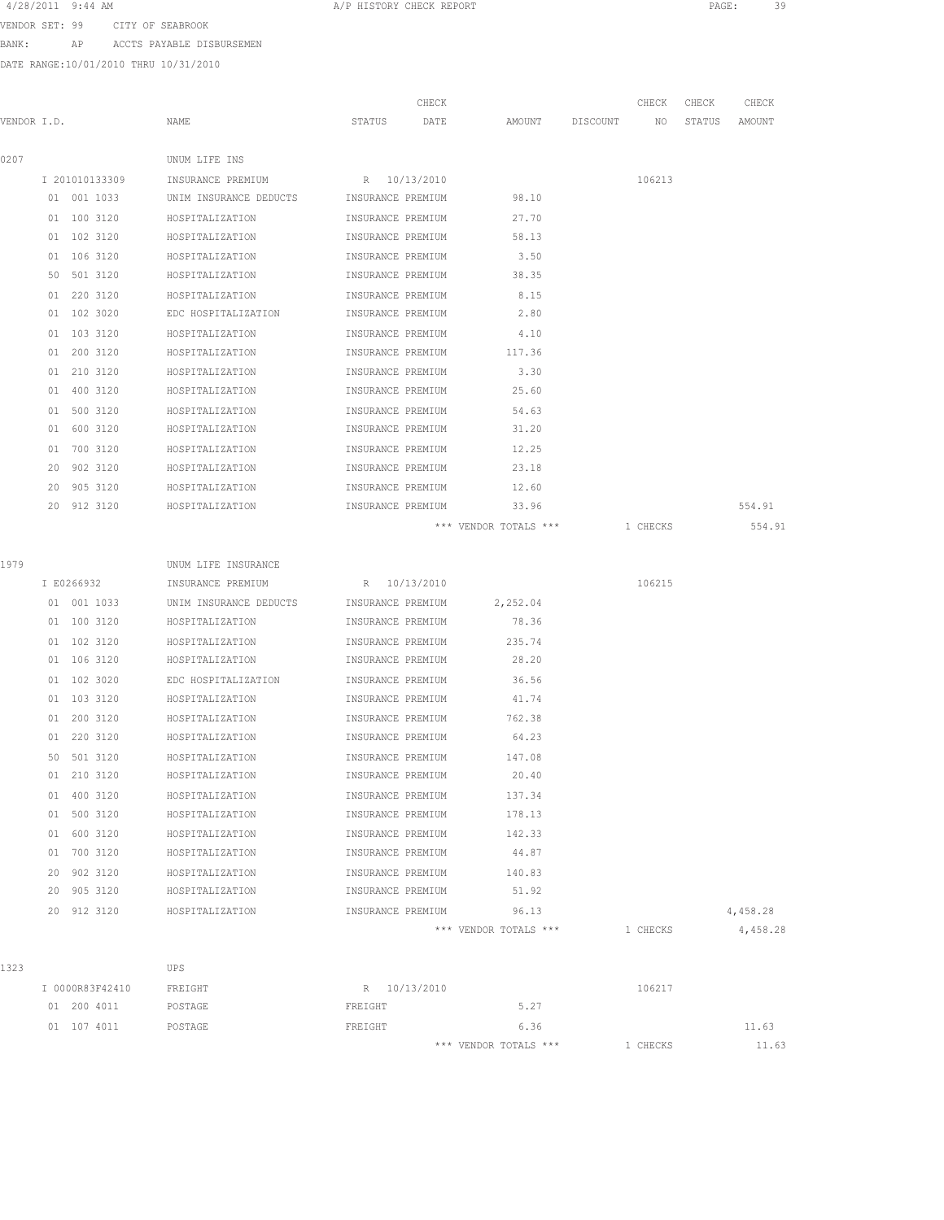4/28/2011 9:44 AM A/P HISTORY CHECK REPORT

VENDOR SET: 99 CITY OF SEABROOK

BANK: AP ACCTS PAYABLE DISBURSEMEN

DATE RANGE:10/01/2010 THRU 10/31/2010

| VENDOR I.D. | NAME | STATUS | CHECK DATE | AMOUNT | DISCOUNT | CHECK NO | CHECK STATUS | CHECK AMOUNT |
|---|---|---|---|---|---|---|---|---|
| 0207 | UNUM LIFE INS | | | | | | | |
| I 201010133309 | INSURANCE PREMIUM | R | 10/13/2010 | | | 106213 | | |
| 01 001 1033 | UNIM INSURANCE DEDUCTS | INSURANCE PREMIUM | | 98.10 | | | | |
| 01 100 3120 | HOSPITALIZATION | INSURANCE PREMIUM | | 27.70 | | | | |
| 01 102 3120 | HOSPITALIZATION | INSURANCE PREMIUM | | 58.13 | | | | |
| 01 106 3120 | HOSPITALIZATION | INSURANCE PREMIUM | | 3.50 | | | | |
| 50 501 3120 | HOSPITALIZATION | INSURANCE PREMIUM | | 38.35 | | | | |
| 01 220 3120 | HOSPITALIZATION | INSURANCE PREMIUM | | 8.15 | | | | |
| 01 102 3020 | EDC HOSPITALIZATION | INSURANCE PREMIUM | | 2.80 | | | | |
| 01 103 3120 | HOSPITALIZATION | INSURANCE PREMIUM | | 4.10 | | | | |
| 01 200 3120 | HOSPITALIZATION | INSURANCE PREMIUM | | 117.36 | | | | |
| 01 210 3120 | HOSPITALIZATION | INSURANCE PREMIUM | | 3.30 | | | | |
| 01 400 3120 | HOSPITALIZATION | INSURANCE PREMIUM | | 25.60 | | | | |
| 01 500 3120 | HOSPITALIZATION | INSURANCE PREMIUM | | 54.63 | | | | |
| 01 600 3120 | HOSPITALIZATION | INSURANCE PREMIUM | | 31.20 | | | | |
| 01 700 3120 | HOSPITALIZATION | INSURANCE PREMIUM | | 12.25 | | | | |
| 20 902 3120 | HOSPITALIZATION | INSURANCE PREMIUM | | 23.18 | | | | |
| 20 905 3120 | HOSPITALIZATION | INSURANCE PREMIUM | | 12.60 | | | | |
| 20 912 3120 | HOSPITALIZATION | INSURANCE PREMIUM | | 33.96 | | | | 554.91 |
| | | | | *** VENDOR TOTALS *** | | 1 CHECKS | | 554.91 |
| 1979 | UNUM LIFE INSURANCE | | | | | | | |
| I E0266932 | INSURANCE PREMIUM | R | 10/13/2010 | | | 106215 | | |
| 01 001 1033 | UNIM INSURANCE DEDUCTS | INSURANCE PREMIUM | | 2,252.04 | | | | |
| 01 100 3120 | HOSPITALIZATION | INSURANCE PREMIUM | | 78.36 | | | | |
| 01 102 3120 | HOSPITALIZATION | INSURANCE PREMIUM | | 235.74 | | | | |
| 01 106 3120 | HOSPITALIZATION | INSURANCE PREMIUM | | 28.20 | | | | |
| 01 102 3020 | EDC HOSPITALIZATION | INSURANCE PREMIUM | | 36.56 | | | | |
| 01 103 3120 | HOSPITALIZATION | INSURANCE PREMIUM | | 41.74 | | | | |
| 01 200 3120 | HOSPITALIZATION | INSURANCE PREMIUM | | 762.38 | | | | |
| 01 220 3120 | HOSPITALIZATION | INSURANCE PREMIUM | | 64.23 | | | | |
| 50 501 3120 | HOSPITALIZATION | INSURANCE PREMIUM | | 147.08 | | | | |
| 01 210 3120 | HOSPITALIZATION | INSURANCE PREMIUM | | 20.40 | | | | |
| 01 400 3120 | HOSPITALIZATION | INSURANCE PREMIUM | | 137.34 | | | | |
| 01 500 3120 | HOSPITALIZATION | INSURANCE PREMIUM | | 178.13 | | | | |
| 01 600 3120 | HOSPITALIZATION | INSURANCE PREMIUM | | 142.33 | | | | |
| 01 700 3120 | HOSPITALIZATION | INSURANCE PREMIUM | | 44.87 | | | | |
| 20 902 3120 | HOSPITALIZATION | INSURANCE PREMIUM | | 140.83 | | | | |
| 20 905 3120 | HOSPITALIZATION | INSURANCE PREMIUM | | 51.92 | | | | |
| 20 912 3120 | HOSPITALIZATION | INSURANCE PREMIUM | | 96.13 | | | | 4,458.28 |
| | | | | *** VENDOR TOTALS *** | | 1 CHECKS | | 4,458.28 |
| 1323 | UPS | | | | | | | |
| I 0000R83F42410 | FREIGHT | R | 10/13/2010 | | | 106217 | | |
| 01 200 4011 | POSTAGE | FREIGHT | | 5.27 | | | | |
| 01 107 4011 | POSTAGE | FREIGHT | | 6.36 | | | | 11.63 |
| | | | | *** VENDOR TOTALS *** | | 1 CHECKS | | 11.63 |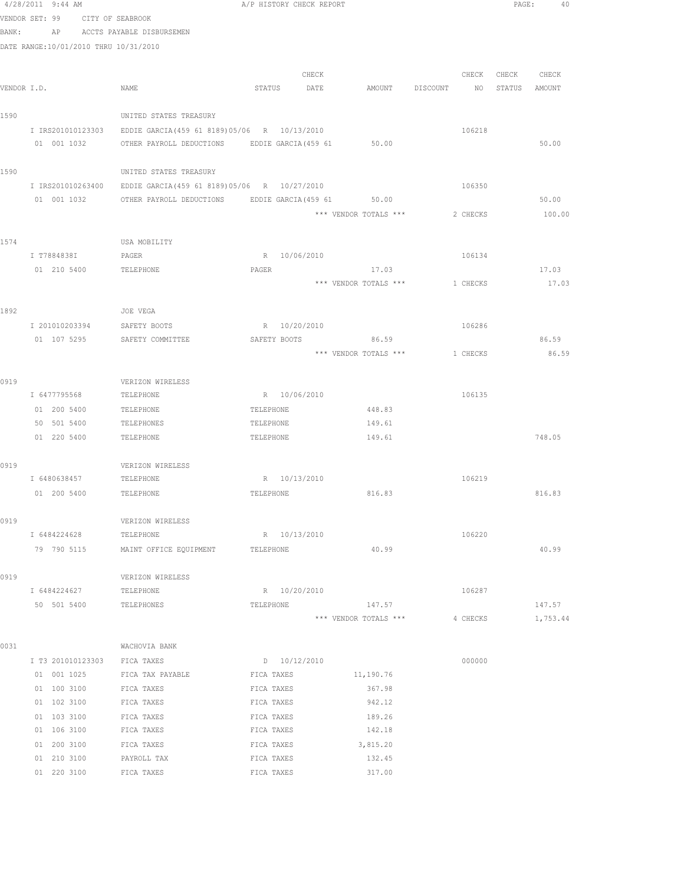4/28/2011 9:44 AM A/P HISTORY CHECK REPORT

VENDOR SET: 99 CITY OF SEABROOK

BANK: AP ACCTS PAYABLE DISBURSEMEN

DATE RANGE:10/01/2010 THRU 10/31/2010

| VENDOR I.D. | NAME | STATUS | CHECK DATE | AMOUNT | DISCOUNT | CHECK NO | CHECK STATUS | CHECK AMOUNT |
|---|---|---|---|---|---|---|---|---|
| 1590 | UNITED STATES TREASURY | | | | | | | |
| I IRS201010123303 | EDDIE GARCIA(459 61 8189)05/06 | R | 10/13/2010 | | | 106218 | | |
| 01 001 1032 | OTHER PAYROLL DEDUCTIONS | EDDIE GARCIA(459 61 | | 50.00 | | | | 50.00 |
| 1590 | UNITED STATES TREASURY | | | | | | | |
| I IRS201010263400 | EDDIE GARCIA(459 61 8189)05/06 | R | 10/27/2010 | | | 106350 | | |
| 01 001 1032 | OTHER PAYROLL DEDUCTIONS | EDDIE GARCIA(459 61 | | 50.00 | | | | 50.00 |
| | | | | *** VENDOR TOTALS *** | | 2 CHECKS | | 100.00 |
| 1574 | USA MOBILITY | | | | | | | |
| I T7884838I | PAGER | R | 10/06/2010 | | | 106134 | | |
| 01 210 5400 | TELEPHONE | PAGER | | 17.03 | | | | 17.03 |
| | | | | *** VENDOR TOTALS *** | | 1 CHECKS | | 17.03 |
| 1892 | JOE VEGA | | | | | | | |
| I 201010203394 | SAFETY BOOTS | R | 10/20/2010 | | | 106286 | | |
| 01 107 5295 | SAFETY COMMITTEE | SAFETY BOOTS | | 86.59 | | | | 86.59 |
| | | | | *** VENDOR TOTALS *** | | 1 CHECKS | | 86.59 |
| 0919 | VERIZON WIRELESS | | | | | | | |
| I 6477795568 | TELEPHONE | R | 10/06/2010 | | | 106135 | | |
| 01 200 5400 | TELEPHONE | TELEPHONE | | 448.83 | | | | |
| 50 501 5400 | TELEPHONES | TELEPHONE | | 149.61 | | | | |
| 01 220 5400 | TELEPHONE | TELEPHONE | | 149.61 | | | | 748.05 |
| 0919 | VERIZON WIRELESS | | | | | | | |
| I 6480638457 | TELEPHONE | R | 10/13/2010 | | | 106219 | | |
| 01 200 5400 | TELEPHONE | TELEPHONE | | 816.83 | | | | 816.83 |
| 0919 | VERIZON WIRELESS | | | | | | | |
| I 6484224628 | TELEPHONE | R | 10/13/2010 | | | 106220 | | |
| 79 790 5115 | MAINT OFFICE EQUIPMENT | TELEPHONE | | 40.99 | | | | 40.99 |
| 0919 | VERIZON WIRELESS | | | | | | | |
| I 6484224627 | TELEPHONE | R | 10/20/2010 | | | 106287 | | |
| 50 501 5400 | TELEPHONES | TELEPHONE | | 147.57 | | | | 147.57 |
| | | | | *** VENDOR TOTALS *** | | 4 CHECKS | | 1,753.44 |
| 0031 | WACHOVIA BANK | | | | | | | |
| I T3 201010123303 | FICA TAXES | D | 10/12/2010 | | | 000000 | | |
| 01 001 1025 | FICA TAX PAYABLE | FICA TAXES | | 11,190.76 | | | | |
| 01 100 3100 | FICA TAXES | FICA TAXES | | 367.98 | | | | |
| 01 102 3100 | FICA TAXES | FICA TAXES | | 942.12 | | | | |
| 01 103 3100 | FICA TAXES | FICA TAXES | | 189.26 | | | | |
| 01 106 3100 | FICA TAXES | FICA TAXES | | 142.18 | | | | |
| 01 200 3100 | FICA TAXES | FICA TAXES | | 3,815.20 | | | | |
| 01 210 3100 | PAYROLL TAX | FICA TAXES | | 132.45 | | | | |
| 01 220 3100 | FICA TAXES | FICA TAXES | | 317.00 | | | | |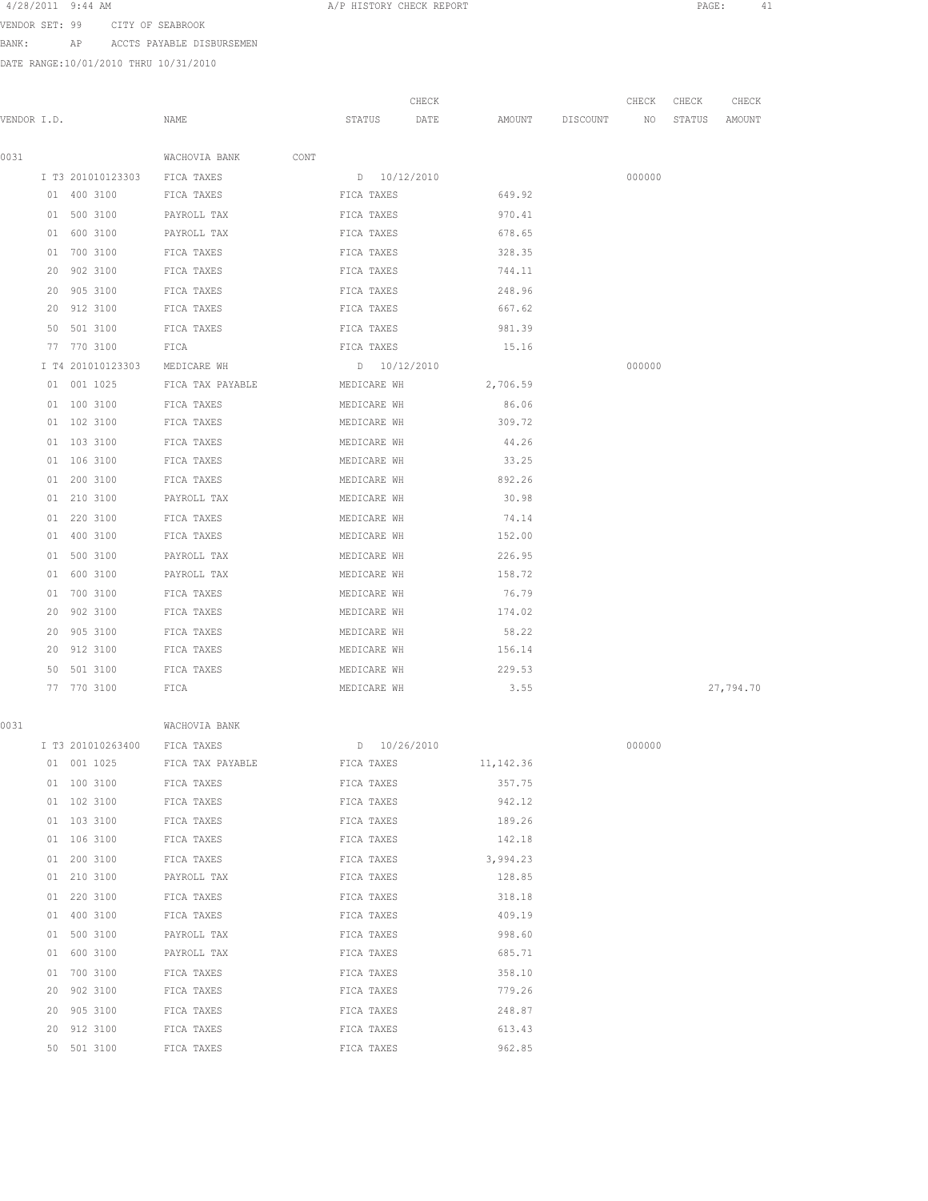4/28/2011 9:44 AM A/P HISTORY CHECK REPORT PAGE: 41

VENDOR SET: 99 CITY OF SEABROOK

BANK: AP ACCTS PAYABLE DISBURSEMEN

DATE RANGE:10/01/2010 THRU 10/31/2010

| VENDOR I.D. | NAME | STATUS | CHECK DATE | AMOUNT | DISCOUNT | CHECK NO | CHECK STATUS | CHECK AMOUNT |
|---|---|---|---|---|---|---|---|---|
| 0031 | WACHOVIA BANK CONT | | | | | | | |
| I T3 201010123303 | FICA TAXES | D | 10/12/2010 | | | 000000 | | |
| 01 400 3100 | FICA TAXES | FICA TAXES | | 649.92 | | | | |
| 01 500 3100 | PAYROLL TAX | FICA TAXES | | 970.41 | | | | |
| 01 600 3100 | PAYROLL TAX | FICA TAXES | | 678.65 | | | | |
| 01 700 3100 | FICA TAXES | FICA TAXES | | 328.35 | | | | |
| 20 902 3100 | FICA TAXES | FICA TAXES | | 744.11 | | | | |
| 20 905 3100 | FICA TAXES | FICA TAXES | | 248.96 | | | | |
| 20 912 3100 | FICA TAXES | FICA TAXES | | 667.62 | | | | |
| 50 501 3100 | FICA TAXES | FICA TAXES | | 981.39 | | | | |
| 77 770 3100 | FICA | FICA TAXES | | 15.16 | | | | |
| I T4 201010123303 | MEDICARE WH | D | 10/12/2010 | | | 000000 | | |
| 01 001 1025 | FICA TAX PAYABLE | MEDICARE WH | | 2,706.59 | | | | |
| 01 100 3100 | FICA TAXES | MEDICARE WH | | 86.06 | | | | |
| 01 102 3100 | FICA TAXES | MEDICARE WH | | 309.72 | | | | |
| 01 103 3100 | FICA TAXES | MEDICARE WH | | 44.26 | | | | |
| 01 106 3100 | FICA TAXES | MEDICARE WH | | 33.25 | | | | |
| 01 200 3100 | FICA TAXES | MEDICARE WH | | 892.26 | | | | |
| 01 210 3100 | PAYROLL TAX | MEDICARE WH | | 30.98 | | | | |
| 01 220 3100 | FICA TAXES | MEDICARE WH | | 74.14 | | | | |
| 01 400 3100 | FICA TAXES | MEDICARE WH | | 152.00 | | | | |
| 01 500 3100 | PAYROLL TAX | MEDICARE WH | | 226.95 | | | | |
| 01 600 3100 | PAYROLL TAX | MEDICARE WH | | 158.72 | | | | |
| 01 700 3100 | FICA TAXES | MEDICARE WH | | 76.79 | | | | |
| 20 902 3100 | FICA TAXES | MEDICARE WH | | 174.02 | | | | |
| 20 905 3100 | FICA TAXES | MEDICARE WH | | 58.22 | | | | |
| 20 912 3100 | FICA TAXES | MEDICARE WH | | 156.14 | | | | |
| 50 501 3100 | FICA TAXES | MEDICARE WH | | 229.53 | | | | |
| 77 770 3100 | FICA | MEDICARE WH | | 3.55 | | | | 27,794.70 |
| 0031 | WACHOVIA BANK | | | | | | | |
| I T3 201010263400 | FICA TAXES | D | 10/26/2010 | | | 000000 | | |
| 01 001 1025 | FICA TAX PAYABLE | FICA TAXES | | 11,142.36 | | | | |
| 01 100 3100 | FICA TAXES | FICA TAXES | | 357.75 | | | | |
| 01 102 3100 | FICA TAXES | FICA TAXES | | 942.12 | | | | |
| 01 103 3100 | FICA TAXES | FICA TAXES | | 189.26 | | | | |
| 01 106 3100 | FICA TAXES | FICA TAXES | | 142.18 | | | | |
| 01 200 3100 | FICA TAXES | FICA TAXES | | 3,994.23 | | | | |
| 01 210 3100 | PAYROLL TAX | FICA TAXES | | 128.85 | | | | |
| 01 220 3100 | FICA TAXES | FICA TAXES | | 318.18 | | | | |
| 01 400 3100 | FICA TAXES | FICA TAXES | | 409.19 | | | | |
| 01 500 3100 | PAYROLL TAX | FICA TAXES | | 998.60 | | | | |
| 01 600 3100 | PAYROLL TAX | FICA TAXES | | 685.71 | | | | |
| 01 700 3100 | FICA TAXES | FICA TAXES | | 358.10 | | | | |
| 20 902 3100 | FICA TAXES | FICA TAXES | | 779.26 | | | | |
| 20 905 3100 | FICA TAXES | FICA TAXES | | 248.87 | | | | |
| 20 912 3100 | FICA TAXES | FICA TAXES | | 613.43 | | | | |
| 50 501 3100 | FICA TAXES | FICA TAXES | | 962.85 | | | | |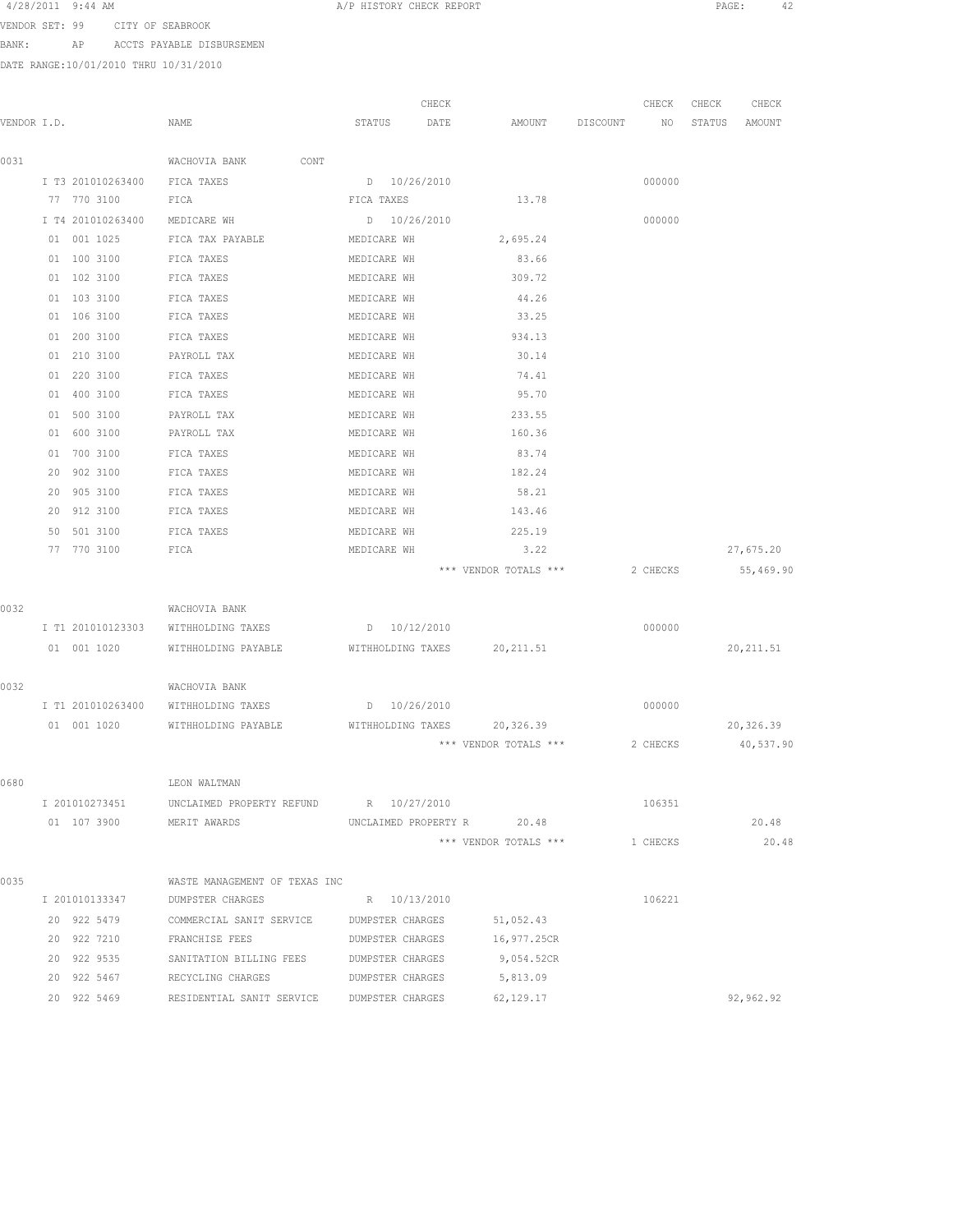4/28/2011 9:44 AM A/P HISTORY CHECK REPORT

VENDOR SET: 99 CITY OF SEABROOK

BANK: AP ACCTS PAYABLE DISBURSEMEN

DATE RANGE:10/01/2010 THRU 10/31/2010

| VENDOR I.D. | NAME | STATUS | CHECK DATE | AMOUNT | DISCOUNT | CHECK NO | CHECK STATUS | CHECK AMOUNT |
|---|---|---|---|---|---|---|---|---|
| 0031 | WACHOVIA BANK CONT | | | | | | | |
| I T3 201010263400 | FICA TAXES | D | 10/26/2010 | | | 000000 | | |
| 77 770 3100 | FICA | FICA TAXES | | 13.78 | | | | |
| I T4 201010263400 | MEDICARE WH | D | 10/26/2010 | | | 000000 | | |
| 01 001 1025 | FICA TAX PAYABLE | MEDICARE WH | | 2,695.24 | | | | |
| 01 100 3100 | FICA TAXES | MEDICARE WH | | 83.66 | | | | |
| 01 102 3100 | FICA TAXES | MEDICARE WH | | 309.72 | | | | |
| 01 103 3100 | FICA TAXES | MEDICARE WH | | 44.26 | | | | |
| 01 106 3100 | FICA TAXES | MEDICARE WH | | 33.25 | | | | |
| 01 200 3100 | FICA TAXES | MEDICARE WH | | 934.13 | | | | |
| 01 210 3100 | PAYROLL TAX | MEDICARE WH | | 30.14 | | | | |
| 01 220 3100 | FICA TAXES | MEDICARE WH | | 74.41 | | | | |
| 01 400 3100 | FICA TAXES | MEDICARE WH | | 95.70 | | | | |
| 01 500 3100 | PAYROLL TAX | MEDICARE WH | | 233.55 | | | | |
| 01 600 3100 | PAYROLL TAX | MEDICARE WH | | 160.36 | | | | |
| 01 700 3100 | FICA TAXES | MEDICARE WH | | 83.74 | | | | |
| 20 902 3100 | FICA TAXES | MEDICARE WH | | 182.24 | | | | |
| 20 905 3100 | FICA TAXES | MEDICARE WH | | 58.21 | | | | |
| 20 912 3100 | FICA TAXES | MEDICARE WH | | 143.46 | | | | |
| 50 501 3100 | FICA TAXES | MEDICARE WH | | 225.19 | | | | |
| 77 770 3100 | FICA | MEDICARE WH | | 3.22 | | | | 27,675.20 |
| | | | | *** VENDOR TOTALS *** | | 2 CHECKS | | 55,469.90 |
| 0032 | WACHOVIA BANK | | | | | | | |
| I T1 201010123303 | WITHHOLDING TAXES | D | 10/12/2010 | | | 000000 | | |
| 01 001 1020 | WITHHOLDING PAYABLE | WITHHOLDING TAXES | | 20,211.51 | | | | 20,211.51 |
| 0032 | WACHOVIA BANK | | | | | | | |
| I T1 201010263400 | WITHHOLDING TAXES | D | 10/26/2010 | | | 000000 | | |
| 01 001 1020 | WITHHOLDING PAYABLE | WITHHOLDING TAXES | | 20,326.39 | | | | 20,326.39 |
| | | | | *** VENDOR TOTALS *** | | 2 CHECKS | | 40,537.90 |
| 0680 | LEON WALTMAN | | | | | | | |
| I 201010273451 | UNCLAIMED PROPERTY REFUND | R | 10/27/2010 | | | 106351 | | |
| 01 107 3900 | MERIT AWARDS | UNCLAIMED PROPERTY R | | 20.48 | | | | 20.48 |
| | | | | *** VENDOR TOTALS *** | | 1 CHECKS | | 20.48 |
| 0035 | WASTE MANAGEMENT OF TEXAS INC | | | | | | | |
| I 201010133347 | DUMPSTER CHARGES | R | 10/13/2010 | | | 106221 | | |
| 20 922 5479 | COMMERCIAL SANIT SERVICE | DUMPSTER CHARGES | | 51,052.43 | | | | |
| 20 922 7210 | FRANCHISE FEES | DUMPSTER CHARGES | | 16,977.25CR | | | | |
| 20 922 9535 | SANITATION BILLING FEES | DUMPSTER CHARGES | | 9,054.52CR | | | | |
| 20 922 5467 | RECYCLING CHARGES | DUMPSTER CHARGES | | 5,813.09 | | | | |
| 20 922 5469 | RESIDENTIAL SANIT SERVICE | DUMPSTER CHARGES | | 62,129.17 | | | | 92,962.92 |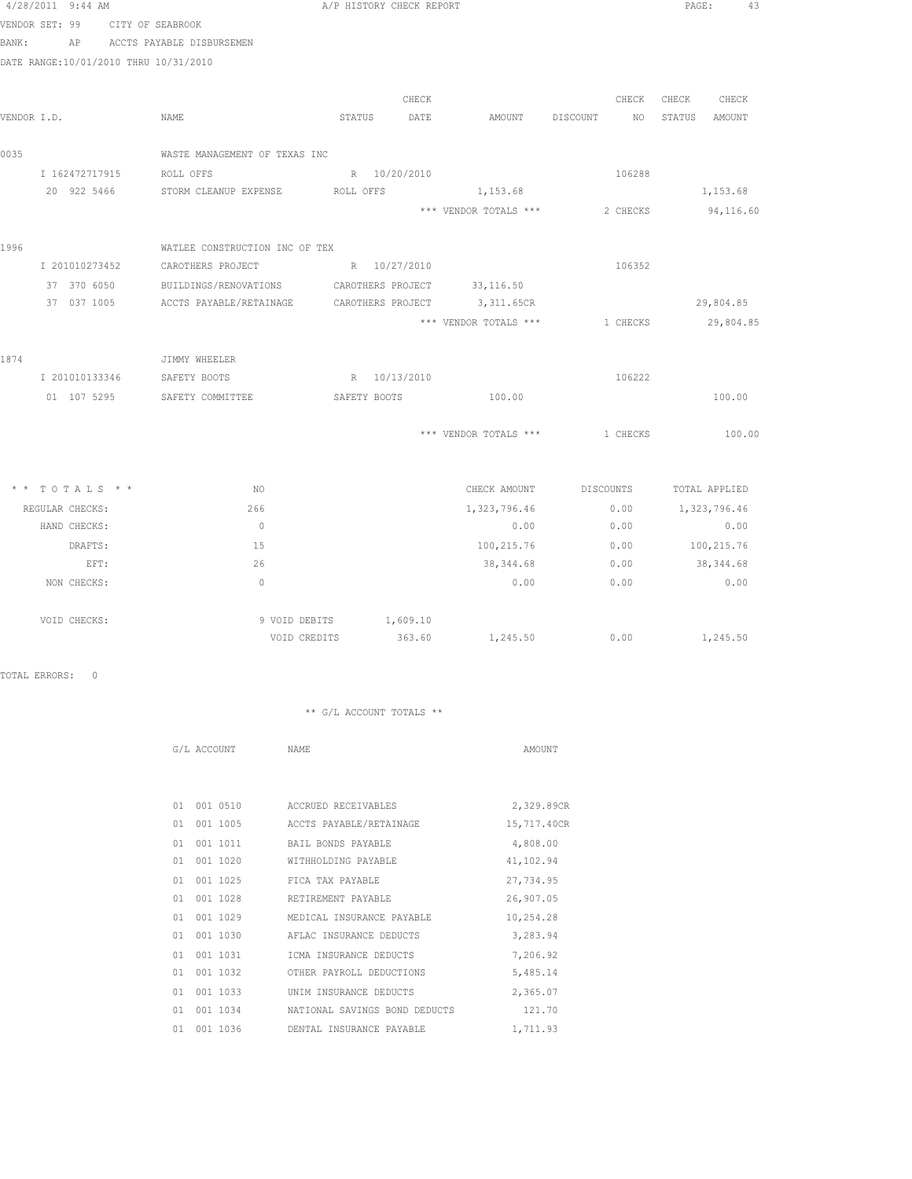4/28/2011 9:44 AM A/P HISTORY CHECK REPORT

VENDOR SET: 99 CITY OF SEABROOK

BANK: AP ACCTS PAYABLE DISBURSEMEN

DATE RANGE:10/01/2010 THRU 10/31/2010

| VENDOR I.D. | NAME | STATUS | CHECK DATE | AMOUNT | DISCOUNT | CHECK NO | CHECK STATUS | CHECK AMOUNT |
|---|---|---|---|---|---|---|---|---|
| 0035 | WASTE MANAGEMENT OF TEXAS INC | | | | | | | |
| I 162472717915 | ROLL OFFS | R | 10/20/2010 | | | 106288 | | |
| 20 922 5466 | STORM CLEANUP EXPENSE | ROLL OFFS | | 1,153.68 | | | | 1,153.68 |
| | | | | *** VENDOR TOTALS *** | | 2 CHECKS | | 94,116.60 |
| 1996 | WATLEE CONSTRUCTION INC OF TEX | | | | | | | |
| I 201010273452 | CAROTHERS PROJECT | R | 10/27/2010 | | | 106352 | | |
| 37 370 6050 | BUILDINGS/RENOVATIONS | CAROTHERS PROJECT | | 33,116.50 | | | | |
| 37 037 1005 | ACCTS PAYABLE/RETAINAGE | CAROTHERS PROJECT | | 3,311.65CR | | | | 29,804.85 |
| | | | | *** VENDOR TOTALS *** | | 1 CHECKS | | 29,804.85 |
| 1874 | JIMMY WHEELER | | | | | | | |
| I 201010133346 | SAFETY BOOTS | R | 10/13/2010 | | | 106222 | | |
| 01 107 5295 | SAFETY COMMITTEE | SAFETY BOOTS | | 100.00 | | | | 100.00 |
| | | | | *** VENDOR TOTALS *** | | 1 CHECKS | | 100.00 |

| * * T O T A L S * * | NO | | CHECK AMOUNT | DISCOUNTS | TOTAL APPLIED |
|---|---|---|---|---|---|
| REGULAR CHECKS: | 266 | | 1,323,796.46 | 0.00 | 1,323,796.46 |
| HAND CHECKS: | 0 | | 0.00 | 0.00 | 0.00 |
| DRAFTS: | 15 | | 100,215.76 | 0.00 | 100,215.76 |
| EFT: | 26 | | 38,344.68 | 0.00 | 38,344.68 |
| NON CHECKS: | 0 | | 0.00 | 0.00 | 0.00 |
| VOID CHECKS: | 9 VOID DEBITS | 1,609.10 | | | |
| | VOID CREDITS | 363.60 | 1,245.50 | 0.00 | 1,245.50 |

TOTAL ERRORS: 0

** G/L ACCOUNT TOTALS **

| G/L ACCOUNT | NAME | AMOUNT |
|---|---|---|
| 01 001 0510 | ACCRUED RECEIVABLES | 2,329.89CR |
| 01 001 1005 | ACCTS PAYABLE/RETAINAGE | 15,717.40CR |
| 01 001 1011 | BAIL BONDS PAYABLE | 4,808.00 |
| 01 001 1020 | WITHHOLDING PAYABLE | 41,102.94 |
| 01 001 1025 | FICA TAX PAYABLE | 27,734.95 |
| 01 001 1028 | RETIREMENT PAYABLE | 26,907.05 |
| 01 001 1029 | MEDICAL INSURANCE PAYABLE | 10,254.28 |
| 01 001 1030 | AFLAC INSURANCE DEDUCTS | 3,283.94 |
| 01 001 1031 | ICMA INSURANCE DEDUCTS | 7,206.92 |
| 01 001 1032 | OTHER PAYROLL DEDUCTIONS | 5,485.14 |
| 01 001 1033 | UNIM INSURANCE DEDUCTS | 2,365.07 |
| 01 001 1034 | NATIONAL SAVINGS BOND DEDUCTS | 121.70 |
| 01 001 1036 | DENTAL INSURANCE PAYABLE | 1,711.93 |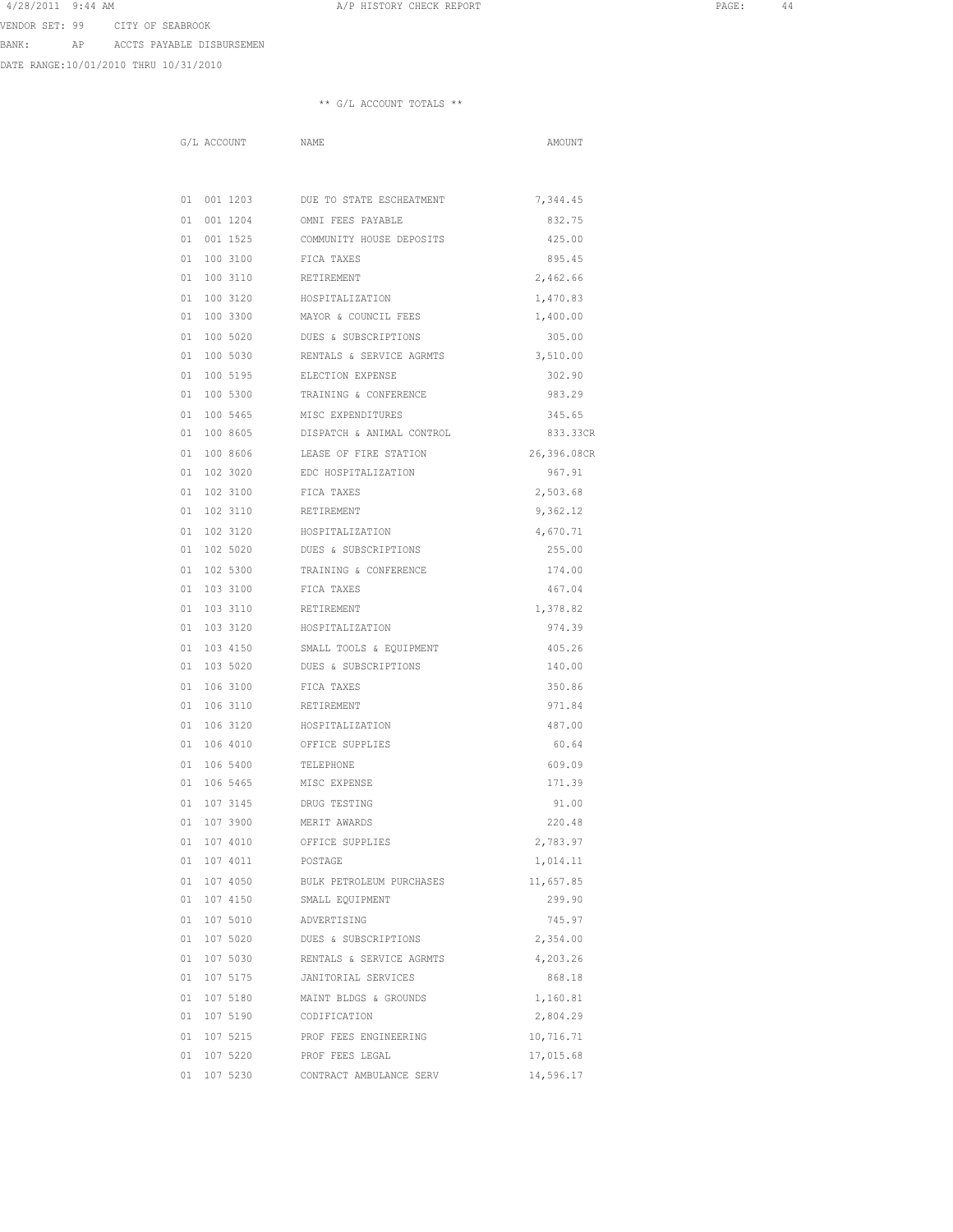VENDOR SET: 99 CITY OF SEABROOK

BANK: AP ACCTS PAYABLE DISBURSEMEN

DATE RANGE:10/01/2010 THRU 10/31/2010

** G/L ACCOUNT TOTALS **

| G/L ACCOUNT | NAME | AMOUNT |
|---|---|---|
| 01 001 1203 | DUE TO STATE ESCHEATMENT | 7,344.45 |
| 01 001 1204 | OMNI FEES PAYABLE | 832.75 |
| 01 001 1525 | COMMUNITY HOUSE DEPOSITS | 425.00 |
| 01 100 3100 | FICA TAXES | 895.45 |
| 01 100 3110 | RETIREMENT | 2,462.66 |
| 01 100 3120 | HOSPITALIZATION | 1,470.83 |
| 01 100 3300 | MAYOR & COUNCIL FEES | 1,400.00 |
| 01 100 5020 | DUES & SUBSCRIPTIONS | 305.00 |
| 01 100 5030 | RENTALS & SERVICE AGRMTS | 3,510.00 |
| 01 100 5195 | ELECTION EXPENSE | 302.90 |
| 01 100 5300 | TRAINING & CONFERENCE | 983.29 |
| 01 100 5465 | MISC EXPENDITURES | 345.65 |
| 01 100 8605 | DISPATCH & ANIMAL CONTROL | 833.33CR |
| 01 100 8606 | LEASE OF FIRE STATION | 26,396.08CR |
| 01 102 3020 | EDC HOSPITALIZATION | 967.91 |
| 01 102 3100 | FICA TAXES | 2,503.68 |
| 01 102 3110 | RETIREMENT | 9,362.12 |
| 01 102 3120 | HOSPITALIZATION | 4,670.71 |
| 01 102 5020 | DUES & SUBSCRIPTIONS | 255.00 |
| 01 102 5300 | TRAINING & CONFERENCE | 174.00 |
| 01 103 3100 | FICA TAXES | 467.04 |
| 01 103 3110 | RETIREMENT | 1,378.82 |
| 01 103 3120 | HOSPITALIZATION | 974.39 |
| 01 103 4150 | SMALL TOOLS & EQUIPMENT | 405.26 |
| 01 103 5020 | DUES & SUBSCRIPTIONS | 140.00 |
| 01 106 3100 | FICA TAXES | 350.86 |
| 01 106 3110 | RETIREMENT | 971.84 |
| 01 106 3120 | HOSPITALIZATION | 487.00 |
| 01 106 4010 | OFFICE SUPPLIES | 60.64 |
| 01 106 5400 | TELEPHONE | 609.09 |
| 01 106 5465 | MISC EXPENSE | 171.39 |
| 01 107 3145 | DRUG TESTING | 91.00 |
| 01 107 3900 | MERIT AWARDS | 220.48 |
| 01 107 4010 | OFFICE SUPPLIES | 2,783.97 |
| 01 107 4011 | POSTAGE | 1,014.11 |
| 01 107 4050 | BULK PETROLEUM PURCHASES | 11,657.85 |
| 01 107 4150 | SMALL EQUIPMENT | 299.90 |
| 01 107 5010 | ADVERTISING | 745.97 |
| 01 107 5020 | DUES & SUBSCRIPTIONS | 2,354.00 |
| 01 107 5030 | RENTALS & SERVICE AGRMTS | 4,203.26 |
| 01 107 5175 | JANITORIAL SERVICES | 868.18 |
| 01 107 5180 | MAINT BLDGS & GROUNDS | 1,160.81 |
| 01 107 5190 | CODIFICATION | 2,804.29 |
| 01 107 5215 | PROF FEES ENGINEERING | 10,716.71 |
| 01 107 5220 | PROF FEES LEGAL | 17,015.68 |
| 01 107 5230 | CONTRACT AMBULANCE SERV | 14,596.17 |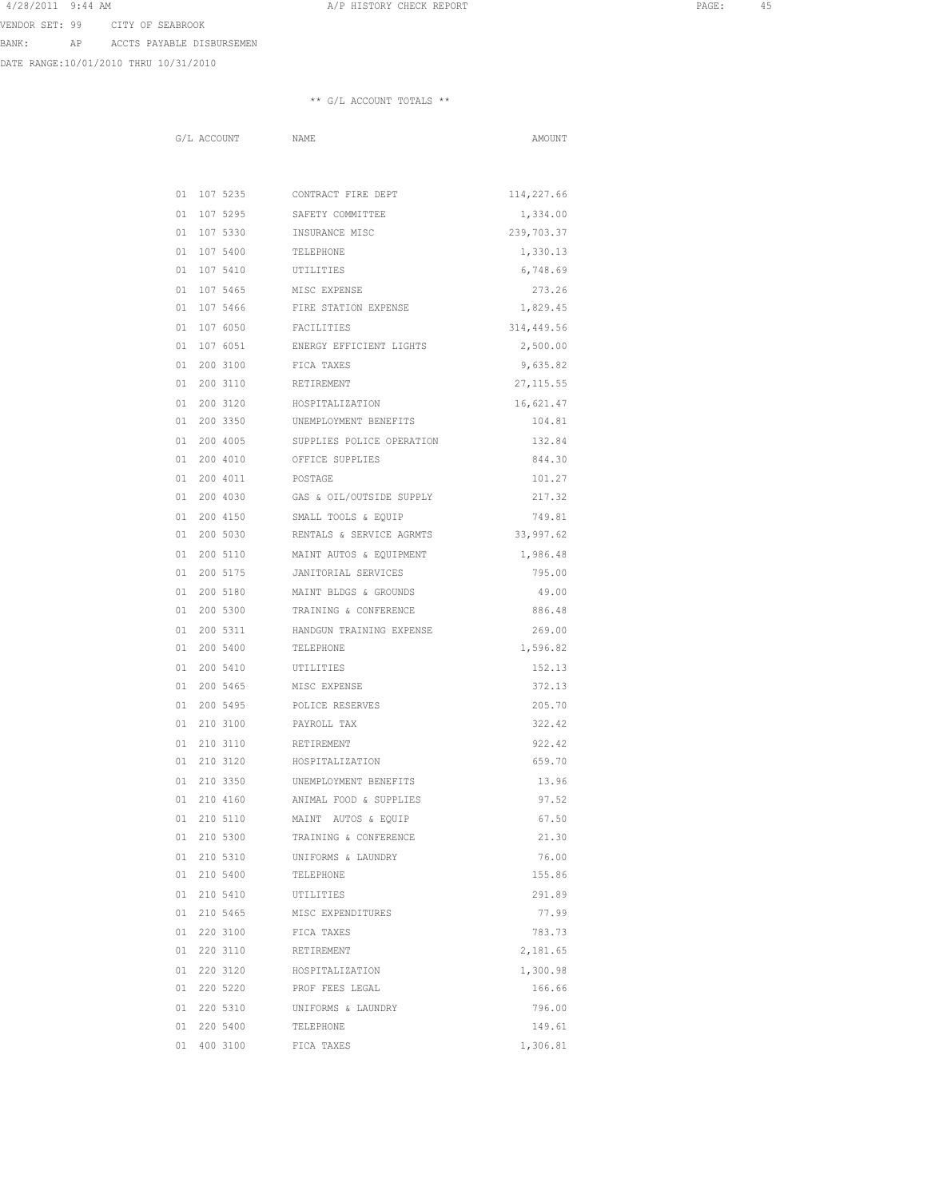VENDOR SET: 99 CITY OF SEABROOK
BANK: AP ACCTS PAYABLE DISBURSEMEN
DATE RANGE:10/01/2010 THRU 10/31/2010

** G/L ACCOUNT TOTALS **

| G/L ACCOUNT | NAME | AMOUNT |
|---|---|---|
| 01 107 5235 | CONTRACT FIRE DEPT | 114,227.66 |
| 01 107 5295 | SAFETY COMMITTEE | 1,334.00 |
| 01 107 5330 | INSURANCE MISC | 239,703.37 |
| 01 107 5400 | TELEPHONE | 1,330.13 |
| 01 107 5410 | UTILITIES | 6,748.69 |
| 01 107 5465 | MISC EXPENSE | 273.26 |
| 01 107 5466 | FIRE STATION EXPENSE | 1,829.45 |
| 01 107 6050 | FACILITIES | 314,449.56 |
| 01 107 6051 | ENERGY EFFICIENT LIGHTS | 2,500.00 |
| 01 200 3100 | FICA TAXES | 9,635.82 |
| 01 200 3110 | RETIREMENT | 27,115.55 |
| 01 200 3120 | HOSPITALIZATION | 16,621.47 |
| 01 200 3350 | UNEMPLOYMENT BENEFITS | 104.81 |
| 01 200 4005 | SUPPLIES POLICE OPERATION | 132.84 |
| 01 200 4010 | OFFICE SUPPLIES | 844.30 |
| 01 200 4011 | POSTAGE | 101.27 |
| 01 200 4030 | GAS & OIL/OUTSIDE SUPPLY | 217.32 |
| 01 200 4150 | SMALL TOOLS & EQUIP | 749.81 |
| 01 200 5030 | RENTALS & SERVICE AGRMTS | 33,997.62 |
| 01 200 5110 | MAINT AUTOS & EQUIPMENT | 1,986.48 |
| 01 200 5175 | JANITORIAL SERVICES | 795.00 |
| 01 200 5180 | MAINT BLDGS & GROUNDS | 49.00 |
| 01 200 5300 | TRAINING & CONFERENCE | 886.48 |
| 01 200 5311 | HANDGUN TRAINING EXPENSE | 269.00 |
| 01 200 5400 | TELEPHONE | 1,596.82 |
| 01 200 5410 | UTILITIES | 152.13 |
| 01 200 5465 | MISC EXPENSE | 372.13 |
| 01 200 5495 | POLICE RESERVES | 205.70 |
| 01 210 3100 | PAYROLL TAX | 322.42 |
| 01 210 3110 | RETIREMENT | 922.42 |
| 01 210 3120 | HOSPITALIZATION | 659.70 |
| 01 210 3350 | UNEMPLOYMENT BENEFITS | 13.96 |
| 01 210 4160 | ANIMAL FOOD & SUPPLIES | 97.52 |
| 01 210 5110 | MAINT AUTOS & EQUIP | 67.50 |
| 01 210 5300 | TRAINING & CONFERENCE | 21.30 |
| 01 210 5310 | UNIFORMS & LAUNDRY | 76.00 |
| 01 210 5400 | TELEPHONE | 155.86 |
| 01 210 5410 | UTILITIES | 291.89 |
| 01 210 5465 | MISC EXPENDITURES | 77.99 |
| 01 220 3100 | FICA TAXES | 783.73 |
| 01 220 3110 | RETIREMENT | 2,181.65 |
| 01 220 3120 | HOSPITALIZATION | 1,300.98 |
| 01 220 5220 | PROF FEES LEGAL | 166.66 |
| 01 220 5310 | UNIFORMS & LAUNDRY | 796.00 |
| 01 220 5400 | TELEPHONE | 149.61 |
| 01 400 3100 | FICA TAXES | 1,306.81 |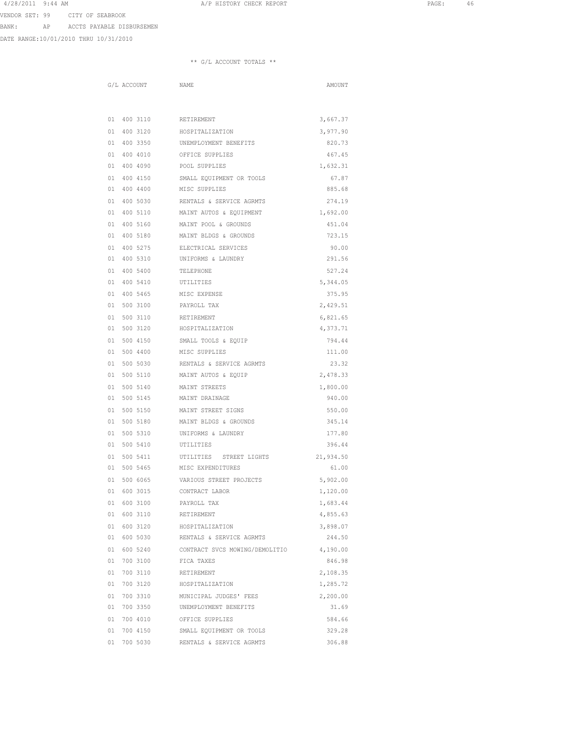VENDOR SET: 99 CITY OF SEABROOK

BANK: AP ACCTS PAYABLE DISBURSEMEN

DATE RANGE:10/01/2010 THRU 10/31/2010

** G/L ACCOUNT TOTALS **

| G/L ACCOUNT | NAME | AMOUNT |
|---|---|---|
| 01 400 3110 | RETIREMENT | 3,667.37 |
| 01 400 3120 | HOSPITALIZATION | 3,977.90 |
| 01 400 3350 | UNEMPLOYMENT BENEFITS | 820.73 |
| 01 400 4010 | OFFICE SUPPLIES | 467.45 |
| 01 400 4090 | POOL SUPPLIES | 1,632.31 |
| 01 400 4150 | SMALL EQUIPMENT OR TOOLS | 67.87 |
| 01 400 4400 | MISC SUPPLIES | 885.68 |
| 01 400 5030 | RENTALS & SERVICE AGRMTS | 274.19 |
| 01 400 5110 | MAINT AUTOS & EQUIPMENT | 1,692.00 |
| 01 400 5160 | MAINT POOL & GROUNDS | 451.04 |
| 01 400 5180 | MAINT BLDGS & GROUNDS | 723.15 |
| 01 400 5275 | ELECTRICAL SERVICES | 90.00 |
| 01 400 5310 | UNIFORMS & LAUNDRY | 291.56 |
| 01 400 5400 | TELEPHONE | 527.24 |
| 01 400 5410 | UTILITIES | 5,344.05 |
| 01 400 5465 | MISC EXPENSE | 375.95 |
| 01 500 3100 | PAYROLL TAX | 2,429.51 |
| 01 500 3110 | RETIREMENT | 6,821.65 |
| 01 500 3120 | HOSPITALIZATION | 4,373.71 |
| 01 500 4150 | SMALL TOOLS & EQUIP | 794.44 |
| 01 500 4400 | MISC SUPPLIES | 111.00 |
| 01 500 5030 | RENTALS & SERVICE AGRMTS | 23.32 |
| 01 500 5110 | MAINT AUTOS & EQUIP | 2,478.33 |
| 01 500 5140 | MAINT STREETS | 1,800.00 |
| 01 500 5145 | MAINT DRAINAGE | 940.00 |
| 01 500 5150 | MAINT STREET SIGNS | 550.00 |
| 01 500 5180 | MAINT BLDGS & GROUNDS | 345.14 |
| 01 500 5310 | UNIFORMS & LAUNDRY | 177.80 |
| 01 500 5410 | UTILITIES | 396.44 |
| 01 500 5411 | UTILITIES STREET LIGHTS | 21,934.50 |
| 01 500 5465 | MISC EXPENDITURES | 61.00 |
| 01 500 6065 | VARIOUS STREET PROJECTS | 5,902.00 |
| 01 600 3015 | CONTRACT LABOR | 1,120.00 |
| 01 600 3100 | PAYROLL TAX | 1,683.44 |
| 01 600 3110 | RETIREMENT | 4,855.63 |
| 01 600 3120 | HOSPITALIZATION | 3,898.07 |
| 01 600 5030 | RENTALS & SERVICE AGRMTS | 244.50 |
| 01 600 5240 | CONTRACT SVCS MOWING/DEMOLITIO | 4,190.00 |
| 01 700 3100 | FICA TAXES | 846.98 |
| 01 700 3110 | RETIREMENT | 2,108.35 |
| 01 700 3120 | HOSPITALIZATION | 1,285.72 |
| 01 700 3310 | MUNICIPAL JUDGES' FEES | 2,200.00 |
| 01 700 3350 | UNEMPLOYMENT BENEFITS | 31.69 |
| 01 700 4010 | OFFICE SUPPLIES | 584.66 |
| 01 700 4150 | SMALL EQUIPMENT OR TOOLS | 329.28 |
| 01 700 5030 | RENTALS & SERVICE AGRMTS | 306.88 |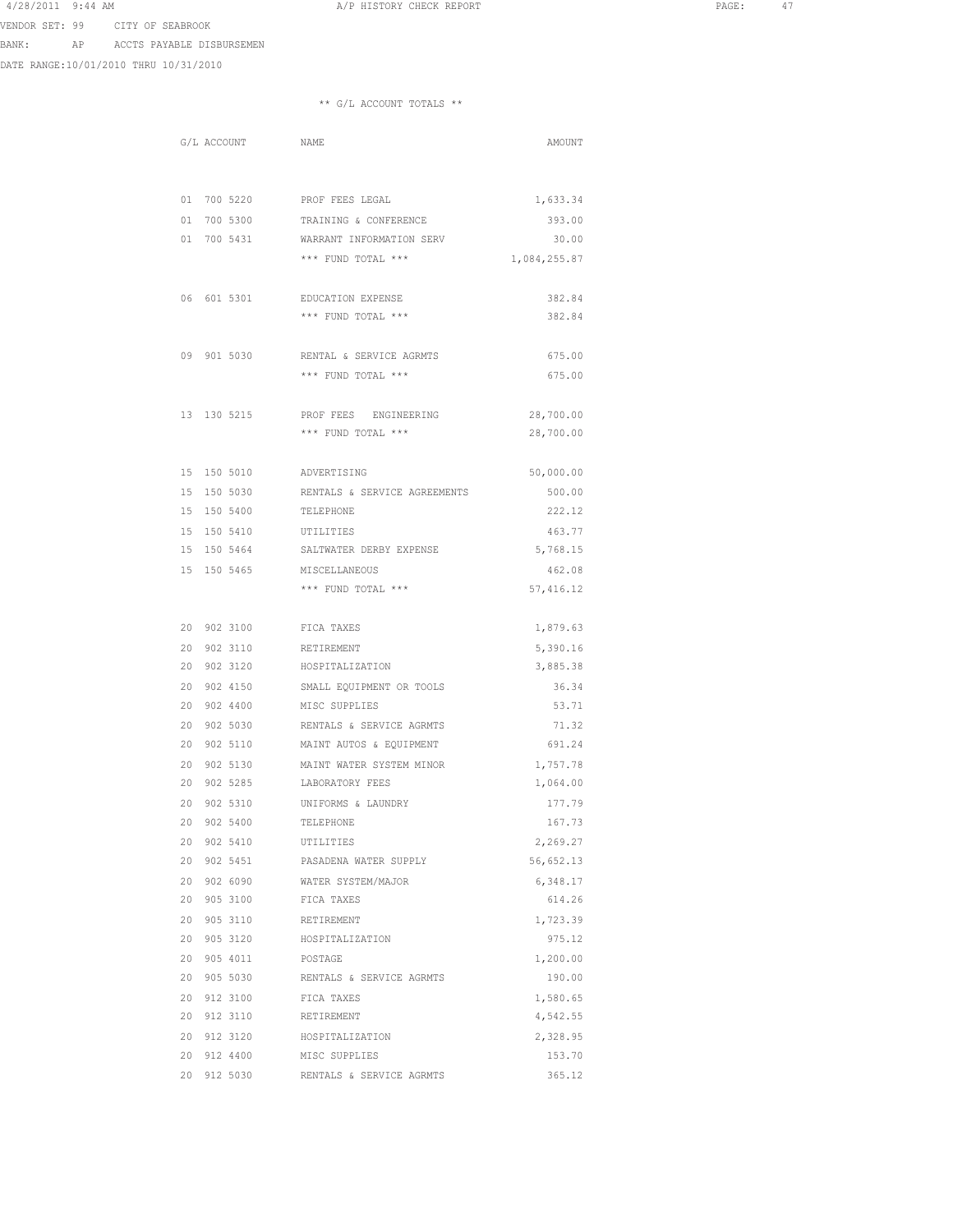VENDOR SET: 99 CITY OF SEABROOK
BANK: AP ACCTS PAYABLE DISBURSEMEN
DATE RANGE:10/01/2010 THRU 10/31/2010

** G/L ACCOUNT TOTALS **

| G/L ACCOUNT | NAME | AMOUNT |
|---|---|---|
| 01 700 5220 | PROF FEES LEGAL | 1,633.34 |
| 01 700 5300 | TRAINING & CONFERENCE | 393.00 |
| 01 700 5431 | WARRANT INFORMATION SERV | 30.00 |
| | *** FUND TOTAL *** | 1,084,255.87 |
| 06 601 5301 | EDUCATION EXPENSE | 382.84 |
| | *** FUND TOTAL *** | 382.84 |
| 09 901 5030 | RENTAL & SERVICE AGRMTS | 675.00 |
| | *** FUND TOTAL *** | 675.00 |
| 13 130 5215 | PROF FEES ENGINEERING | 28,700.00 |
| | *** FUND TOTAL *** | 28,700.00 |
| 15 150 5010 | ADVERTISING | 50,000.00 |
| 15 150 5030 | RENTALS & SERVICE AGREEMENTS | 500.00 |
| 15 150 5400 | TELEPHONE | 222.12 |
| 15 150 5410 | UTILITIES | 463.77 |
| 15 150 5464 | SALTWATER DERBY EXPENSE | 5,768.15 |
| 15 150 5465 | MISCELLANEOUS | 462.08 |
| | *** FUND TOTAL *** | 57,416.12 |
| 20 902 3100 | FICA TAXES | 1,879.63 |
| 20 902 3110 | RETIREMENT | 5,390.16 |
| 20 902 3120 | HOSPITALIZATION | 3,885.38 |
| 20 902 4150 | SMALL EQUIPMENT OR TOOLS | 36.34 |
| 20 902 4400 | MISC SUPPLIES | 53.71 |
| 20 902 5030 | RENTALS & SERVICE AGRMTS | 71.32 |
| 20 902 5110 | MAINT AUTOS & EQUIPMENT | 691.24 |
| 20 902 5130 | MAINT WATER SYSTEM MINOR | 1,757.78 |
| 20 902 5285 | LABORATORY FEES | 1,064.00 |
| 20 902 5310 | UNIFORMS & LAUNDRY | 177.79 |
| 20 902 5400 | TELEPHONE | 167.73 |
| 20 902 5410 | UTILITIES | 2,269.27 |
| 20 902 5451 | PASADENA WATER SUPPLY | 56,652.13 |
| 20 902 6090 | WATER SYSTEM/MAJOR | 6,348.17 |
| 20 905 3100 | FICA TAXES | 614.26 |
| 20 905 3110 | RETIREMENT | 1,723.39 |
| 20 905 3120 | HOSPITALIZATION | 975.12 |
| 20 905 4011 | POSTAGE | 1,200.00 |
| 20 905 5030 | RENTALS & SERVICE AGRMTS | 190.00 |
| 20 912 3100 | FICA TAXES | 1,580.65 |
| 20 912 3110 | RETIREMENT | 4,542.55 |
| 20 912 3120 | HOSPITALIZATION | 2,328.95 |
| 20 912 4400 | MISC SUPPLIES | 153.70 |
| 20 912 5030 | RENTALS & SERVICE AGRMTS | 365.12 |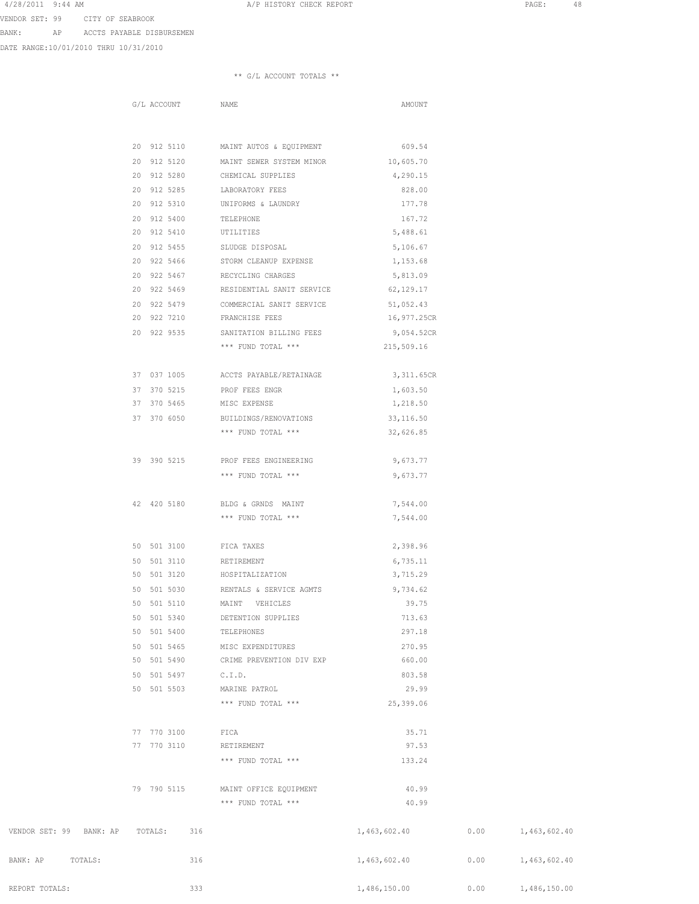VENDOR SET: 99 CITY OF SEABROOK
BANK: AP ACCTS PAYABLE DISBURSEMEN
DATE RANGE:10/01/2010 THRU 10/31/2010

** G/L ACCOUNT TOTALS **

| G/L ACCOUNT | NAME | AMOUNT |
|---|---|---|
| 20 912 5110 | MAINT AUTOS & EQUIPMENT | 609.54 |
| 20 912 5120 | MAINT SEWER SYSTEM MINOR | 10,605.70 |
| 20 912 5280 | CHEMICAL SUPPLIES | 4,290.15 |
| 20 912 5285 | LABORATORY FEES | 828.00 |
| 20 912 5310 | UNIFORMS & LAUNDRY | 177.78 |
| 20 912 5400 | TELEPHONE | 167.72 |
| 20 912 5410 | UTILITIES | 5,488.61 |
| 20 912 5455 | SLUDGE DISPOSAL | 5,106.67 |
| 20 922 5466 | STORM CLEANUP EXPENSE | 1,153.68 |
| 20 922 5467 | RECYCLING CHARGES | 5,813.09 |
| 20 922 5469 | RESIDENTIAL SANIT SERVICE | 62,129.17 |
| 20 922 5479 | COMMERCIAL SANIT SERVICE | 51,052.43 |
| 20 922 7210 | FRANCHISE FEES | 16,977.25CR |
| 20 922 9535 | SANITATION BILLING FEES | 9,054.52CR |
| | *** FUND TOTAL *** | 215,509.16 |
| 37 037 1005 | ACCTS PAYABLE/RETAINAGE | 3,311.65CR |
| 37 370 5215 | PROF FEES ENGR | 1,603.50 |
| 37 370 5465 | MISC EXPENSE | 1,218.50 |
| 37 370 6050 | BUILDINGS/RENOVATIONS | 33,116.50 |
| | *** FUND TOTAL *** | 32,626.85 |
| 39 390 5215 | PROF FEES ENGINEERING | 9,673.77 |
| | *** FUND TOTAL *** | 9,673.77 |
| 42 420 5180 | BLDG & GRNDS MAINT | 7,544.00 |
| | *** FUND TOTAL *** | 7,544.00 |
| 50 501 3100 | FICA TAXES | 2,398.96 |
| 50 501 3110 | RETIREMENT | 6,735.11 |
| 50 501 3120 | HOSPITALIZATION | 3,715.29 |
| 50 501 5030 | RENTALS & SERVICE AGMTS | 9,734.62 |
| 50 501 5110 | MAINT VEHICLES | 39.75 |
| 50 501 5340 | DETENTION SUPPLIES | 713.63 |
| 50 501 5400 | TELEPHONES | 297.18 |
| 50 501 5465 | MISC EXPENDITURES | 270.95 |
| 50 501 5490 | CRIME PREVENTION DIV EXP | 660.00 |
| 50 501 5497 | C.I.D. | 803.58 |
| 50 501 5503 | MARINE PATROL | 29.99 |
| | *** FUND TOTAL *** | 25,399.06 |
| 77 770 3100 | FICA | 35.71 |
| 77 770 3110 | RETIREMENT | 97.53 |
| | *** FUND TOTAL *** | 133.24 |
| 79 790 5115 | MAINT OFFICE EQUIPMENT | 40.99 |
| | *** FUND TOTAL *** | 40.99 |

| | | | | |
|---|---|---|---|---|
| VENDOR SET: 99 BANK: AP TOTALS: | 316 | 1,463,602.40 | 0.00 | 1,463,602.40 |
| BANK: AP TOTALS: | 316 | 1,463,602.40 | 0.00 | 1,463,602.40 |
| REPORT TOTALS: | 333 | 1,486,150.00 | 0.00 | 1,486,150.00 |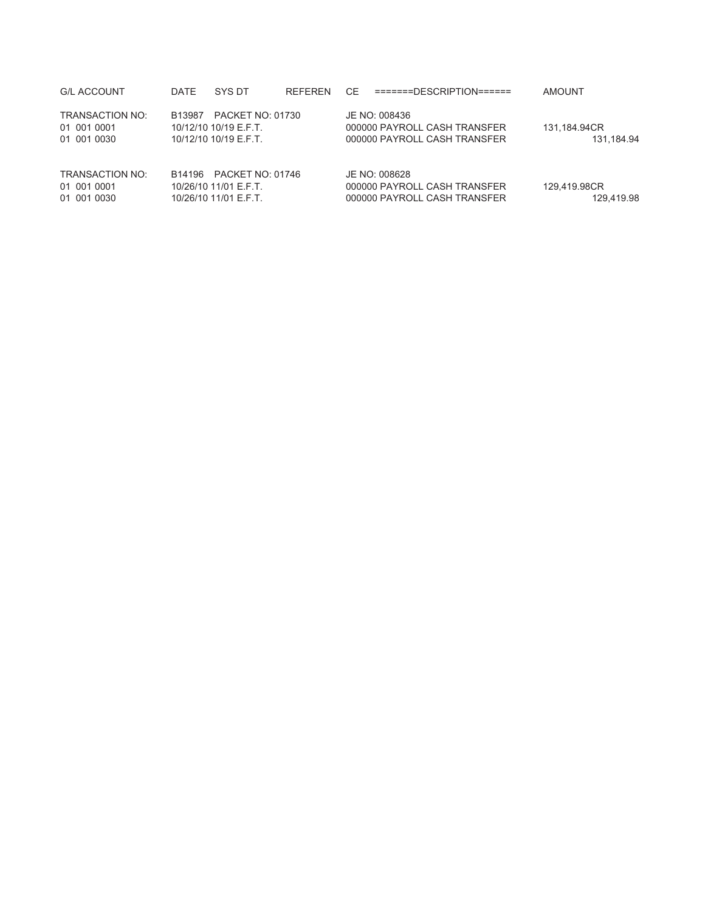| G/L ACCOUNT | DATE | SYS DT | REFEREN | CE | =======DESCRIPTION====== | AMOUNT |
|---|---|---|---|---|---|---|
| TRANSACTION NO: | B13987 | PACKET NO: 01730 | | | JE NO: 008436 | |
| 01 001 0001 | 10/12/10 | 10/19 | E.F.T. | | 000000 PAYROLL CASH TRANSFER | 131,184.94CR |
| 01 001 0030 | 10/12/10 | 10/19 | E.F.T. | | 000000 PAYROLL CASH TRANSFER | 131,184.94 |
| TRANSACTION NO: | B14196 | PACKET NO: 01746 | | | JE NO: 008628 | |
| 01 001 0001 | 10/26/10 | 11/01 | E.F.T. | | 000000 PAYROLL CASH TRANSFER | 129,419.98CR |
| 01 001 0030 | 10/26/10 | 11/01 | E.F.T. | | 000000 PAYROLL CASH TRANSFER | 129,419.98 |